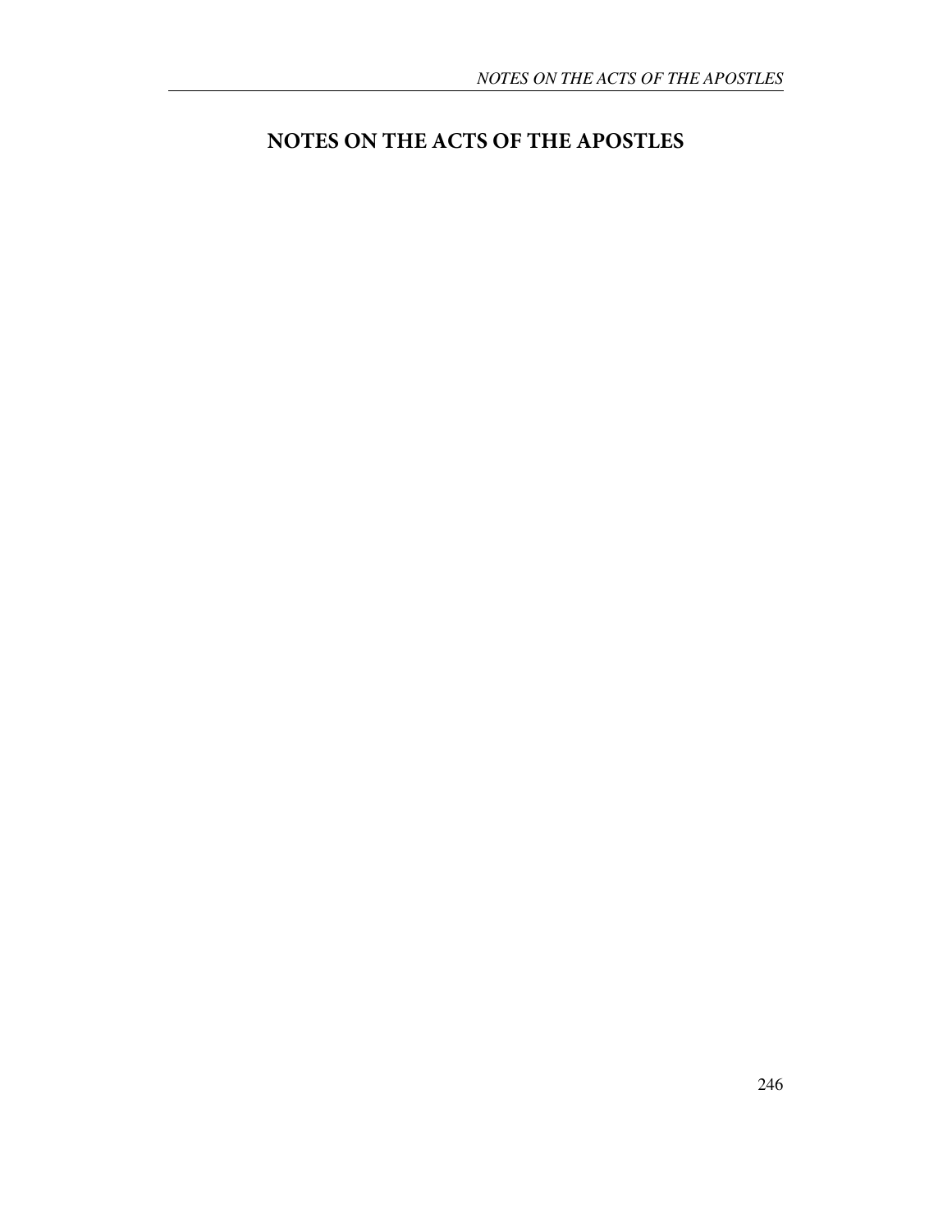# NOTES ON THE ACTS OF THE APOSTLES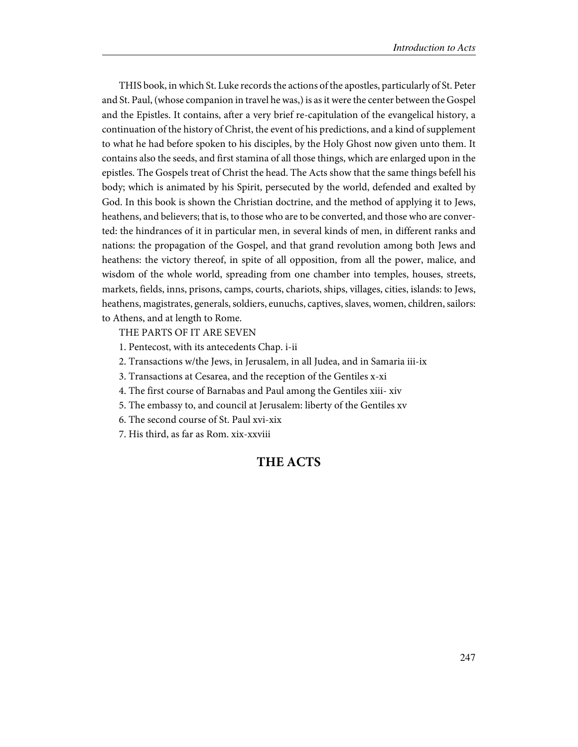THIS book, in which St. Luke records the actions of the apostles, particularly of St. Peter and St. Paul, (whose companion in travel he was,) is as it were the center between the Gospel and the Epistles. It contains, after a very brief re-capitulation of the evangelical history, a continuation of the history of Christ, the event of his predictions, and a kind of supplement to what he had before spoken to his disciples, by the Holy Ghost now given unto them. It contains also the seeds, and first stamina of all those things, which are enlarged upon in the epistles. The Gospels treat of Christ the head. The Acts show that the same things befell his body; which is animated by his Spirit, persecuted by the world, defended and exalted by God. In this book is shown the Christian doctrine, and the method of applying it to Jews, heathens, and believers; that is, to those who are to be converted, and those who are converted: the hindrances of it in particular men, in several kinds of men, in different ranks and nations: the propagation of the Gospel, and that grand revolution among both Jews and heathens: the victory thereof, in spite of all opposition, from all the power, malice, and wisdom of the whole world, spreading from one chamber into temples, houses, streets, markets, fields, inns, prisons, camps, courts, chariots, ships, villages, cities, islands: to Jews, heathens, magistrates, generals, soldiers, eunuchs, captives, slaves, women, children, sailors: to Athens, and at length to Rome.

THE PARTS OF IT ARE SEVEN

1. Pentecost, with its antecedents Chap. i-ii
2. Transactions w/the Jews, in Jerusalem, in all Judea, and in Samaria iii-ix
3. Transactions at Cesarea, and the reception of the Gentiles x-xi
4. The first course of Barnabas and Paul among the Gentiles xiii- xiv
5. The embassy to, and council at Jerusalem: liberty of the Gentiles xv
6. The second course of St. Paul xvi-xix
7. His third, as far as Rom. xix-xxviii

## THE ACTS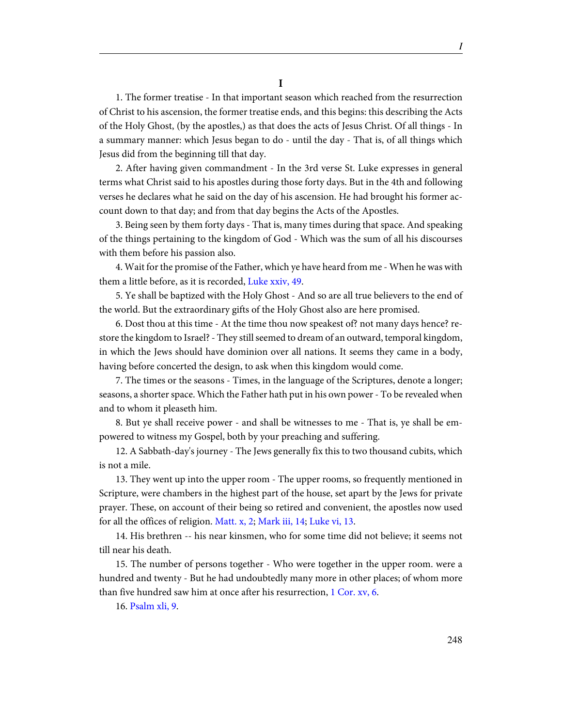# I

1. The former treatise - In that important season which reached from the resurrection of Christ to his ascension, the former treatise ends, and this begins: this describing the Acts of the Holy Ghost, (by the apostles,) as that does the acts of Jesus Christ. Of all things - In a summary manner: which Jesus began to do - until the day - That is, of all things which Jesus did from the beginning till that day.

2. After having given commandment - In the 3rd verse St. Luke expresses in general terms what Christ said to his apostles during those forty days. But in the 4th and following verses he declares what he said on the day of his ascension. He had brought his former account down to that day; and from that day begins the Acts of the Apostles.

3. Being seen by them forty days - That is, many times during that space. And speaking of the things pertaining to the kingdom of God - Which was the sum of all his discourses with them before his passion also.

4. Wait for the promise of the Father, which ye have heard from me - When he was with them a little before, as it is recorded, Luke xxiv, 49.

5. Ye shall be baptized with the Holy Ghost - And so are all true believers to the end of the world. But the extraordinary gifts of the Holy Ghost also are here promised.

6. Dost thou at this time - At the time thou now speakest of? not many days hence? restore the kingdom to Israel? - They still seemed to dream of an outward, temporal kingdom, in which the Jews should have dominion over all nations. It seems they came in a body, having before concerted the design, to ask when this kingdom would come.

7. The times or the seasons - Times, in the language of the Scriptures, denote a longer; seasons, a shorter space. Which the Father hath put in his own power - To be revealed when and to whom it pleaseth him.

8. But ye shall receive power - and shall be witnesses to me - That is, ye shall be empowered to witness my Gospel, both by your preaching and suffering.

12. A Sabbath-day's journey - The Jews generally fix this to two thousand cubits, which is not a mile.

13. They went up into the upper room - The upper rooms, so frequently mentioned in Scripture, were chambers in the highest part of the house, set apart by the Jews for private prayer. These, on account of their being so retired and convenient, the apostles now used for all the offices of religion. Matt. x, 2; Mark iii, 14; Luke vi, 13.

14. His brethren -- his near kinsmen, who for some time did not believe; it seems not till near his death.

15. The number of persons together - Who were together in the upper room. were a hundred and twenty - But he had undoubtedly many more in other places; of whom more than five hundred saw him at once after his resurrection, 1 Cor. xv, 6.

16. Psalm xli, 9.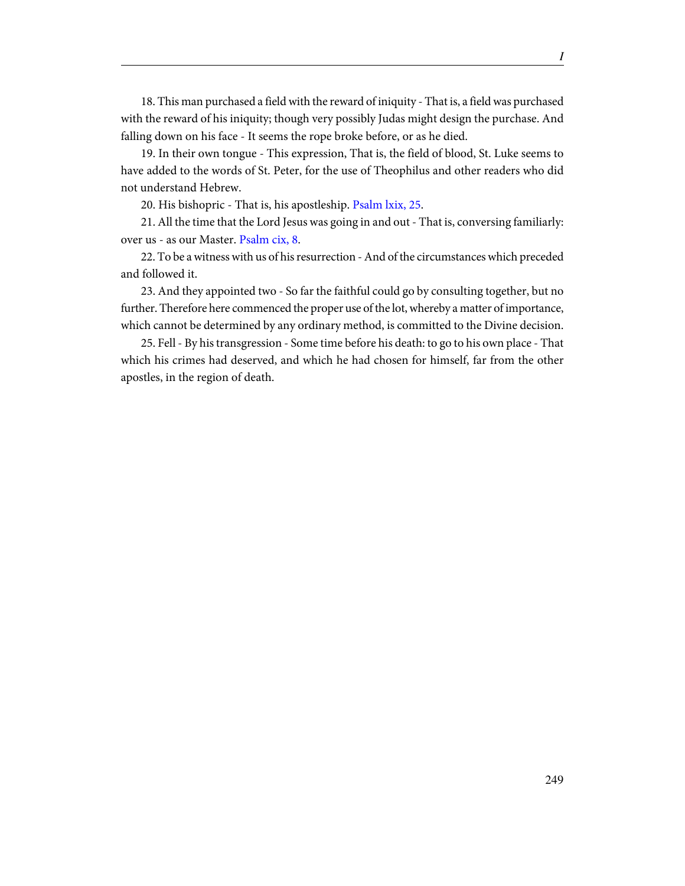18. This man purchased a field with the reward of iniquity - That is, a field was purchased with the reward of his iniquity; though very possibly Judas might design the purchase. And falling down on his face - It seems the rope broke before, or as he died.

19. In their own tongue - This expression, That is, the field of blood, St. Luke seems to have added to the words of St. Peter, for the use of Theophilus and other readers who did not understand Hebrew.

20. His bishopric - That is, his apostleship. Psalm lxix, 25.

21. All the time that the Lord Jesus was going in and out - That is, conversing familiarly: over us - as our Master. Psalm cix, 8.

22. To be a witness with us of his resurrection - And of the circumstances which preceded and followed it.

23. And they appointed two - So far the faithful could go by consulting together, but no further. Therefore here commenced the proper use of the lot, whereby a matter of importance, which cannot be determined by any ordinary method, is committed to the Divine decision.

25. Fell - By his transgression - Some time before his death: to go to his own place - That which his crimes had deserved, and which he had chosen for himself, far from the other apostles, in the region of death.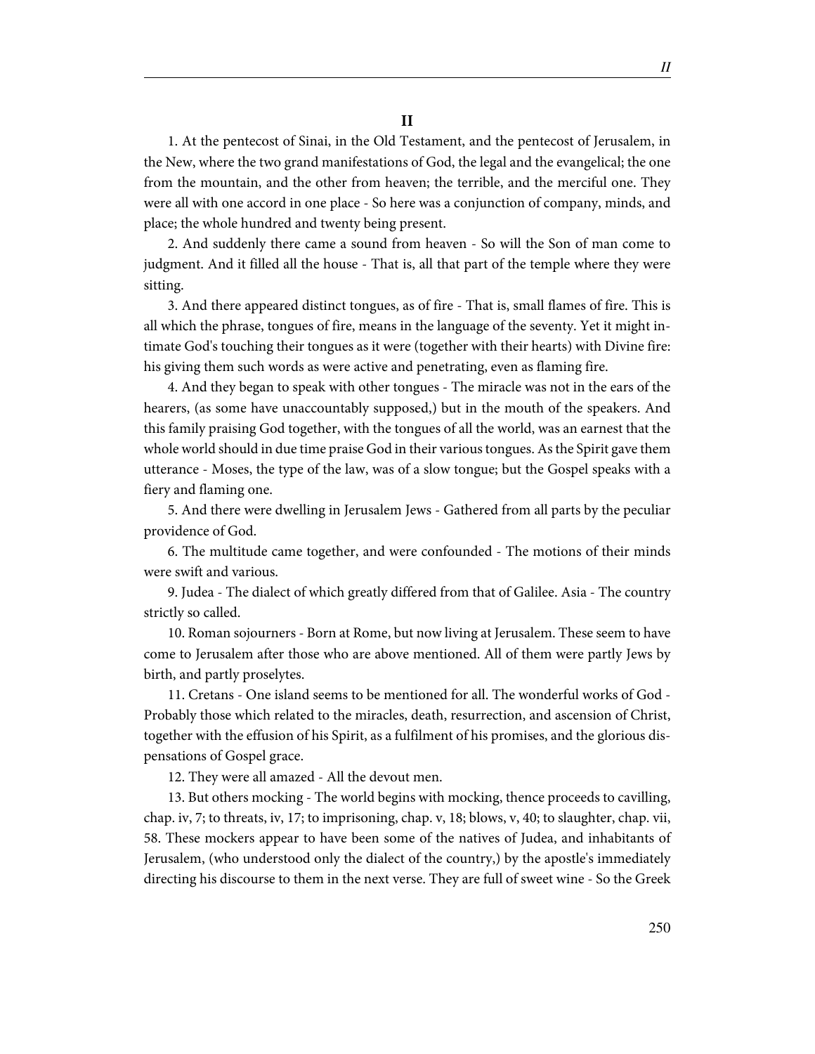## II

1. At the pentecost of Sinai, in the Old Testament, and the pentecost of Jerusalem, in the New, where the two grand manifestations of God, the legal and the evangelical; the one from the mountain, and the other from heaven; the terrible, and the merciful one. They were all with one accord in one place - So here was a conjunction of company, minds, and place; the whole hundred and twenty being present.

2. And suddenly there came a sound from heaven - So will the Son of man come to judgment. And it filled all the house - That is, all that part of the temple where they were sitting.

3. And there appeared distinct tongues, as of fire - That is, small flames of fire. This is all which the phrase, tongues of fire, means in the language of the seventy. Yet it might intimate God's touching their tongues as it were (together with their hearts) with Divine fire: his giving them such words as were active and penetrating, even as flaming fire.

4. And they began to speak with other tongues - The miracle was not in the ears of the hearers, (as some have unaccountably supposed,) but in the mouth of the speakers. And this family praising God together, with the tongues of all the world, was an earnest that the whole world should in due time praise God in their various tongues. As the Spirit gave them utterance - Moses, the type of the law, was of a slow tongue; but the Gospel speaks with a fiery and flaming one.

5. And there were dwelling in Jerusalem Jews - Gathered from all parts by the peculiar providence of God.

6. The multitude came together, and were confounded - The motions of their minds were swift and various.

9. Judea - The dialect of which greatly differed from that of Galilee. Asia - The country strictly so called.

10. Roman sojourners - Born at Rome, but now living at Jerusalem. These seem to have come to Jerusalem after those who are above mentioned. All of them were partly Jews by birth, and partly proselytes.

11. Cretans - One island seems to be mentioned for all. The wonderful works of God - Probably those which related to the miracles, death, resurrection, and ascension of Christ, together with the effusion of his Spirit, as a fulfilment of his promises, and the glorious dispensations of Gospel grace.

12. They were all amazed - All the devout men.

13. But others mocking - The world begins with mocking, thence proceeds to cavilling, chap. iv, 7; to threats, iv, 17; to imprisoning, chap. v, 18; blows, v, 40; to slaughter, chap. vii, 58. These mockers appear to have been some of the natives of Judea, and inhabitants of Jerusalem, (who understood only the dialect of the country,) by the apostle's immediately directing his discourse to them in the next verse. They are full of sweet wine - So the Greek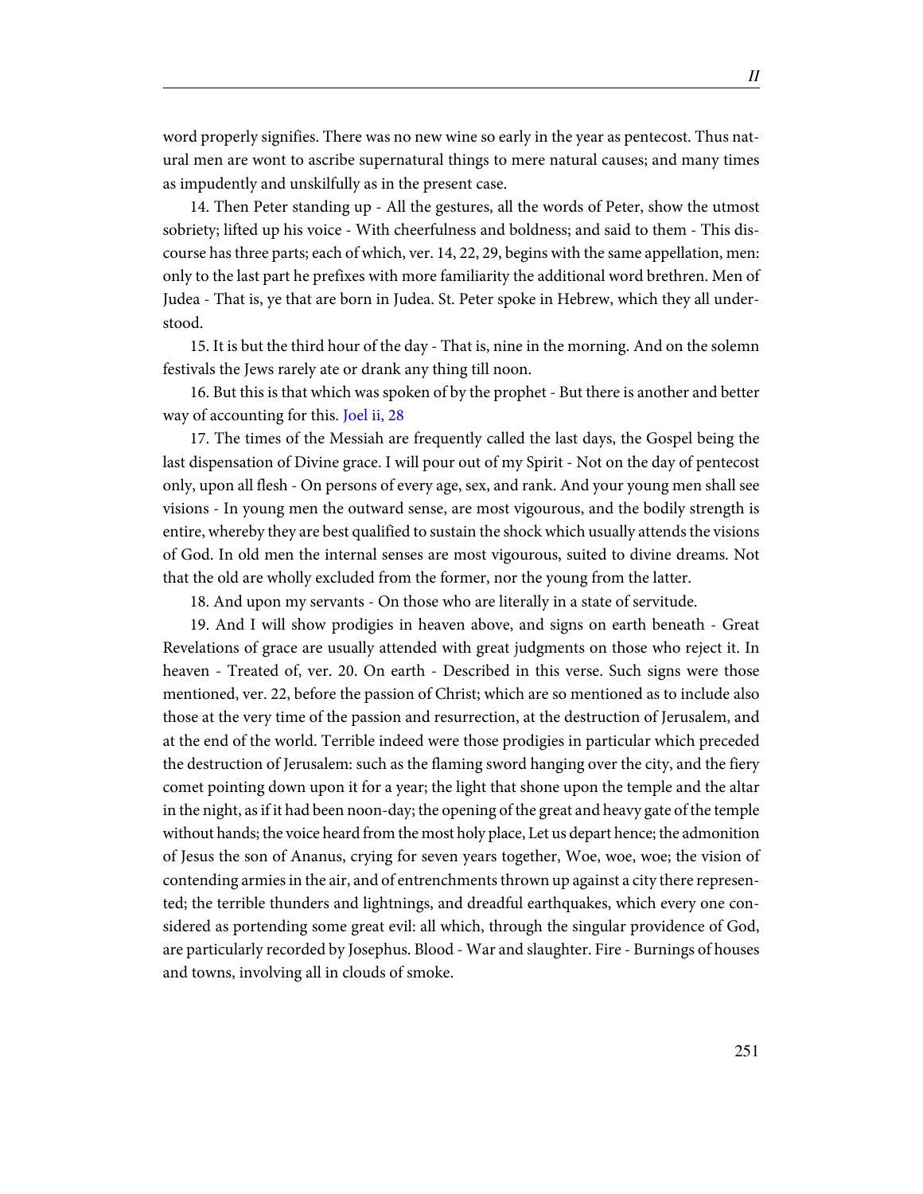word properly signifies. There was no new wine so early in the year as pentecost. Thus natural men are wont to ascribe supernatural things to mere natural causes; and many times as impudently and unskilfully as in the present case.

14. Then Peter standing up - All the gestures, all the words of Peter, show the utmost sobriety; lifted up his voice - With cheerfulness and boldness; and said to them - This discourse has three parts; each of which, ver. 14, 22, 29, begins with the same appellation, men: only to the last part he prefixes with more familiarity the additional word brethren. Men of Judea - That is, ye that are born in Judea. St. Peter spoke in Hebrew, which they all understood.

15. It is but the third hour of the day - That is, nine in the morning. And on the solemn festivals the Jews rarely ate or drank any thing till noon.

16. But this is that which was spoken of by the prophet - But there is another and better way of accounting for this. Joel ii, 28

17. The times of the Messiah are frequently called the last days, the Gospel being the last dispensation of Divine grace. I will pour out of my Spirit - Not on the day of pentecost only, upon all flesh - On persons of every age, sex, and rank. And your young men shall see visions - In young men the outward sense, are most vigourous, and the bodily strength is entire, whereby they are best qualified to sustain the shock which usually attends the visions of God. In old men the internal senses are most vigourous, suited to divine dreams. Not that the old are wholly excluded from the former, nor the young from the latter.

18. And upon my servants - On those who are literally in a state of servitude.

19. And I will show prodigies in heaven above, and signs on earth beneath - Great Revelations of grace are usually attended with great judgments on those who reject it. In heaven - Treated of, ver. 20. On earth - Described in this verse. Such signs were those mentioned, ver. 22, before the passion of Christ; which are so mentioned as to include also those at the very time of the passion and resurrection, at the destruction of Jerusalem, and at the end of the world. Terrible indeed were those prodigies in particular which preceded the destruction of Jerusalem: such as the flaming sword hanging over the city, and the fiery comet pointing down upon it for a year; the light that shone upon the temple and the altar in the night, as if it had been noon-day; the opening of the great and heavy gate of the temple without hands; the voice heard from the most holy place, Let us depart hence; the admonition of Jesus the son of Ananus, crying for seven years together, Woe, woe, woe; the vision of contending armies in the air, and of entrenchments thrown up against a city there represented; the terrible thunders and lightnings, and dreadful earthquakes, which every one considered as portending some great evil: all which, through the singular providence of God, are particularly recorded by Josephus. Blood - War and slaughter. Fire - Burnings of houses and towns, involving all in clouds of smoke.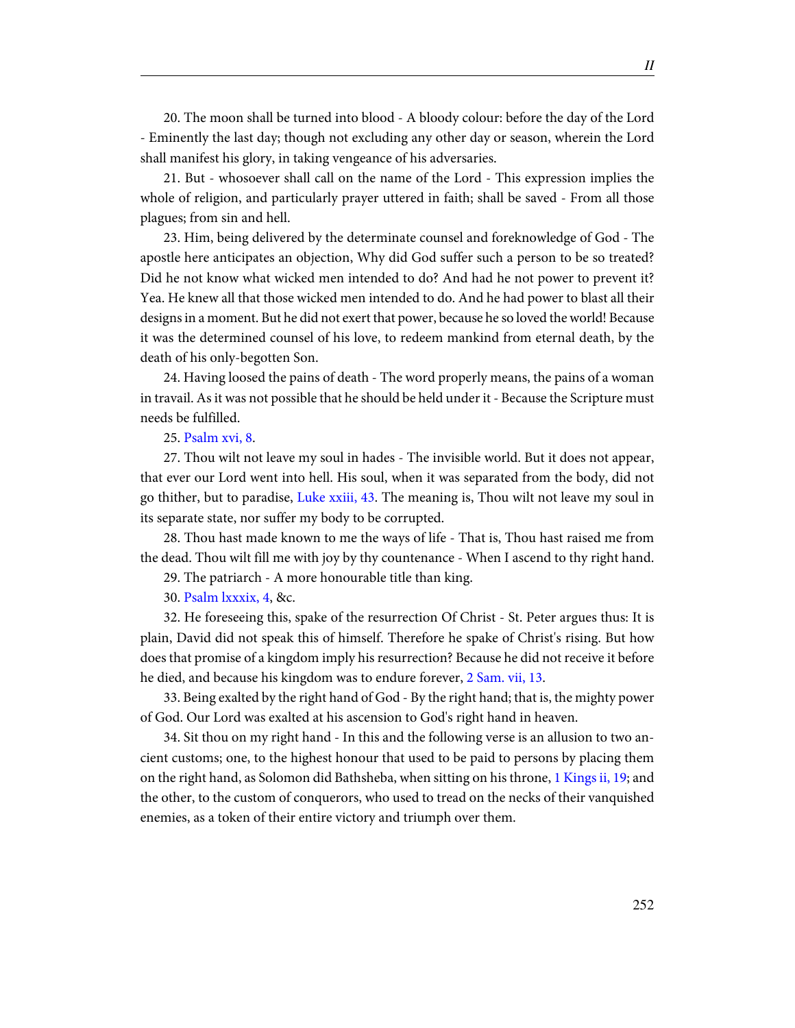20. The moon shall be turned into blood - A bloody colour: before the day of the Lord - Eminently the last day; though not excluding any other day or season, wherein the Lord shall manifest his glory, in taking vengeance of his adversaries.

21. But - whosoever shall call on the name of the Lord - This expression implies the whole of religion, and particularly prayer uttered in faith; shall be saved - From all those plagues; from sin and hell.

23. Him, being delivered by the determinate counsel and foreknowledge of God - The apostle here anticipates an objection, Why did God suffer such a person to be so treated? Did he not know what wicked men intended to do? And had he not power to prevent it? Yea. He knew all that those wicked men intended to do. And he had power to blast all their designs in a moment. But he did not exert that power, because he so loved the world! Because it was the determined counsel of his love, to redeem mankind from eternal death, by the death of his only-begotten Son.

24. Having loosed the pains of death - The word properly means, the pains of a woman in travail. As it was not possible that he should be held under it - Because the Scripture must needs be fulfilled.

25. Psalm xvi, 8.

27. Thou wilt not leave my soul in hades - The invisible world. But it does not appear, that ever our Lord went into hell. His soul, when it was separated from the body, did not go thither, but to paradise, Luke xxiii, 43. The meaning is, Thou wilt not leave my soul in its separate state, nor suffer my body to be corrupted.

28. Thou hast made known to me the ways of life - That is, Thou hast raised me from the dead. Thou wilt fill me with joy by thy countenance - When I ascend to thy right hand.

29. The patriarch - A more honourable title than king.

30. Psalm lxxxix, 4, &c.

32. He foreseeing this, spake of the resurrection Of Christ - St. Peter argues thus: It is plain, David did not speak this of himself. Therefore he spake of Christ's rising. But how does that promise of a kingdom imply his resurrection? Because he did not receive it before he died, and because his kingdom was to endure forever, 2 Sam. vii, 13.

33. Being exalted by the right hand of God - By the right hand; that is, the mighty power of God. Our Lord was exalted at his ascension to God's right hand in heaven.

34. Sit thou on my right hand - In this and the following verse is an allusion to two ancient customs; one, to the highest honour that used to be paid to persons by placing them on the right hand, as Solomon did Bathsheba, when sitting on his throne, 1 Kings ii, 19; and the other, to the custom of conquerors, who used to tread on the necks of their vanquished enemies, as a token of their entire victory and triumph over them.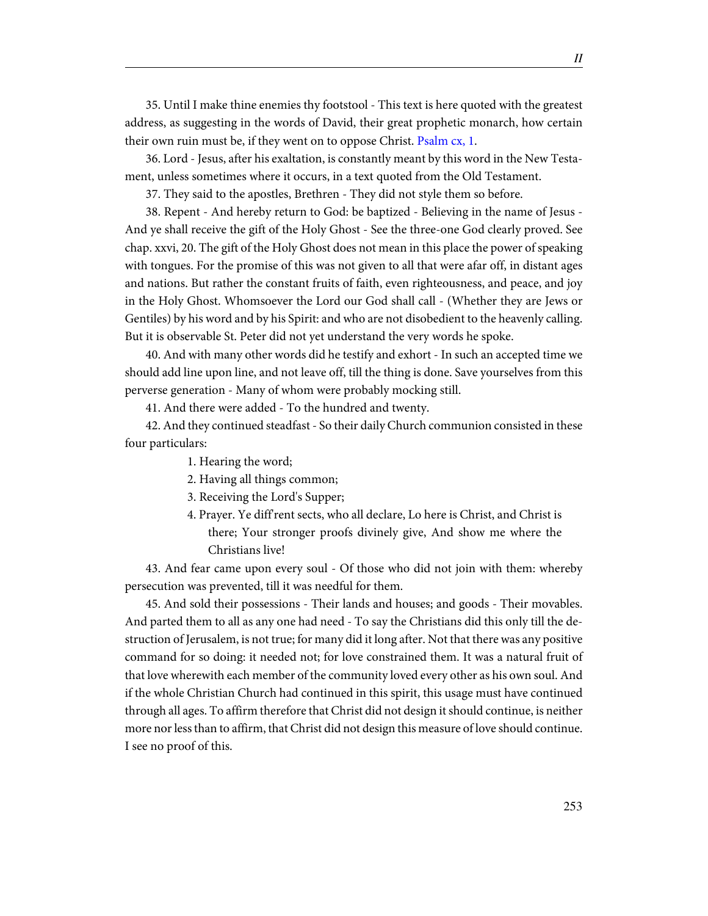35. Until I make thine enemies thy footstool - This text is here quoted with the greatest address, as suggesting in the words of David, their great prophetic monarch, how certain their own ruin must be, if they went on to oppose Christ. Psalm cx, 1.

36. Lord - Jesus, after his exaltation, is constantly meant by this word in the New Testament, unless sometimes where it occurs, in a text quoted from the Old Testament.

37. They said to the apostles, Brethren - They did not style them so before.

38. Repent - And hereby return to God: be baptized - Believing in the name of Jesus - And ye shall receive the gift of the Holy Ghost - See the three-one God clearly proved. See chap. xxvi, 20. The gift of the Holy Ghost does not mean in this place the power of speaking with tongues. For the promise of this was not given to all that were afar off, in distant ages and nations. But rather the constant fruits of faith, even righteousness, and peace, and joy in the Holy Ghost. Whomsoever the Lord our God shall call - (Whether they are Jews or Gentiles) by his word and by his Spirit: and who are not disobedient to the heavenly calling. But it is observable St. Peter did not yet understand the very words he spoke.

40. And with many other words did he testify and exhort - In such an accepted time we should add line upon line, and not leave off, till the thing is done. Save yourselves from this perverse generation - Many of whom were probably mocking still.

41. And there were added - To the hundred and twenty.

42. And they continued steadfast - So their daily Church communion consisted in these four particulars:

1. Hearing the word;
2. Having all things common;
3. Receiving the Lord's Supper;
4. Prayer. Ye diff'rent sects, who all declare, Lo here is Christ, and Christ is there; Your stronger proofs divinely give, And show me where the Christians live!

43. And fear came upon every soul - Of those who did not join with them: whereby persecution was prevented, till it was needful for them.

45. And sold their possessions - Their lands and houses; and goods - Their movables. And parted them to all as any one had need - To say the Christians did this only till the destruction of Jerusalem, is not true; for many did it long after. Not that there was any positive command for so doing: it needed not; for love constrained them. It was a natural fruit of that love wherewith each member of the community loved every other as his own soul. And if the whole Christian Church had continued in this spirit, this usage must have continued through all ages. To affirm therefore that Christ did not design it should continue, is neither more nor less than to affirm, that Christ did not design this measure of love should continue. I see no proof of this.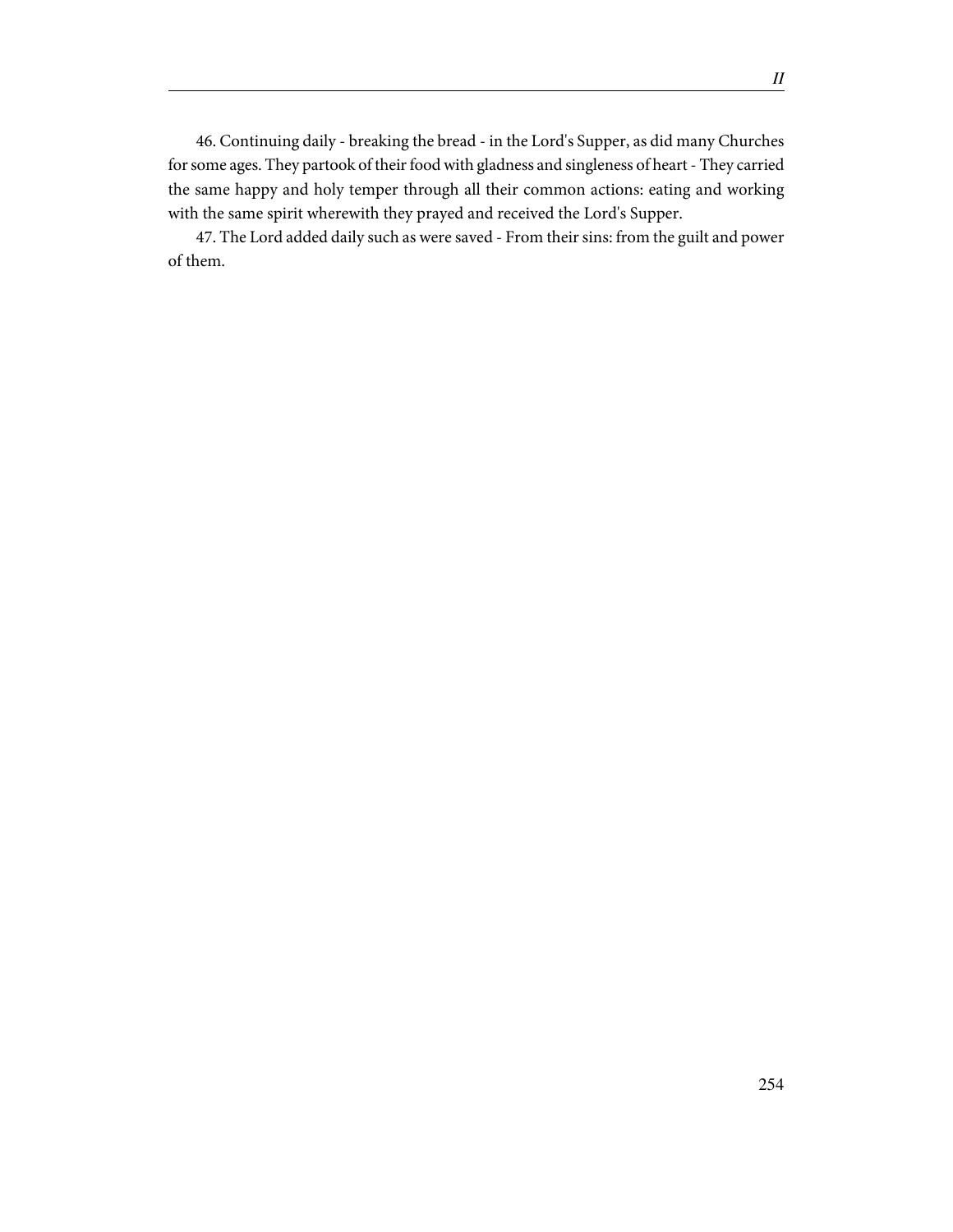46. Continuing daily - breaking the bread - in the Lord's Supper, as did many Churches for some ages. They partook of their food with gladness and singleness of heart - They carried the same happy and holy temper through all their common actions: eating and working with the same spirit wherewith they prayed and received the Lord's Supper.

47. The Lord added daily such as were saved - From their sins: from the guilt and power of them.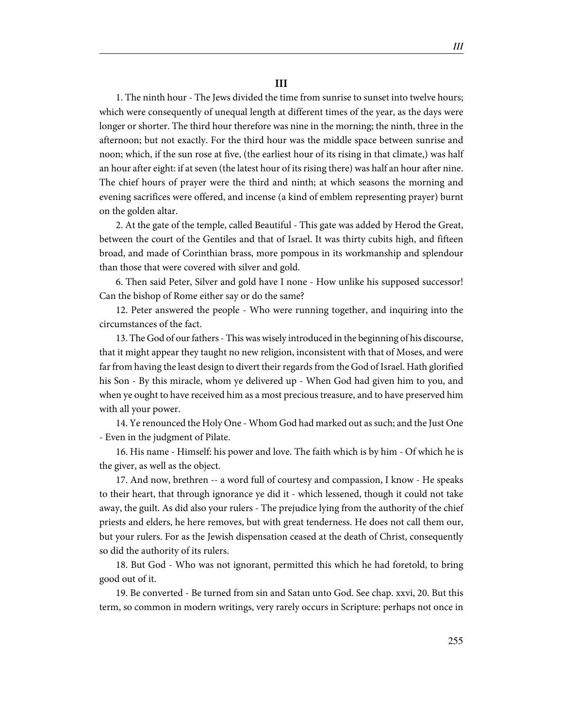## III

1. The ninth hour - The Jews divided the time from sunrise to sunset into twelve hours; which were consequently of unequal length at different times of the year, as the days were longer or shorter. The third hour therefore was nine in the morning; the ninth, three in the afternoon; but not exactly. For the third hour was the middle space between sunrise and noon; which, if the sun rose at five, (the earliest hour of its rising in that climate,) was half an hour after eight: if at seven (the latest hour of its rising there) was half an hour after nine. The chief hours of prayer were the third and ninth; at which seasons the morning and evening sacrifices were offered, and incense (a kind of emblem representing prayer) burnt on the golden altar.

2. At the gate of the temple, called Beautiful - This gate was added by Herod the Great, between the court of the Gentiles and that of Israel. It was thirty cubits high, and fifteen broad, and made of Corinthian brass, more pompous in its workmanship and splendour than those that were covered with silver and gold.

6. Then said Peter, Silver and gold have I none - How unlike his supposed successor! Can the bishop of Rome either say or do the same?

12. Peter answered the people - Who were running together, and inquiring into the circumstances of the fact.

13. The God of our fathers - This was wisely introduced in the beginning of his discourse, that it might appear they taught no new religion, inconsistent with that of Moses, and were far from having the least design to divert their regards from the God of Israel. Hath glorified his Son - By this miracle, whom ye delivered up - When God had given him to you, and when ye ought to have received him as a most precious treasure, and to have preserved him with all your power.

14. Ye renounced the Holy One - Whom God had marked out as such; and the Just One - Even in the judgment of Pilate.

16. His name - Himself: his power and love. The faith which is by him - Of which he is the giver, as well as the object.

17. And now, brethren -- a word full of courtesy and compassion, I know - He speaks to their heart, that through ignorance ye did it - which lessened, though it could not take away, the guilt. As did also your rulers - The prejudice lying from the authority of the chief priests and elders, he here removes, but with great tenderness. He does not call them our, but your rulers. For as the Jewish dispensation ceased at the death of Christ, consequently so did the authority of its rulers.

18. But God - Who was not ignorant, permitted this which he had foretold, to bring good out of it.

19. Be converted - Be turned from sin and Satan unto God. See chap. xxvi, 20. But this term, so common in modern writings, very rarely occurs in Scripture: perhaps not once in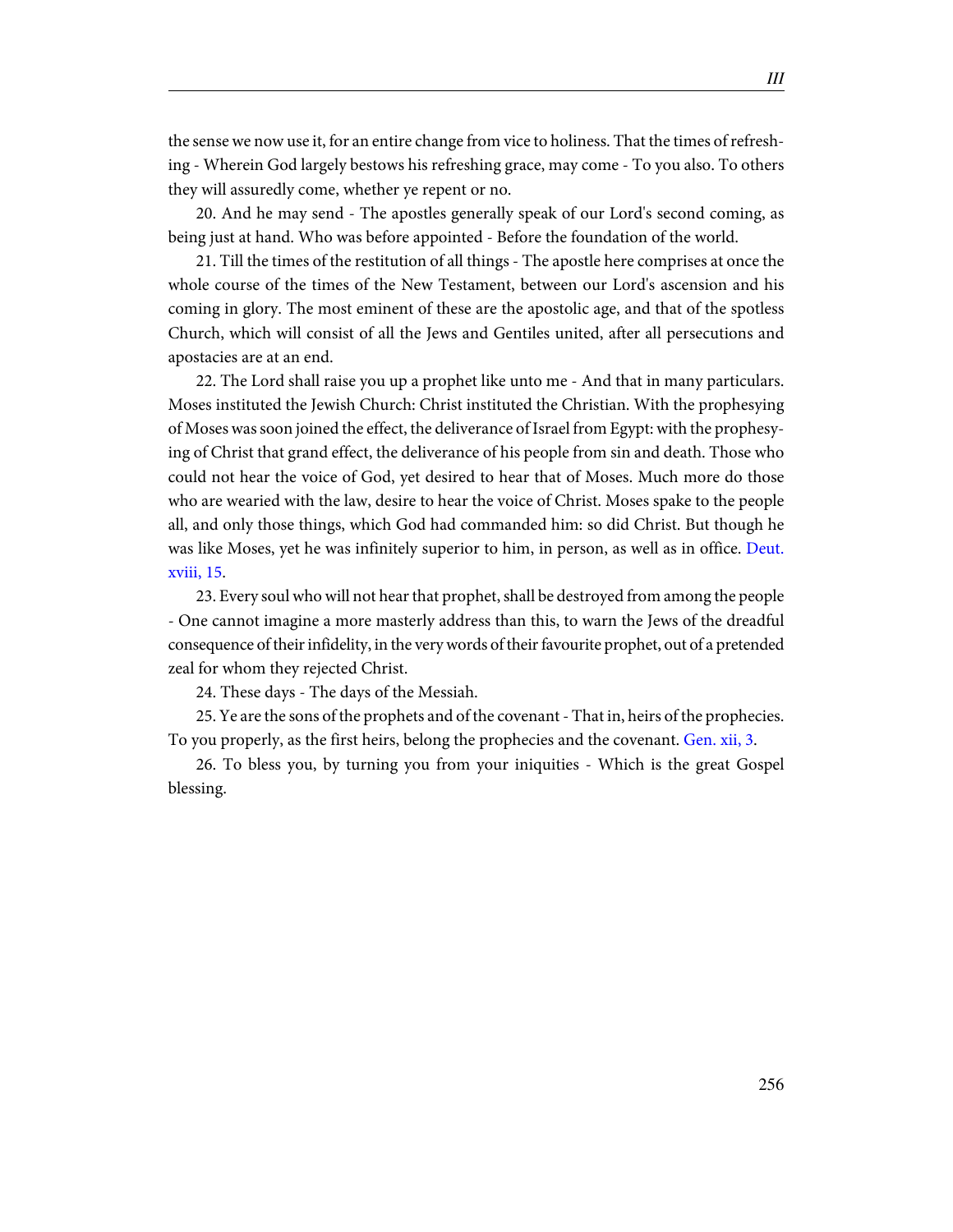the sense we now use it, for an entire change from vice to holiness. That the times of refreshing - Wherein God largely bestows his refreshing grace, may come - To you also. To others they will assuredly come, whether ye repent or no.

20. And he may send - The apostles generally speak of our Lord's second coming, as being just at hand. Who was before appointed - Before the foundation of the world.

21. Till the times of the restitution of all things - The apostle here comprises at once the whole course of the times of the New Testament, between our Lord's ascension and his coming in glory. The most eminent of these are the apostolic age, and that of the spotless Church, which will consist of all the Jews and Gentiles united, after all persecutions and apostacies are at an end.

22. The Lord shall raise you up a prophet like unto me - And that in many particulars. Moses instituted the Jewish Church: Christ instituted the Christian. With the prophesying of Moses was soon joined the effect, the deliverance of Israel from Egypt: with the prophesying of Christ that grand effect, the deliverance of his people from sin and death. Those who could not hear the voice of God, yet desired to hear that of Moses. Much more do those who are wearied with the law, desire to hear the voice of Christ. Moses spake to the people all, and only those things, which God had commanded him: so did Christ. But though he was like Moses, yet he was infinitely superior to him, in person, as well as in office. Deut. xviii, 15.

23. Every soul who will not hear that prophet, shall be destroyed from among the people - One cannot imagine a more masterly address than this, to warn the Jews of the dreadful consequence of their infidelity, in the very words of their favourite prophet, out of a pretended zeal for whom they rejected Christ.

24. These days - The days of the Messiah.

25. Ye are the sons of the prophets and of the covenant - That in, heirs of the prophecies. To you properly, as the first heirs, belong the prophecies and the covenant. Gen. xii, 3.

26. To bless you, by turning you from your iniquities - Which is the great Gospel blessing.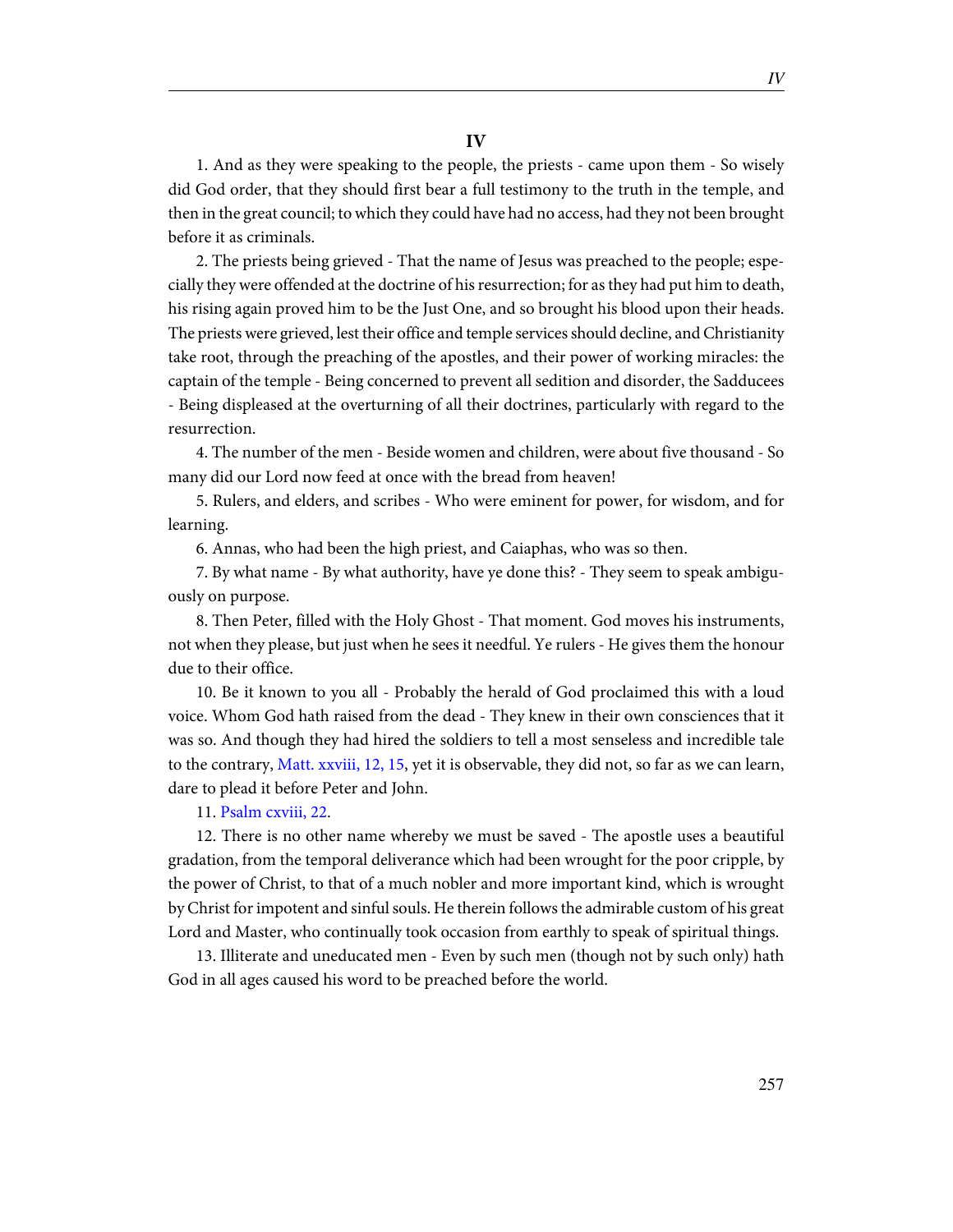## IV

1. And as they were speaking to the people, the priests - came upon them - So wisely did God order, that they should first bear a full testimony to the truth in the temple, and then in the great council; to which they could have had no access, had they not been brought before it as criminals.

2. The priests being grieved - That the name of Jesus was preached to the people; especially they were offended at the doctrine of his resurrection; for as they had put him to death, his rising again proved him to be the Just One, and so brought his blood upon their heads. The priests were grieved, lest their office and temple services should decline, and Christianity take root, through the preaching of the apostles, and their power of working miracles: the captain of the temple - Being concerned to prevent all sedition and disorder, the Sadducees - Being displeased at the overturning of all their doctrines, particularly with regard to the resurrection.

4. The number of the men - Beside women and children, were about five thousand - So many did our Lord now feed at once with the bread from heaven!

5. Rulers, and elders, and scribes - Who were eminent for power, for wisdom, and for learning.

6. Annas, who had been the high priest, and Caiaphas, who was so then.

7. By what name - By what authority, have ye done this? - They seem to speak ambiguously on purpose.

8. Then Peter, filled with the Holy Ghost - That moment. God moves his instruments, not when they please, but just when he sees it needful. Ye rulers - He gives them the honour due to their office.

10. Be it known to you all - Probably the herald of God proclaimed this with a loud voice. Whom God hath raised from the dead - They knew in their own consciences that it was so. And though they had hired the soldiers to tell a most senseless and incredible tale to the contrary, Matt. xxviii, 12, 15, yet it is observable, they did not, so far as we can learn, dare to plead it before Peter and John.

11. Psalm cxviii, 22.

12. There is no other name whereby we must be saved - The apostle uses a beautiful gradation, from the temporal deliverance which had been wrought for the poor cripple, by the power of Christ, to that of a much nobler and more important kind, which is wrought by Christ for impotent and sinful souls. He therein follows the admirable custom of his great Lord and Master, who continually took occasion from earthly to speak of spiritual things.

13. Illiterate and uneducated men - Even by such men (though not by such only) hath God in all ages caused his word to be preached before the world.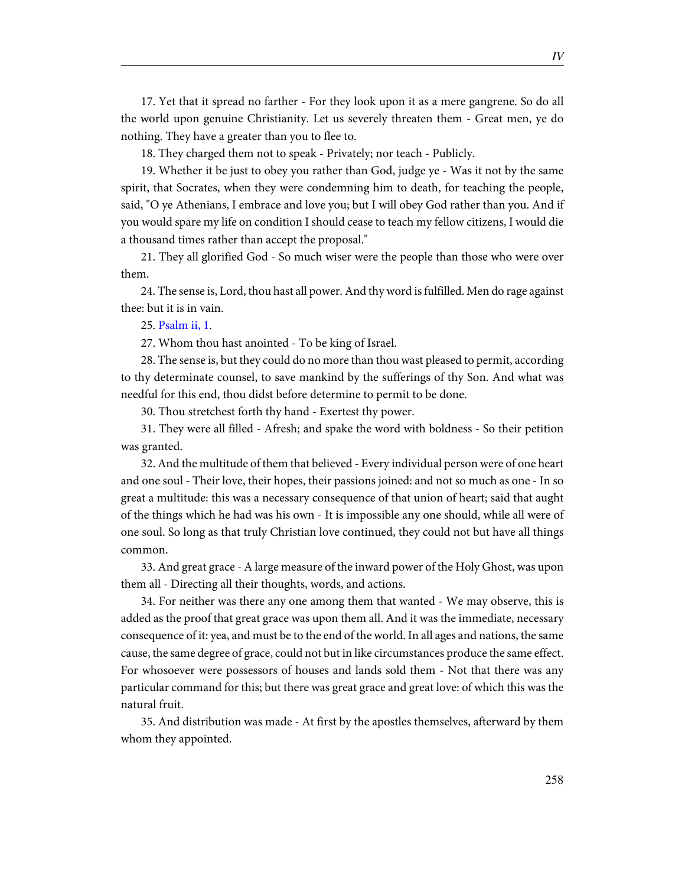17. Yet that it spread no farther - For they look upon it as a mere gangrene. So do all the world upon genuine Christianity. Let us severely threaten them - Great men, ye do nothing. They have a greater than you to flee to.

18. They charged them not to speak - Privately; nor teach - Publicly.

19. Whether it be just to obey you rather than God, judge ye - Was it not by the same spirit, that Socrates, when they were condemning him to death, for teaching the people, said, "O ye Athenians, I embrace and love you; but I will obey God rather than you. And if you would spare my life on condition I should cease to teach my fellow citizens, I would die a thousand times rather than accept the proposal."

21. They all glorified God - So much wiser were the people than those who were over them.

24. The sense is, Lord, thou hast all power. And thy word is fulfilled. Men do rage against thee: but it is in vain.

25. Psalm ii, 1.

27. Whom thou hast anointed - To be king of Israel.

28. The sense is, but they could do no more than thou wast pleased to permit, according to thy determinate counsel, to save mankind by the sufferings of thy Son. And what was needful for this end, thou didst before determine to permit to be done.

30. Thou stretchest forth thy hand - Exertest thy power.

31. They were all filled - Afresh; and spake the word with boldness - So their petition was granted.

32. And the multitude of them that believed - Every individual person were of one heart and one soul - Their love, their hopes, their passions joined: and not so much as one - In so great a multitude: this was a necessary consequence of that union of heart; said that aught of the things which he had was his own - It is impossible any one should, while all were of one soul. So long as that truly Christian love continued, they could not but have all things common.

33. And great grace - A large measure of the inward power of the Holy Ghost, was upon them all - Directing all their thoughts, words, and actions.

34. For neither was there any one among them that wanted - We may observe, this is added as the proof that great grace was upon them all. And it was the immediate, necessary consequence of it: yea, and must be to the end of the world. In all ages and nations, the same cause, the same degree of grace, could not but in like circumstances produce the same effect. For whosoever were possessors of houses and lands sold them - Not that there was any particular command for this; but there was great grace and great love: of which this was the natural fruit.

35. And distribution was made - At first by the apostles themselves, afterward by them whom they appointed.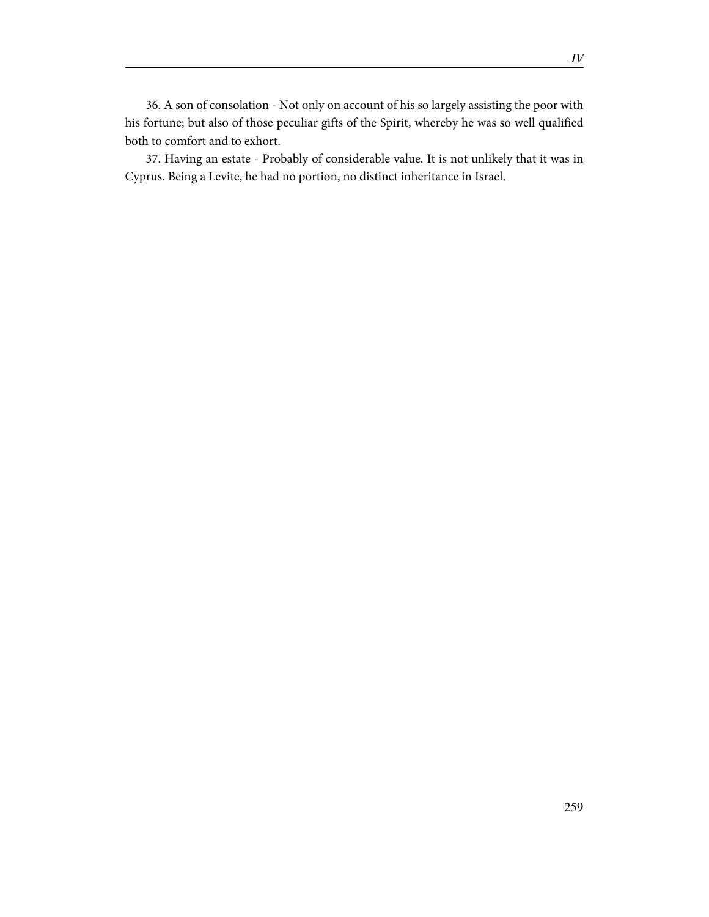36. A son of consolation - Not only on account of his so largely assisting the poor with his fortune; but also of those peculiar gifts of the Spirit, whereby he was so well qualified both to comfort and to exhort.

37. Having an estate - Probably of considerable value. It is not unlikely that it was in Cyprus. Being a Levite, he had no portion, no distinct inheritance in Israel.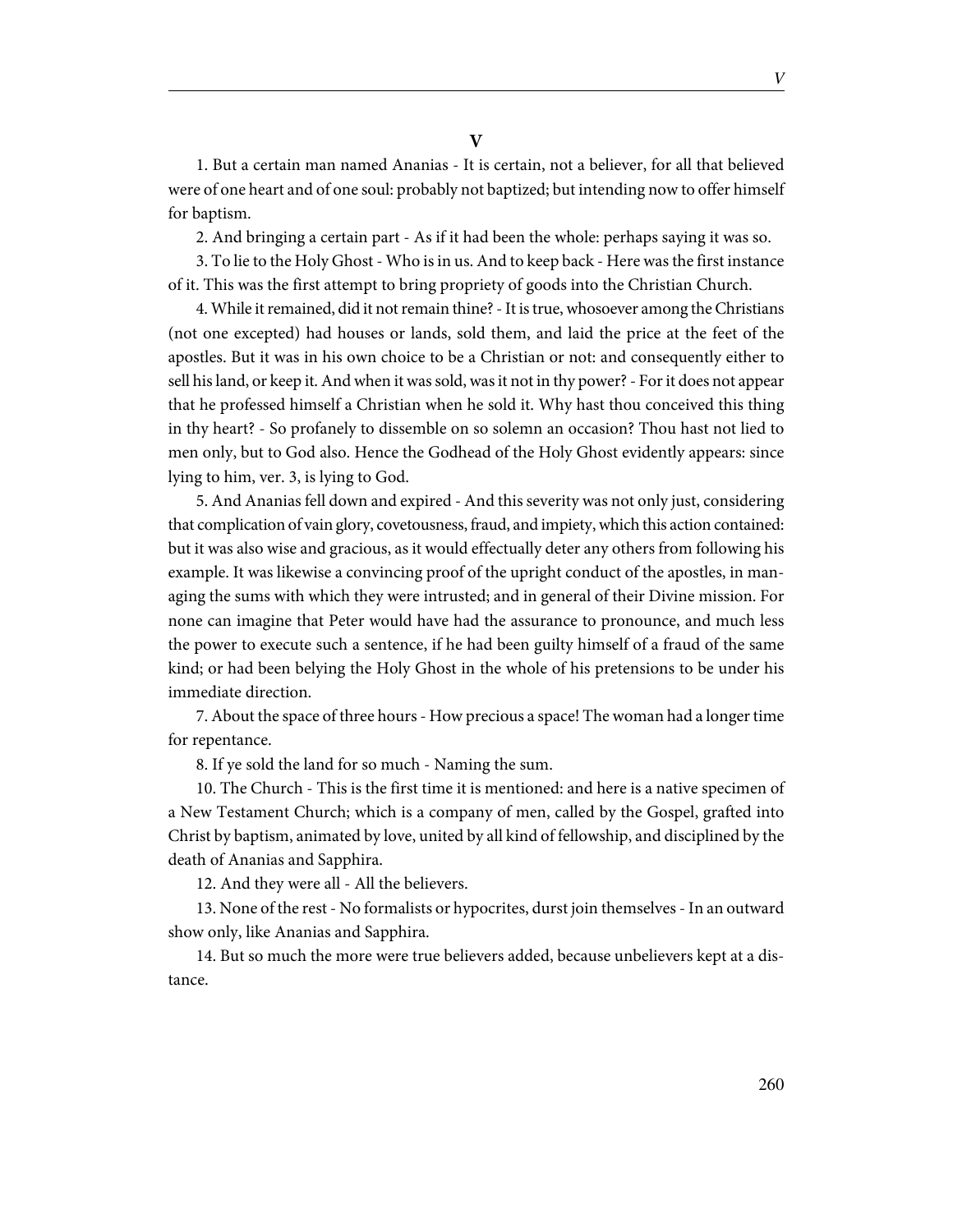## V

1. But a certain man named Ananias - It is certain, not a believer, for all that believed were of one heart and of one soul: probably not baptized; but intending now to offer himself for baptism.

2. And bringing a certain part - As if it had been the whole: perhaps saying it was so.

3. To lie to the Holy Ghost - Who is in us. And to keep back - Here was the first instance of it. This was the first attempt to bring propriety of goods into the Christian Church.

4. While it remained, did it not remain thine? - It is true, whosoever among the Christians (not one excepted) had houses or lands, sold them, and laid the price at the feet of the apostles. But it was in his own choice to be a Christian or not: and consequently either to sell his land, or keep it. And when it was sold, was it not in thy power? - For it does not appear that he professed himself a Christian when he sold it. Why hast thou conceived this thing in thy heart? - So profanely to dissemble on so solemn an occasion? Thou hast not lied to men only, but to God also. Hence the Godhead of the Holy Ghost evidently appears: since lying to him, ver. 3, is lying to God.

5. And Ananias fell down and expired - And this severity was not only just, considering that complication of vain glory, covetousness, fraud, and impiety, which this action contained: but it was also wise and gracious, as it would effectually deter any others from following his example. It was likewise a convincing proof of the upright conduct of the apostles, in managing the sums with which they were intrusted; and in general of their Divine mission. For none can imagine that Peter would have had the assurance to pronounce, and much less the power to execute such a sentence, if he had been guilty himself of a fraud of the same kind; or had been belying the Holy Ghost in the whole of his pretensions to be under his immediate direction.

7. About the space of three hours - How precious a space! The woman had a longer time for repentance.

8. If ye sold the land for so much - Naming the sum.

10. The Church - This is the first time it is mentioned: and here is a native specimen of a New Testament Church; which is a company of men, called by the Gospel, grafted into Christ by baptism, animated by love, united by all kind of fellowship, and disciplined by the death of Ananias and Sapphira.

12. And they were all - All the believers.

13. None of the rest - No formalists or hypocrites, durst join themselves - In an outward show only, like Ananias and Sapphira.

14. But so much the more were true believers added, because unbelievers kept at a distance.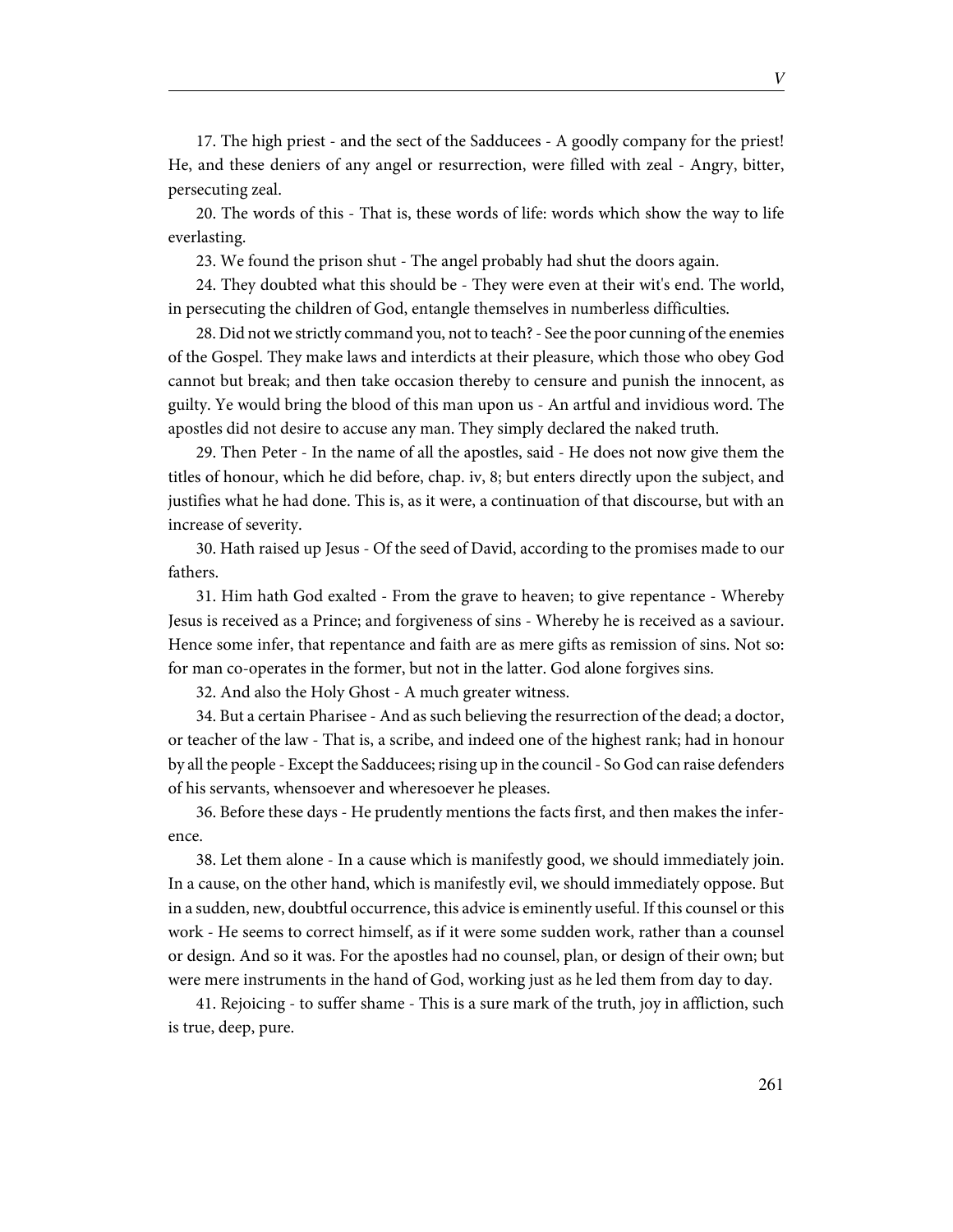17. The high priest - and the sect of the Sadducees - A goodly company for the priest! He, and these deniers of any angel or resurrection, were filled with zeal - Angry, bitter, persecuting zeal.

20. The words of this - That is, these words of life: words which show the way to life everlasting.

23. We found the prison shut - The angel probably had shut the doors again.

24. They doubted what this should be - They were even at their wit's end. The world, in persecuting the children of God, entangle themselves in numberless difficulties.

28. Did not we strictly command you, not to teach? - See the poor cunning of the enemies of the Gospel. They make laws and interdicts at their pleasure, which those who obey God cannot but break; and then take occasion thereby to censure and punish the innocent, as guilty. Ye would bring the blood of this man upon us - An artful and invidious word. The apostles did not desire to accuse any man. They simply declared the naked truth.

29. Then Peter - In the name of all the apostles, said - He does not now give them the titles of honour, which he did before, chap. iv, 8; but enters directly upon the subject, and justifies what he had done. This is, as it were, a continuation of that discourse, but with an increase of severity.

30. Hath raised up Jesus - Of the seed of David, according to the promises made to our fathers.

31. Him hath God exalted - From the grave to heaven; to give repentance - Whereby Jesus is received as a Prince; and forgiveness of sins - Whereby he is received as a saviour. Hence some infer, that repentance and faith are as mere gifts as remission of sins. Not so: for man co-operates in the former, but not in the latter. God alone forgives sins.

32. And also the Holy Ghost - A much greater witness.

34. But a certain Pharisee - And as such believing the resurrection of the dead; a doctor, or teacher of the law - That is, a scribe, and indeed one of the highest rank; had in honour by all the people - Except the Sadducees; rising up in the council - So God can raise defenders of his servants, whensoever and wheresoever he pleases.

36. Before these days - He prudently mentions the facts first, and then makes the inference.

38. Let them alone - In a cause which is manifestly good, we should immediately join. In a cause, on the other hand, which is manifestly evil, we should immediately oppose. But in a sudden, new, doubtful occurrence, this advice is eminently useful. If this counsel or this work - He seems to correct himself, as if it were some sudden work, rather than a counsel or design. And so it was. For the apostles had no counsel, plan, or design of their own; but were mere instruments in the hand of God, working just as he led them from day to day.

41. Rejoicing - to suffer shame - This is a sure mark of the truth, joy in affliction, such is true, deep, pure.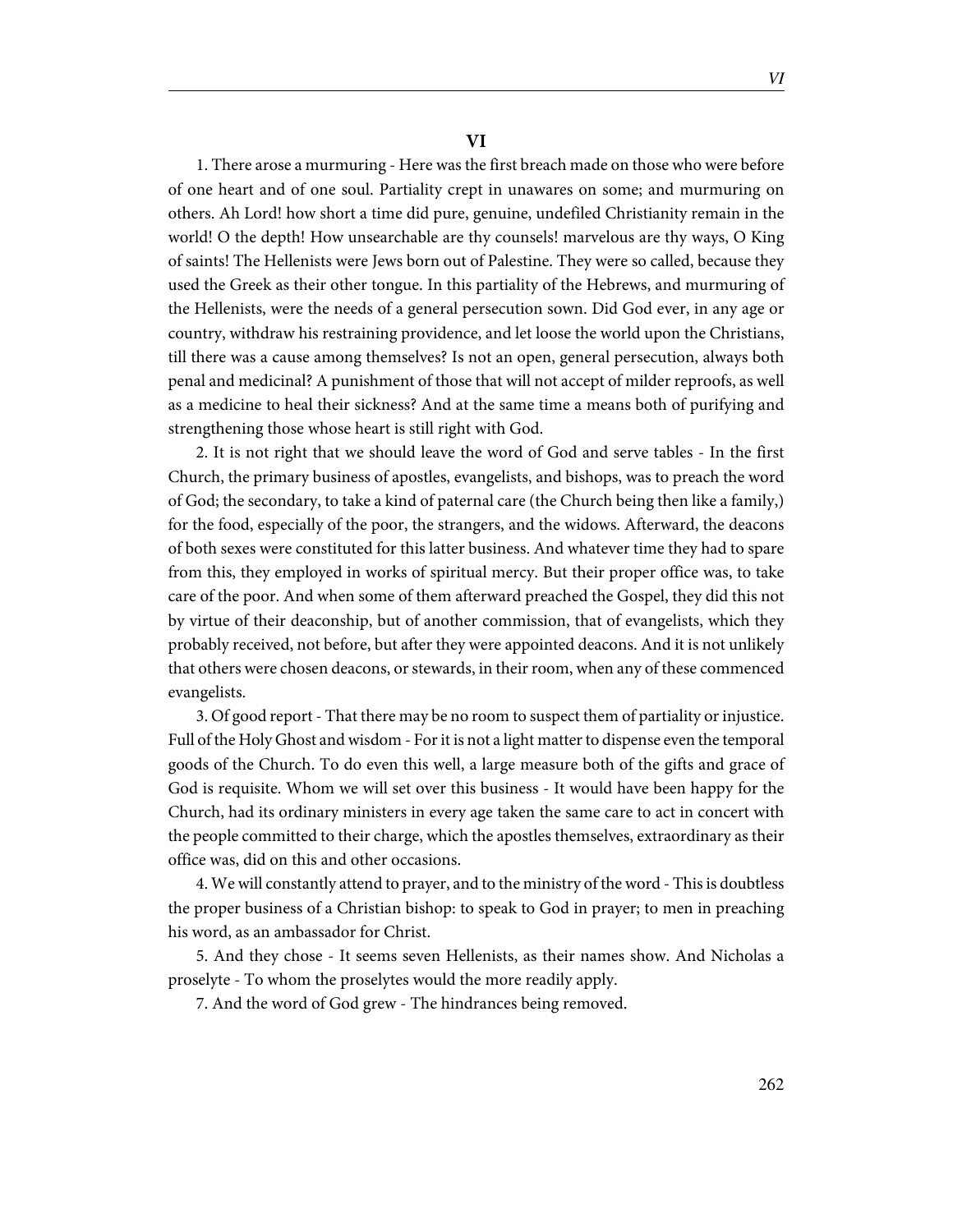## VI

1. There arose a murmuring - Here was the first breach made on those who were before of one heart and of one soul. Partiality crept in unawares on some; and murmuring on others. Ah Lord! how short a time did pure, genuine, undefiled Christianity remain in the world! O the depth! How unsearchable are thy counsels! marvelous are thy ways, O King of saints! The Hellenists were Jews born out of Palestine. They were so called, because they used the Greek as their other tongue. In this partiality of the Hebrews, and murmuring of the Hellenists, were the needs of a general persecution sown. Did God ever, in any age or country, withdraw his restraining providence, and let loose the world upon the Christians, till there was a cause among themselves? Is not an open, general persecution, always both penal and medicinal? A punishment of those that will not accept of milder reproofs, as well as a medicine to heal their sickness? And at the same time a means both of purifying and strengthening those whose heart is still right with God.

2. It is not right that we should leave the word of God and serve tables - In the first Church, the primary business of apostles, evangelists, and bishops, was to preach the word of God; the secondary, to take a kind of paternal care (the Church being then like a family,) for the food, especially of the poor, the strangers, and the widows. Afterward, the deacons of both sexes were constituted for this latter business. And whatever time they had to spare from this, they employed in works of spiritual mercy. But their proper office was, to take care of the poor. And when some of them afterward preached the Gospel, they did this not by virtue of their deaconship, but of another commission, that of evangelists, which they probably received, not before, but after they were appointed deacons. And it is not unlikely that others were chosen deacons, or stewards, in their room, when any of these commenced evangelists.

3. Of good report - That there may be no room to suspect them of partiality or injustice. Full of the Holy Ghost and wisdom - For it is not a light matter to dispense even the temporal goods of the Church. To do even this well, a large measure both of the gifts and grace of God is requisite. Whom we will set over this business - It would have been happy for the Church, had its ordinary ministers in every age taken the same care to act in concert with the people committed to their charge, which the apostles themselves, extraordinary as their office was, did on this and other occasions.

4. We will constantly attend to prayer, and to the ministry of the word - This is doubtless the proper business of a Christian bishop: to speak to God in prayer; to men in preaching his word, as an ambassador for Christ.

5. And they chose - It seems seven Hellenists, as their names show. And Nicholas a proselyte - To whom the proselytes would the more readily apply.

7. And the word of God grew - The hindrances being removed.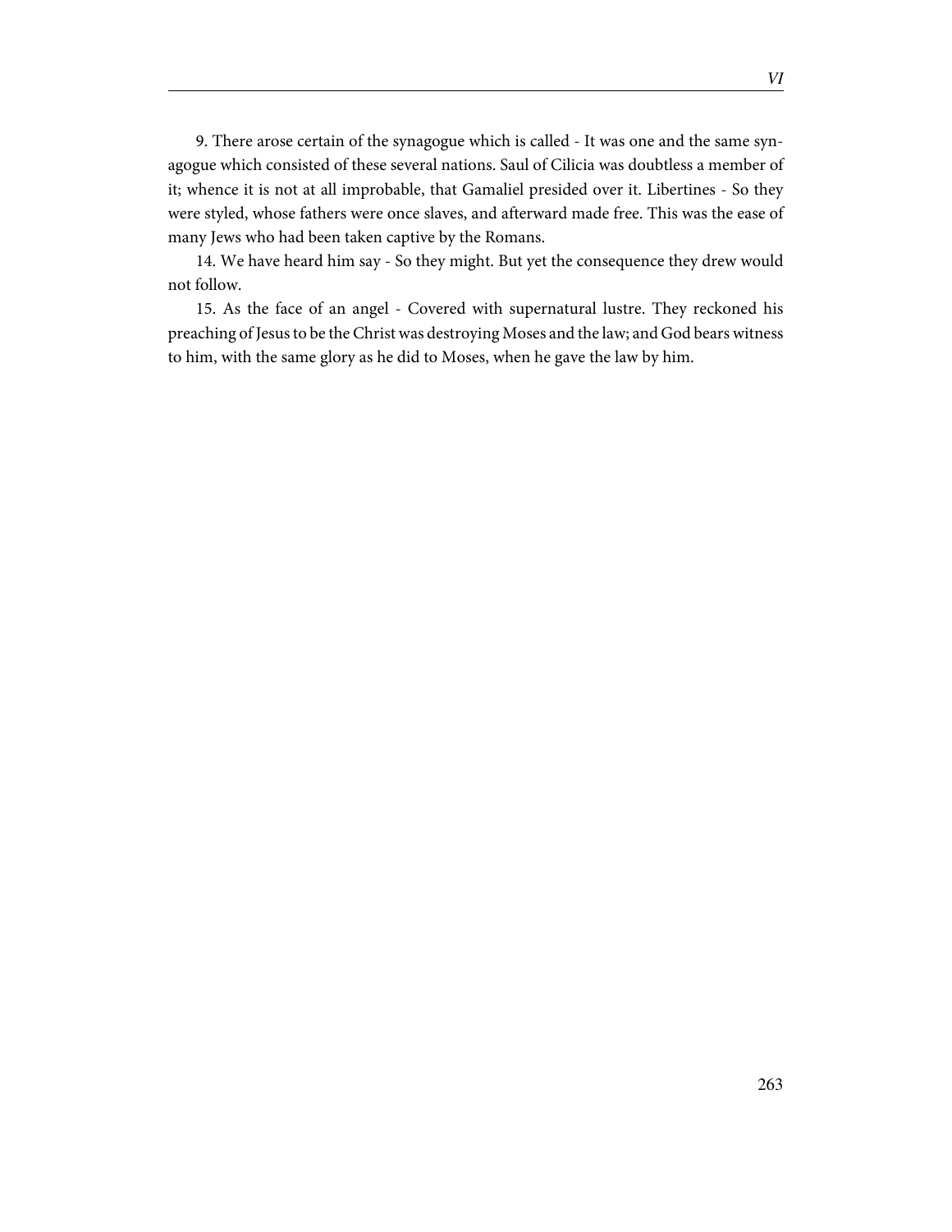9. There arose certain of the synagogue which is called - It was one and the same synagogue which consisted of these several nations. Saul of Cilicia was doubtless a member of it; whence it is not at all improbable, that Gamaliel presided over it. Libertines - So they were styled, whose fathers were once slaves, and afterward made free. This was the ease of many Jews who had been taken captive by the Romans.

14. We have heard him say - So they might. But yet the consequence they drew would not follow.

15. As the face of an angel - Covered with supernatural lustre. They reckoned his preaching of Jesus to be the Christ was destroying Moses and the law; and God bears witness to him, with the same glory as he did to Moses, when he gave the law by him.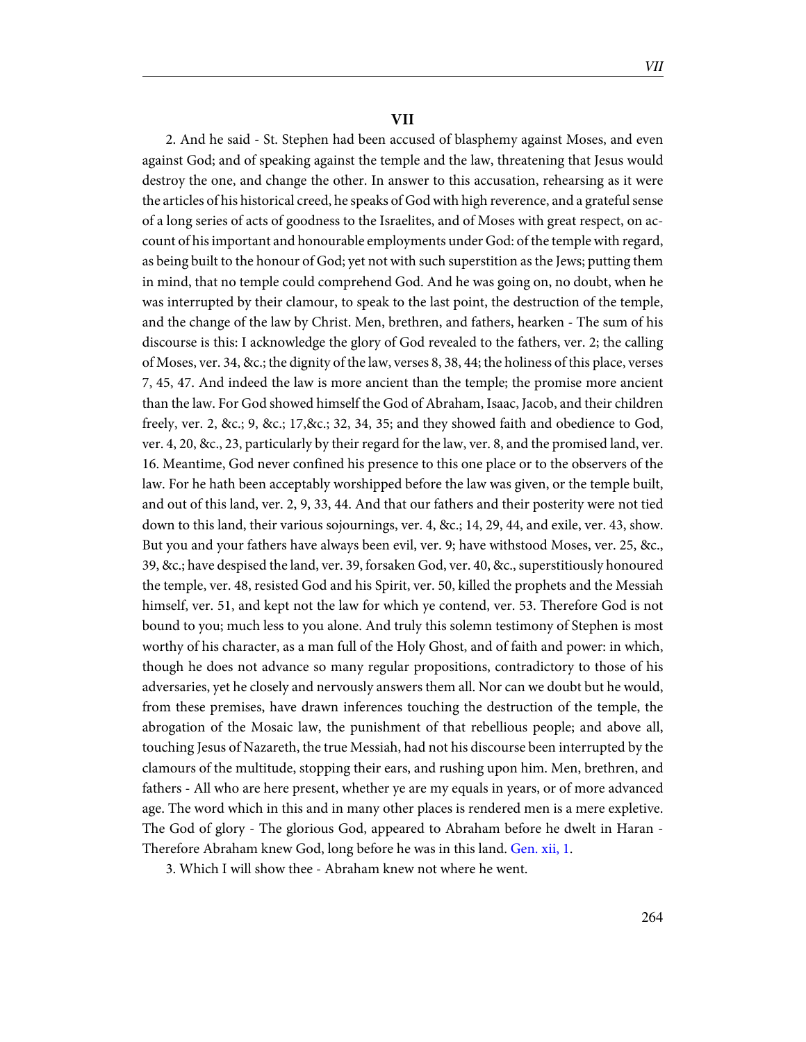## VII

2. And he said - St. Stephen had been accused of blasphemy against Moses, and even against God; and of speaking against the temple and the law, threatening that Jesus would destroy the one, and change the other. In answer to this accusation, rehearsing as it were the articles of his historical creed, he speaks of God with high reverence, and a grateful sense of a long series of acts of goodness to the Israelites, and of Moses with great respect, on account of his important and honourable employments under God: of the temple with regard, as being built to the honour of God; yet not with such superstition as the Jews; putting them in mind, that no temple could comprehend God. And he was going on, no doubt, when he was interrupted by their clamour, to speak to the last point, the destruction of the temple, and the change of the law by Christ. Men, brethren, and fathers, hearken - The sum of his discourse is this: I acknowledge the glory of God revealed to the fathers, ver. 2; the calling of Moses, ver. 34, &c.; the dignity of the law, verses 8, 38, 44; the holiness of this place, verses 7, 45, 47. And indeed the law is more ancient than the temple; the promise more ancient than the law. For God showed himself the God of Abraham, Isaac, Jacob, and their children freely, ver. 2, &c.; 9, &c.; 17,&c.; 32, 34, 35; and they showed faith and obedience to God, ver. 4, 20, &c., 23, particularly by their regard for the law, ver. 8, and the promised land, ver. 16. Meantime, God never confined his presence to this one place or to the observers of the law. For he hath been acceptably worshipped before the law was given, or the temple built, and out of this land, ver. 2, 9, 33, 44. And that our fathers and their posterity were not tied down to this land, their various sojournings, ver. 4, &c.; 14, 29, 44, and exile, ver. 43, show. But you and your fathers have always been evil, ver. 9; have withstood Moses, ver. 25, &c., 39, &c.; have despised the land, ver. 39, forsaken God, ver. 40, &c., superstitiously honoured the temple, ver. 48, resisted God and his Spirit, ver. 50, killed the prophets and the Messiah himself, ver. 51, and kept not the law for which ye contend, ver. 53. Therefore God is not bound to you; much less to you alone. And truly this solemn testimony of Stephen is most worthy of his character, as a man full of the Holy Ghost, and of faith and power: in which, though he does not advance so many regular propositions, contradictory to those of his adversaries, yet he closely and nervously answers them all. Nor can we doubt but he would, from these premises, have drawn inferences touching the destruction of the temple, the abrogation of the Mosaic law, the punishment of that rebellious people; and above all, touching Jesus of Nazareth, the true Messiah, had not his discourse been interrupted by the clamours of the multitude, stopping their ears, and rushing upon him. Men, brethren, and fathers - All who are here present, whether ye are my equals in years, or of more advanced age. The word which in this and in many other places is rendered men is a mere expletive. The God of glory - The glorious God, appeared to Abraham before he dwelt in Haran - Therefore Abraham knew God, long before he was in this land. Gen. xii, 1.

3. Which I will show thee - Abraham knew not where he went.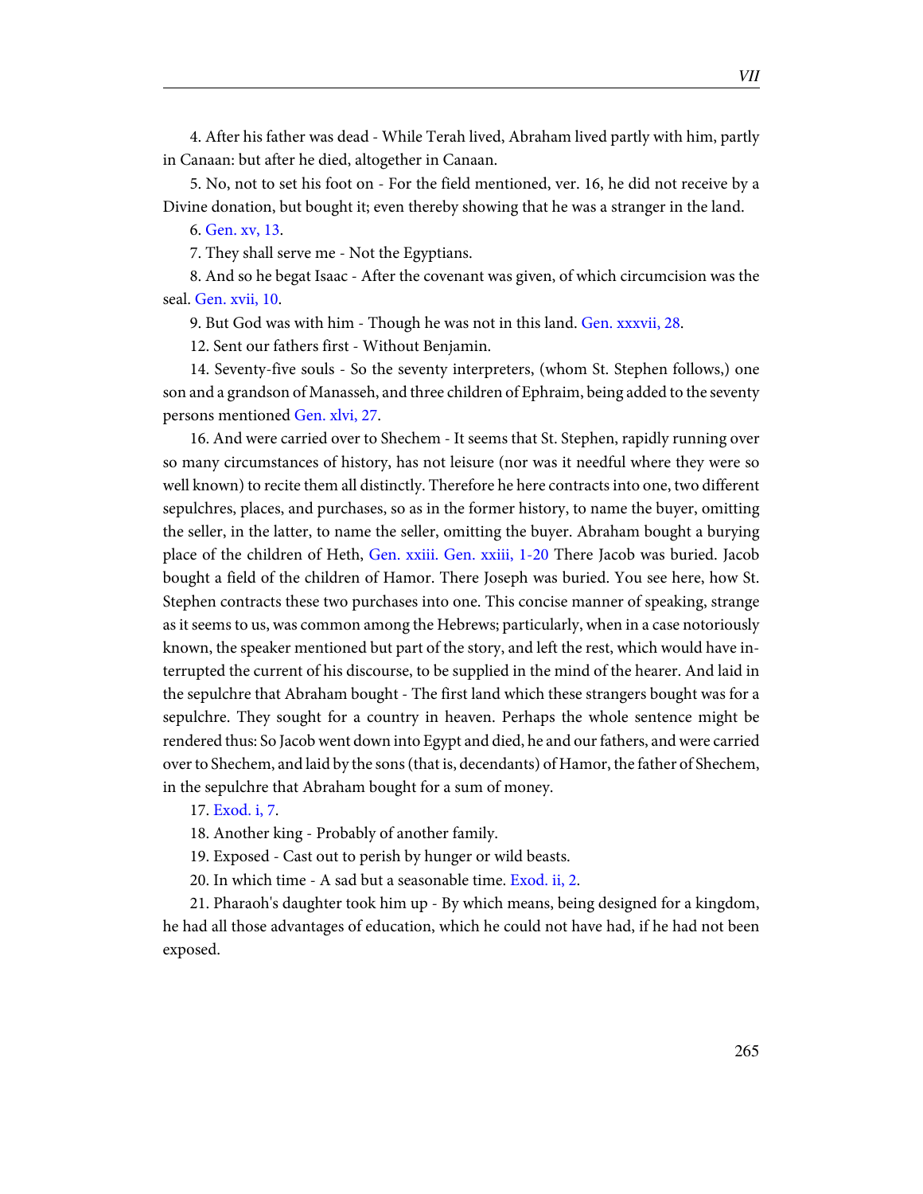4. After his father was dead - While Terah lived, Abraham lived partly with him, partly in Canaan: but after he died, altogether in Canaan.

5. No, not to set his foot on - For the field mentioned, ver. 16, he did not receive by a Divine donation, but bought it; even thereby showing that he was a stranger in the land.

6. Gen. xv, 13.

7. They shall serve me - Not the Egyptians.

8. And so he begat Isaac - After the covenant was given, of which circumcision was the seal. Gen. xvii, 10.

9. But God was with him - Though he was not in this land. Gen. xxxvii, 28.

12. Sent our fathers first - Without Benjamin.

14. Seventy-five souls - So the seventy interpreters, (whom St. Stephen follows,) one son and a grandson of Manasseh, and three children of Ephraim, being added to the seventy persons mentioned Gen. xlvi, 27.

16. And were carried over to Shechem - It seems that St. Stephen, rapidly running over so many circumstances of history, has not leisure (nor was it needful where they were so well known) to recite them all distinctly. Therefore he here contracts into one, two different sepulchres, places, and purchases, so as in the former history, to name the buyer, omitting the seller, in the latter, to name the seller, omitting the buyer. Abraham bought a burying place of the children of Heth, Gen. xxiii. Gen. xxiii, 1-20 There Jacob was buried. Jacob bought a field of the children of Hamor. There Joseph was buried. You see here, how St. Stephen contracts these two purchases into one. This concise manner of speaking, strange as it seems to us, was common among the Hebrews; particularly, when in a case notoriously known, the speaker mentioned but part of the story, and left the rest, which would have interrupted the current of his discourse, to be supplied in the mind of the hearer. And laid in the sepulchre that Abraham bought - The first land which these strangers bought was for a sepulchre. They sought for a country in heaven. Perhaps the whole sentence might be rendered thus: So Jacob went down into Egypt and died, he and our fathers, and were carried over to Shechem, and laid by the sons (that is, decendants) of Hamor, the father of Shechem, in the sepulchre that Abraham bought for a sum of money.

17. Exod. i, 7.

18. Another king - Probably of another family.

19. Exposed - Cast out to perish by hunger or wild beasts.

20. In which time - A sad but a seasonable time. Exod. ii, 2.

21. Pharaoh's daughter took him up - By which means, being designed for a kingdom, he had all those advantages of education, which he could not have had, if he had not been exposed.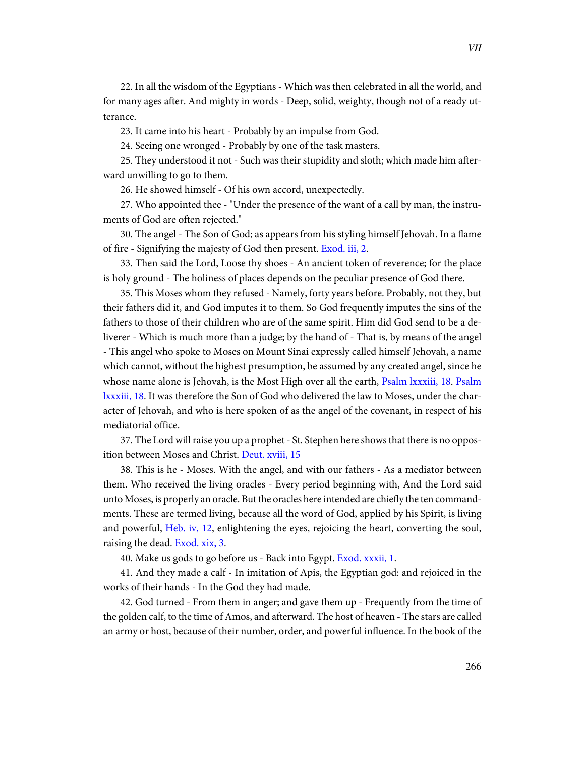22. In all the wisdom of the Egyptians - Which was then celebrated in all the world, and for many ages after. And mighty in words - Deep, solid, weighty, though not of a ready utterance.

23. It came into his heart - Probably by an impulse from God.

24. Seeing one wronged - Probably by one of the task masters.

25. They understood it not - Such was their stupidity and sloth; which made him afterward unwilling to go to them.

26. He showed himself - Of his own accord, unexpectedly.

27. Who appointed thee - "Under the presence of the want of a call by man, the instruments of God are often rejected."

30. The angel - The Son of God; as appears from his styling himself Jehovah. In a flame of fire - Signifying the majesty of God then present. Exod. iii, 2.

33. Then said the Lord, Loose thy shoes - An ancient token of reverence; for the place is holy ground - The holiness of places depends on the peculiar presence of God there.

35. This Moses whom they refused - Namely, forty years before. Probably, not they, but their fathers did it, and God imputes it to them. So God frequently imputes the sins of the fathers to those of their children who are of the same spirit. Him did God send to be a deliverer - Which is much more than a judge; by the hand of - That is, by means of the angel - This angel who spoke to Moses on Mount Sinai expressly called himself Jehovah, a name which cannot, without the highest presumption, be assumed by any created angel, since he whose name alone is Jehovah, is the Most High over all the earth, Psalm lxxxiii, 18. Psalm lxxxiii, 18. It was therefore the Son of God who delivered the law to Moses, under the character of Jehovah, and who is here spoken of as the angel of the covenant, in respect of his mediatorial office.

37. The Lord will raise you up a prophet - St. Stephen here shows that there is no opposition between Moses and Christ. Deut. xviii, 15

38. This is he - Moses. With the angel, and with our fathers - As a mediator between them. Who received the living oracles - Every period beginning with, And the Lord said unto Moses, is properly an oracle. But the oracles here intended are chiefly the ten commandments. These are termed living, because all the word of God, applied by his Spirit, is living and powerful, Heb. iv, 12, enlightening the eyes, rejoicing the heart, converting the soul, raising the dead. Exod. xix, 3.

40. Make us gods to go before us - Back into Egypt. Exod. xxxii, 1.

41. And they made a calf - In imitation of Apis, the Egyptian god: and rejoiced in the works of their hands - In the God they had made.

42. God turned - From them in anger; and gave them up - Frequently from the time of the golden calf, to the time of Amos, and afterward. The host of heaven - The stars are called an army or host, because of their number, order, and powerful influence. In the book of the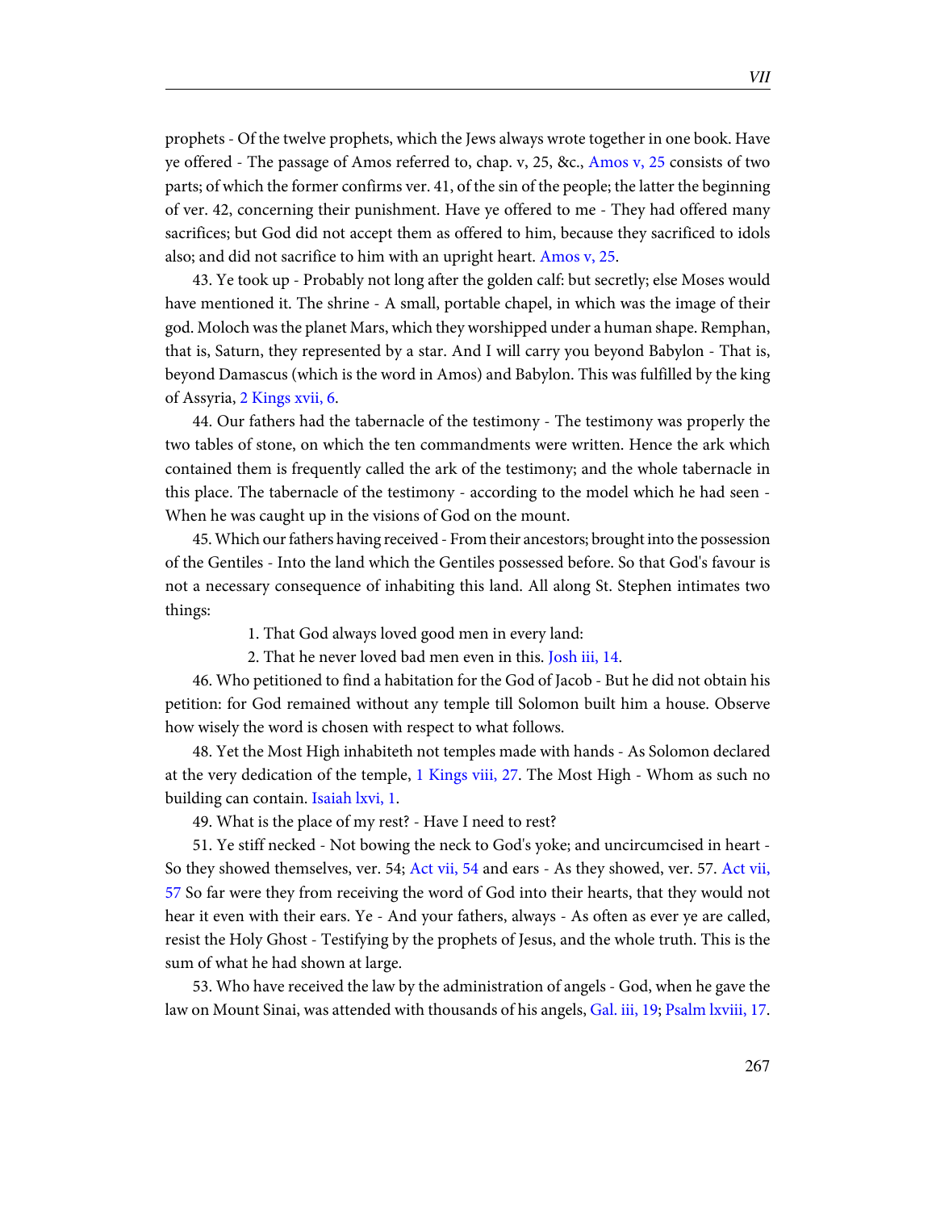prophets - Of the twelve prophets, which the Jews always wrote together in one book. Have ye offered - The passage of Amos referred to, chap. v, 25, &c., Amos v, 25 consists of two parts; of which the former confirms ver. 41, of the sin of the people; the latter the beginning of ver. 42, concerning their punishment. Have ye offered to me - They had offered many sacrifices; but God did not accept them as offered to him, because they sacrificed to idols also; and did not sacrifice to him with an upright heart. Amos v, 25.

43. Ye took up - Probably not long after the golden calf: but secretly; else Moses would have mentioned it. The shrine - A small, portable chapel, in which was the image of their god. Moloch was the planet Mars, which they worshipped under a human shape. Remphan, that is, Saturn, they represented by a star. And I will carry you beyond Babylon - That is, beyond Damascus (which is the word in Amos) and Babylon. This was fulfilled by the king of Assyria, 2 Kings xvii, 6.

44. Our fathers had the tabernacle of the testimony - The testimony was properly the two tables of stone, on which the ten commandments were written. Hence the ark which contained them is frequently called the ark of the testimony; and the whole tabernacle in this place. The tabernacle of the testimony - according to the model which he had seen - When he was caught up in the visions of God on the mount.

45. Which our fathers having received - From their ancestors; brought into the possession of the Gentiles - Into the land which the Gentiles possessed before. So that God's favour is not a necessary consequence of inhabiting this land. All along St. Stephen intimates two things:

1. That God always loved good men in every land:
2. That he never loved bad men even in this. Josh iii, 14.

46. Who petitioned to find a habitation for the God of Jacob - But he did not obtain his petition: for God remained without any temple till Solomon built him a house. Observe how wisely the word is chosen with respect to what follows.

48. Yet the Most High inhabiteth not temples made with hands - As Solomon declared at the very dedication of the temple, 1 Kings viii, 27. The Most High - Whom as such no building can contain. Isaiah lxvi, 1.

49. What is the place of my rest? - Have I need to rest?

51. Ye stiff necked - Not bowing the neck to God's yoke; and uncircumcised in heart - So they showed themselves, ver. 54; Act vii, 54 and ears - As they showed, ver. 57. Act vii, 57 So far were they from receiving the word of God into their hearts, that they would not hear it even with their ears. Ye - And your fathers, always - As often as ever ye are called, resist the Holy Ghost - Testifying by the prophets of Jesus, and the whole truth. This is the sum of what he had shown at large.

53. Who have received the law by the administration of angels - God, when he gave the law on Mount Sinai, was attended with thousands of his angels, Gal. iii, 19; Psalm lxviii, 17.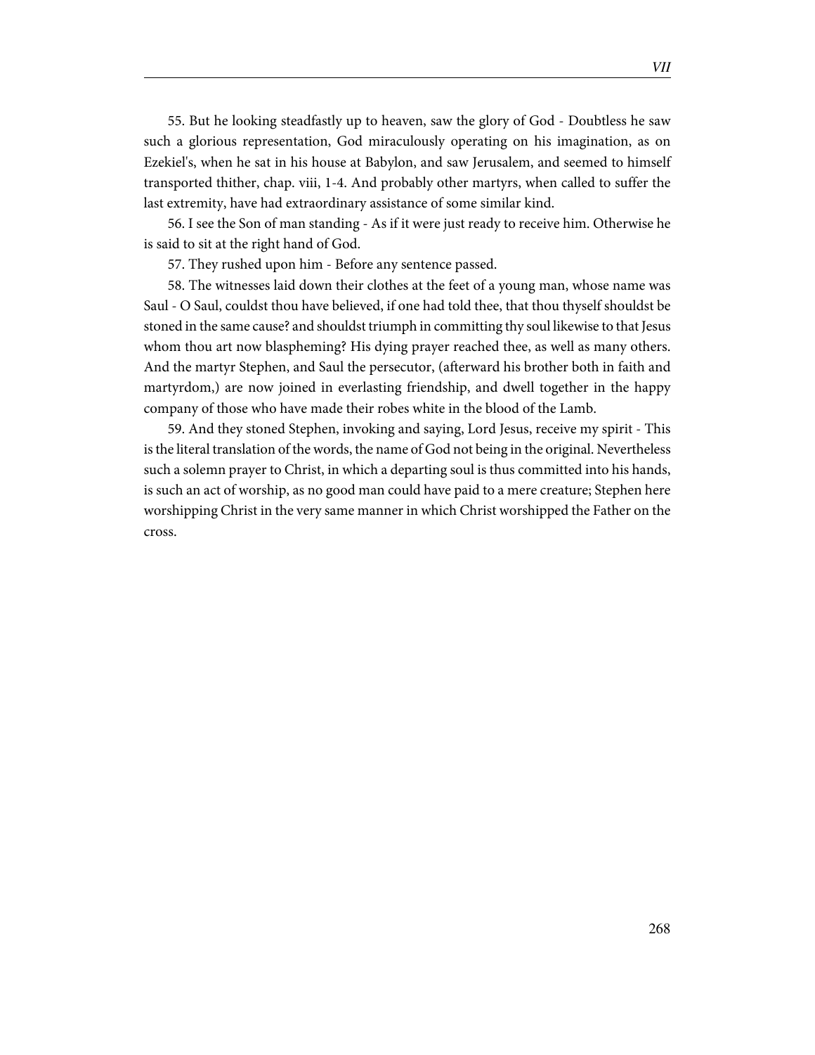55. But he looking steadfastly up to heaven, saw the glory of God - Doubtless he saw such a glorious representation, God miraculously operating on his imagination, as on Ezekiel's, when he sat in his house at Babylon, and saw Jerusalem, and seemed to himself transported thither, chap. viii, 1-4. And probably other martyrs, when called to suffer the last extremity, have had extraordinary assistance of some similar kind.

56. I see the Son of man standing - As if it were just ready to receive him. Otherwise he is said to sit at the right hand of God.

57. They rushed upon him - Before any sentence passed.

58. The witnesses laid down their clothes at the feet of a young man, whose name was Saul - O Saul, couldst thou have believed, if one had told thee, that thou thyself shouldst be stoned in the same cause? and shouldst triumph in committing thy soul likewise to that Jesus whom thou art now blaspheming? His dying prayer reached thee, as well as many others. And the martyr Stephen, and Saul the persecutor, (afterward his brother both in faith and martyrdom,) are now joined in everlasting friendship, and dwell together in the happy company of those who have made their robes white in the blood of the Lamb.

59. And they stoned Stephen, invoking and saying, Lord Jesus, receive my spirit - This is the literal translation of the words, the name of God not being in the original. Nevertheless such a solemn prayer to Christ, in which a departing soul is thus committed into his hands, is such an act of worship, as no good man could have paid to a mere creature; Stephen here worshipping Christ in the very same manner in which Christ worshipped the Father on the cross.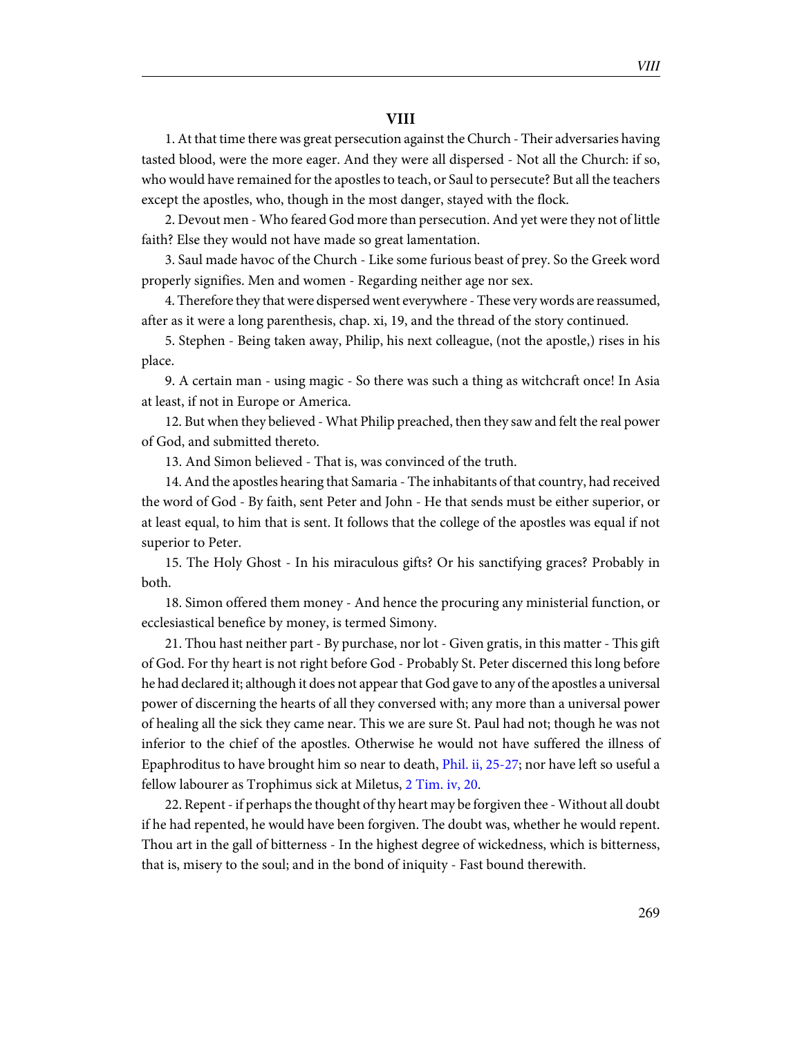## VIII

1. At that time there was great persecution against the Church - Their adversaries having tasted blood, were the more eager. And they were all dispersed - Not all the Church: if so, who would have remained for the apostles to teach, or Saul to persecute? But all the teachers except the apostles, who, though in the most danger, stayed with the flock.

2. Devout men - Who feared God more than persecution. And yet were they not of little faith? Else they would not have made so great lamentation.

3. Saul made havoc of the Church - Like some furious beast of prey. So the Greek word properly signifies. Men and women - Regarding neither age nor sex.

4. Therefore they that were dispersed went everywhere - These very words are reassumed, after as it were a long parenthesis, chap. xi, 19, and the thread of the story continued.

5. Stephen - Being taken away, Philip, his next colleague, (not the apostle,) rises in his place.

9. A certain man - using magic - So there was such a thing as witchcraft once! In Asia at least, if not in Europe or America.

12. But when they believed - What Philip preached, then they saw and felt the real power of God, and submitted thereto.

13. And Simon believed - That is, was convinced of the truth.

14. And the apostles hearing that Samaria - The inhabitants of that country, had received the word of God - By faith, sent Peter and John - He that sends must be either superior, or at least equal, to him that is sent. It follows that the college of the apostles was equal if not superior to Peter.

15. The Holy Ghost - In his miraculous gifts? Or his sanctifying graces? Probably in both.

18. Simon offered them money - And hence the procuring any ministerial function, or ecclesiastical benefice by money, is termed Simony.

21. Thou hast neither part - By purchase, nor lot - Given gratis, in this matter - This gift of God. For thy heart is not right before God - Probably St. Peter discerned this long before he had declared it; although it does not appear that God gave to any of the apostles a universal power of discerning the hearts of all they conversed with; any more than a universal power of healing all the sick they came near. This we are sure St. Paul had not; though he was not inferior to the chief of the apostles. Otherwise he would not have suffered the illness of Epaphroditus to have brought him so near to death, Phil. ii, 25-27; nor have left so useful a fellow labourer as Trophimus sick at Miletus, 2 Tim. iv, 20.

22. Repent - if perhaps the thought of thy heart may be forgiven thee - Without all doubt if he had repented, he would have been forgiven. The doubt was, whether he would repent. Thou art in the gall of bitterness - In the highest degree of wickedness, which is bitterness, that is, misery to the soul; and in the bond of iniquity - Fast bound therewith.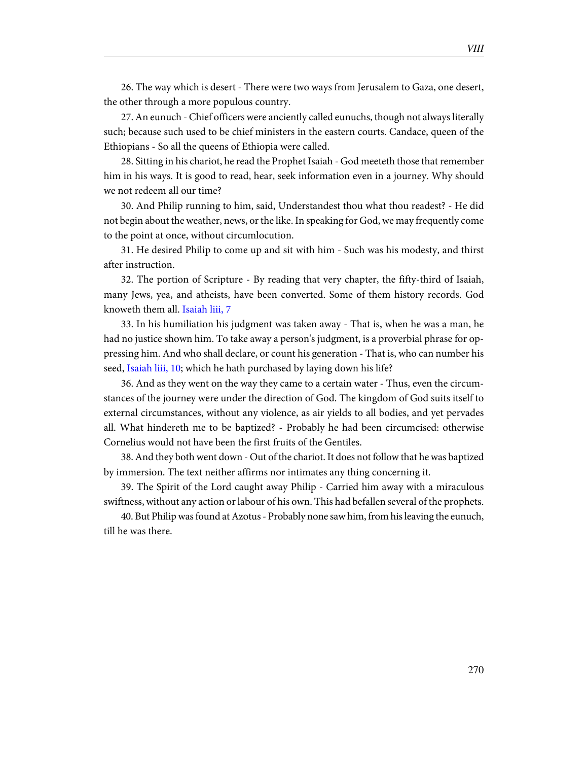26. The way which is desert - There were two ways from Jerusalem to Gaza, one desert, the other through a more populous country.

27. An eunuch - Chief officers were anciently called eunuchs, though not always literally such; because such used to be chief ministers in the eastern courts. Candace, queen of the Ethiopians - So all the queens of Ethiopia were called.

28. Sitting in his chariot, he read the Prophet Isaiah - God meeteth those that remember him in his ways. It is good to read, hear, seek information even in a journey. Why should we not redeem all our time?

30. And Philip running to him, said, Understandest thou what thou readest? - He did not begin about the weather, news, or the like. In speaking for God, we may frequently come to the point at once, without circumlocution.

31. He desired Philip to come up and sit with him - Such was his modesty, and thirst after instruction.

32. The portion of Scripture - By reading that very chapter, the fifty-third of Isaiah, many Jews, yea, and atheists, have been converted. Some of them history records. God knoweth them all. Isaiah liii, 7

33. In his humiliation his judgment was taken away - That is, when he was a man, he had no justice shown him. To take away a person's judgment, is a proverbial phrase for oppressing him. And who shall declare, or count his generation - That is, who can number his seed, Isaiah liii, 10; which he hath purchased by laying down his life?

36. And as they went on the way they came to a certain water - Thus, even the circumstances of the journey were under the direction of God. The kingdom of God suits itself to external circumstances, without any violence, as air yields to all bodies, and yet pervades all. What hindereth me to be baptized? - Probably he had been circumcised: otherwise Cornelius would not have been the first fruits of the Gentiles.

38. And they both went down - Out of the chariot. It does not follow that he was baptized by immersion. The text neither affirms nor intimates any thing concerning it.

39. The Spirit of the Lord caught away Philip - Carried him away with a miraculous swiftness, without any action or labour of his own. This had befallen several of the prophets.

40. But Philip was found at Azotus - Probably none saw him, from his leaving the eunuch, till he was there.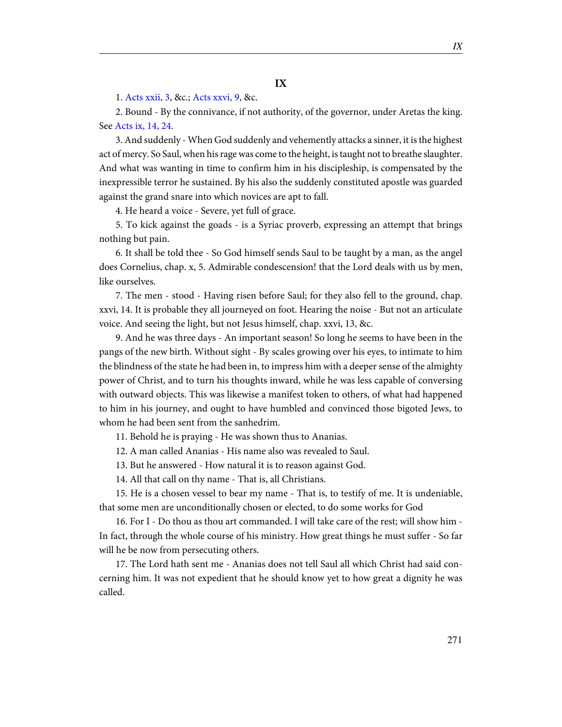## IX

1. Acts xxii, 3, &c.; Acts xxvi, 9, &c.

2. Bound - By the connivance, if not authority, of the governor, under Aretas the king. See Acts ix, 14, 24.

3. And suddenly - When God suddenly and vehemently attacks a sinner, it is the highest act of mercy. So Saul, when his rage was come to the height, is taught not to breathe slaughter. And what was wanting in time to confirm him in his discipleship, is compensated by the inexpressible terror he sustained. By his also the suddenly constituted apostle was guarded against the grand snare into which novices are apt to fall.

4. He heard a voice - Severe, yet full of grace.

5. To kick against the goads - is a Syriac proverb, expressing an attempt that brings nothing but pain.

6. It shall be told thee - So God himself sends Saul to be taught by a man, as the angel does Cornelius, chap. x, 5. Admirable condescension! that the Lord deals with us by men, like ourselves.

7. The men - stood - Having risen before Saul; for they also fell to the ground, chap. xxvi, 14. It is probable they all journeyed on foot. Hearing the noise - But not an articulate voice. And seeing the light, but not Jesus himself, chap. xxvi, 13, &c.

9. And he was three days - An important season! So long he seems to have been in the pangs of the new birth. Without sight - By scales growing over his eyes, to intimate to him the blindness of the state he had been in, to impress him with a deeper sense of the almighty power of Christ, and to turn his thoughts inward, while he was less capable of conversing with outward objects. This was likewise a manifest token to others, of what had happened to him in his journey, and ought to have humbled and convinced those bigoted Jews, to whom he had been sent from the sanhedrim.

11. Behold he is praying - He was shown thus to Ananias.

12. A man called Ananias - His name also was revealed to Saul.

13. But he answered - How natural it is to reason against God.

14. All that call on thy name - That is, all Christians.

15. He is a chosen vessel to bear my name - That is, to testify of me. It is undeniable, that some men are unconditionally chosen or elected, to do some works for God

16. For I - Do thou as thou art commanded. I will take care of the rest; will show him - In fact, through the whole course of his ministry. How great things he must suffer - So far will he be now from persecuting others.

17. The Lord hath sent me - Ananias does not tell Saul all which Christ had said concerning him. It was not expedient that he should know yet to how great a dignity he was called.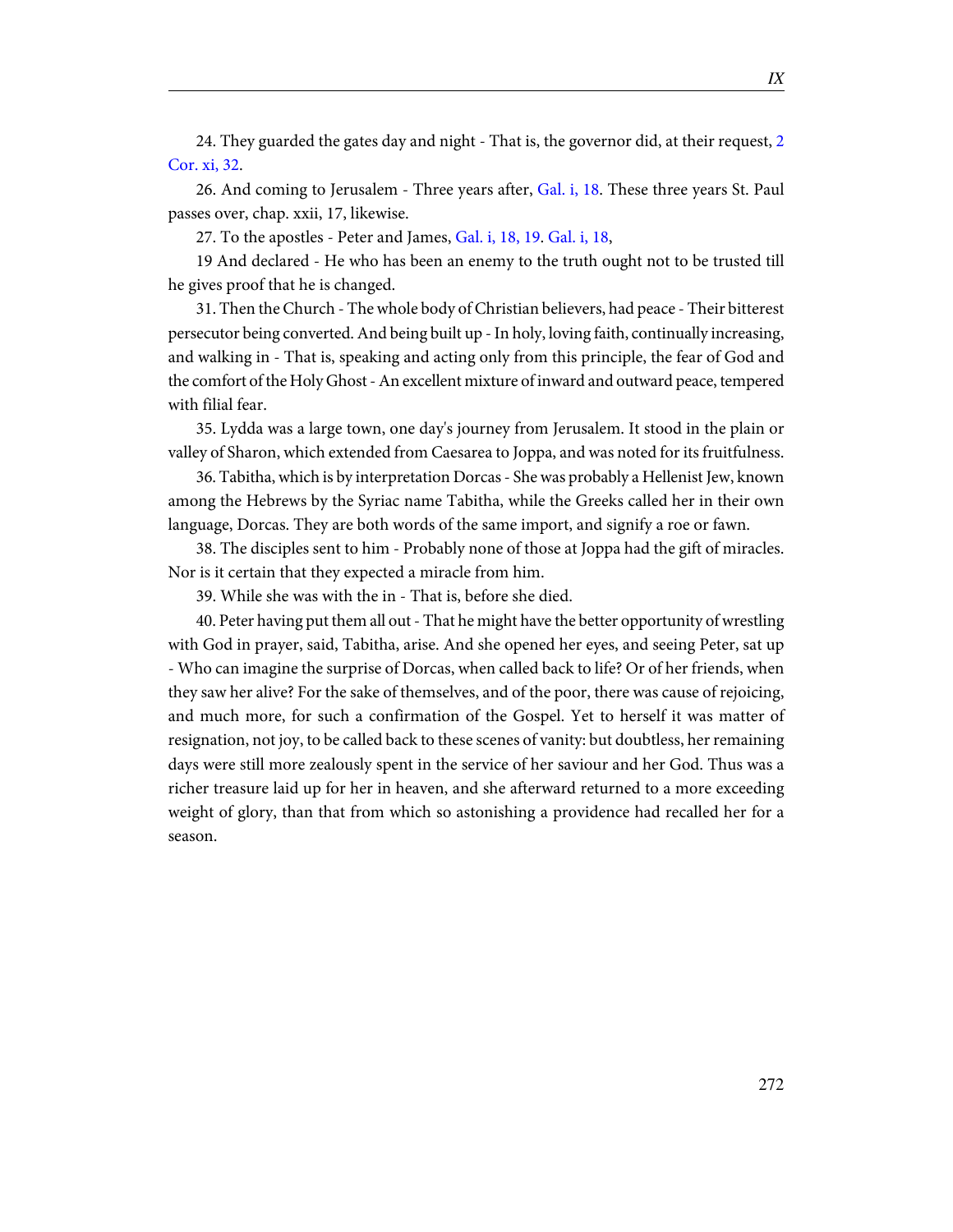24. They guarded the gates day and night - That is, the governor did, at their request, 2 Cor. xi, 32.

26. And coming to Jerusalem - Three years after, Gal. i, 18. These three years St. Paul passes over, chap. xxii, 17, likewise.

27. To the apostles - Peter and James, Gal. i, 18, 19. Gal. i, 18,

19 And declared - He who has been an enemy to the truth ought not to be trusted till he gives proof that he is changed.

31. Then the Church - The whole body of Christian believers, had peace - Their bitterest persecutor being converted. And being built up - In holy, loving faith, continually increasing, and walking in - That is, speaking and acting only from this principle, the fear of God and the comfort of the Holy Ghost - An excellent mixture of inward and outward peace, tempered with filial fear.

35. Lydda was a large town, one day's journey from Jerusalem. It stood in the plain or valley of Sharon, which extended from Caesarea to Joppa, and was noted for its fruitfulness.

36. Tabitha, which is by interpretation Dorcas - She was probably a Hellenist Jew, known among the Hebrews by the Syriac name Tabitha, while the Greeks called her in their own language, Dorcas. They are both words of the same import, and signify a roe or fawn.

38. The disciples sent to him - Probably none of those at Joppa had the gift of miracles. Nor is it certain that they expected a miracle from him.

39. While she was with the in - That is, before she died.

40. Peter having put them all out - That he might have the better opportunity of wrestling with God in prayer, said, Tabitha, arise. And she opened her eyes, and seeing Peter, sat up - Who can imagine the surprise of Dorcas, when called back to life? Or of her friends, when they saw her alive? For the sake of themselves, and of the poor, there was cause of rejoicing, and much more, for such a confirmation of the Gospel. Yet to herself it was matter of resignation, not joy, to be called back to these scenes of vanity: but doubtless, her remaining days were still more zealously spent in the service of her saviour and her God. Thus was a richer treasure laid up for her in heaven, and she afterward returned to a more exceeding weight of glory, than that from which so astonishing a providence had recalled her for a season.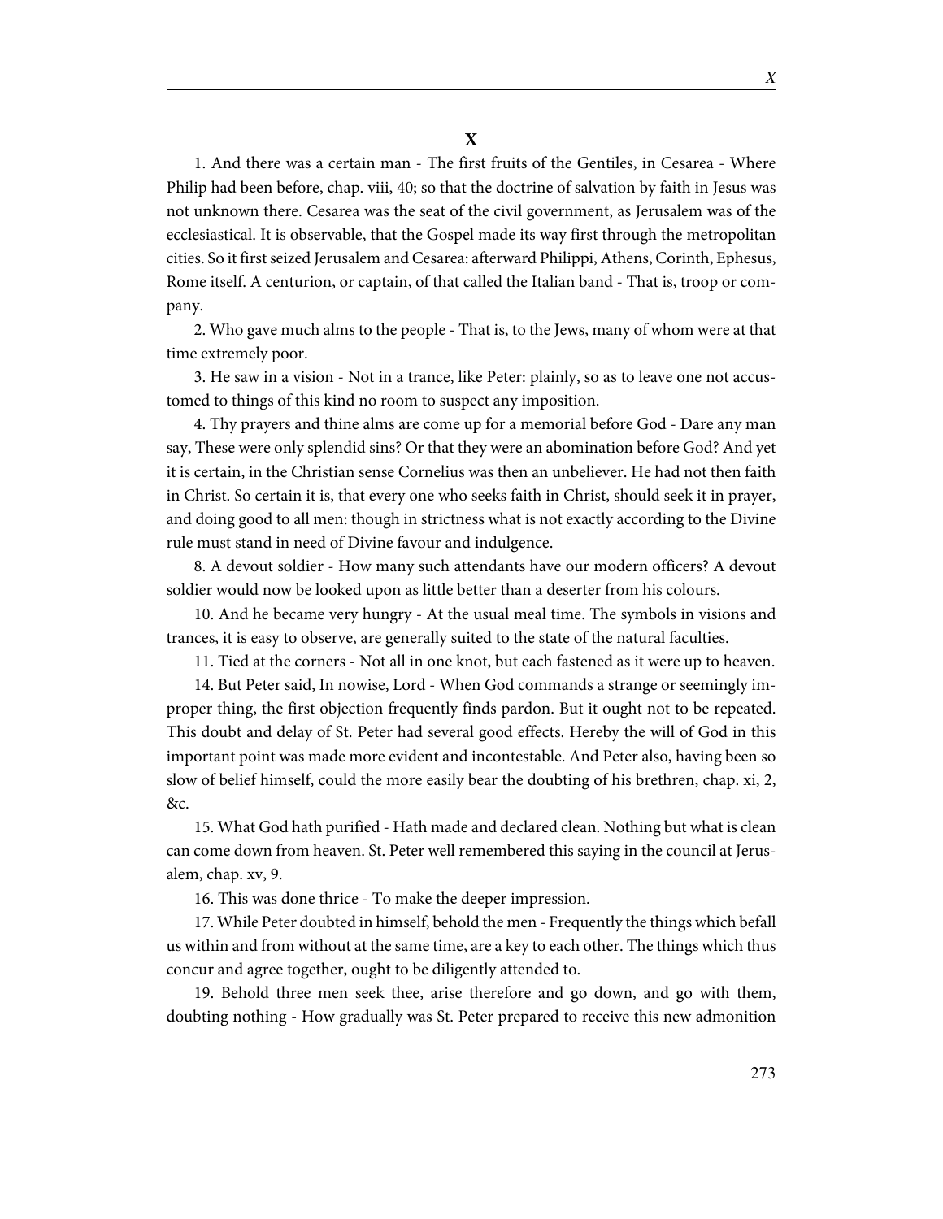# X

1. And there was a certain man - The first fruits of the Gentiles, in Cesarea - Where Philip had been before, chap. viii, 40; so that the doctrine of salvation by faith in Jesus was not unknown there. Cesarea was the seat of the civil government, as Jerusalem was of the ecclesiastical. It is observable, that the Gospel made its way first through the metropolitan cities. So it first seized Jerusalem and Cesarea: afterward Philippi, Athens, Corinth, Ephesus, Rome itself. A centurion, or captain, of that called the Italian band - That is, troop or company.

2. Who gave much alms to the people - That is, to the Jews, many of whom were at that time extremely poor.

3. He saw in a vision - Not in a trance, like Peter: plainly, so as to leave one not accustomed to things of this kind no room to suspect any imposition.

4. Thy prayers and thine alms are come up for a memorial before God - Dare any man say, These were only splendid sins? Or that they were an abomination before God? And yet it is certain, in the Christian sense Cornelius was then an unbeliever. He had not then faith in Christ. So certain it is, that every one who seeks faith in Christ, should seek it in prayer, and doing good to all men: though in strictness what is not exactly according to the Divine rule must stand in need of Divine favour and indulgence.

8. A devout soldier - How many such attendants have our modern officers? A devout soldier would now be looked upon as little better than a deserter from his colours.

10. And he became very hungry - At the usual meal time. The symbols in visions and trances, it is easy to observe, are generally suited to the state of the natural faculties.

11. Tied at the corners - Not all in one knot, but each fastened as it were up to heaven.

14. But Peter said, In nowise, Lord - When God commands a strange or seemingly improper thing, the first objection frequently finds pardon. But it ought not to be repeated. This doubt and delay of St. Peter had several good effects. Hereby the will of God in this important point was made more evident and incontestable. And Peter also, having been so slow of belief himself, could the more easily bear the doubting of his brethren, chap. xi, 2, &c.

15. What God hath purified - Hath made and declared clean. Nothing but what is clean can come down from heaven. St. Peter well remembered this saying in the council at Jerusalem, chap. xv, 9.

16. This was done thrice - To make the deeper impression.

17. While Peter doubted in himself, behold the men - Frequently the things which befall us within and from without at the same time, are a key to each other. The things which thus concur and agree together, ought to be diligently attended to.

19. Behold three men seek thee, arise therefore and go down, and go with them, doubting nothing - How gradually was St. Peter prepared to receive this new admonition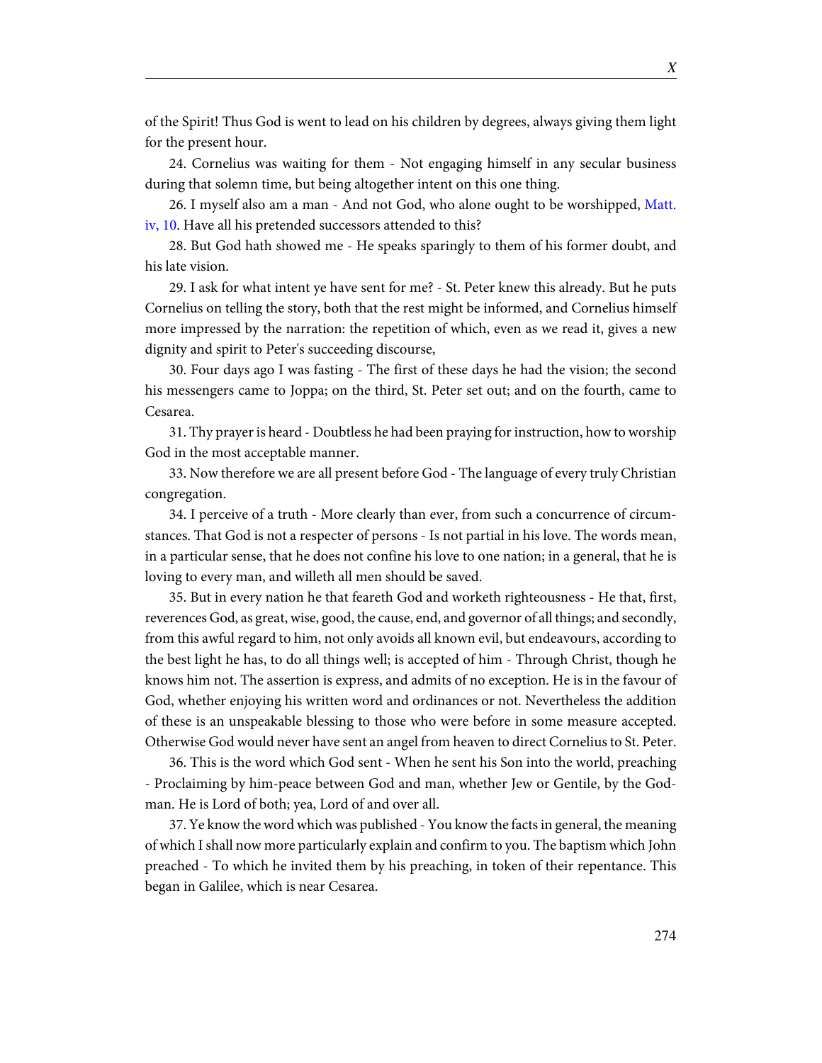of the Spirit! Thus God is went to lead on his children by degrees, always giving them light for the present hour.

24. Cornelius was waiting for them - Not engaging himself in any secular business during that solemn time, but being altogether intent on this one thing.

26. I myself also am a man - And not God, who alone ought to be worshipped, Matt. iv, 10. Have all his pretended successors attended to this?

28. But God hath showed me - He speaks sparingly to them of his former doubt, and his late vision.

29. I ask for what intent ye have sent for me? - St. Peter knew this already. But he puts Cornelius on telling the story, both that the rest might be informed, and Cornelius himself more impressed by the narration: the repetition of which, even as we read it, gives a new dignity and spirit to Peter's succeeding discourse,

30. Four days ago I was fasting - The first of these days he had the vision; the second his messengers came to Joppa; on the third, St. Peter set out; and on the fourth, came to Cesarea.

31. Thy prayer is heard - Doubtless he had been praying for instruction, how to worship God in the most acceptable manner.

33. Now therefore we are all present before God - The language of every truly Christian congregation.

34. I perceive of a truth - More clearly than ever, from such a concurrence of circumstances. That God is not a respecter of persons - Is not partial in his love. The words mean, in a particular sense, that he does not confine his love to one nation; in a general, that he is loving to every man, and willeth all men should be saved.

35. But in every nation he that feareth God and worketh righteousness - He that, first, reverences God, as great, wise, good, the cause, end, and governor of all things; and secondly, from this awful regard to him, not only avoids all known evil, but endeavours, according to the best light he has, to do all things well; is accepted of him - Through Christ, though he knows him not. The assertion is express, and admits of no exception. He is in the favour of God, whether enjoying his written word and ordinances or not. Nevertheless the addition of these is an unspeakable blessing to those who were before in some measure accepted. Otherwise God would never have sent an angel from heaven to direct Cornelius to St. Peter.

36. This is the word which God sent - When he sent his Son into the world, preaching - Proclaiming by him-peace between God and man, whether Jew or Gentile, by the God-man. He is Lord of both; yea, Lord of and over all.

37. Ye know the word which was published - You know the facts in general, the meaning of which I shall now more particularly explain and confirm to you. The baptism which John preached - To which he invited them by his preaching, in token of their repentance. This began in Galilee, which is near Cesarea.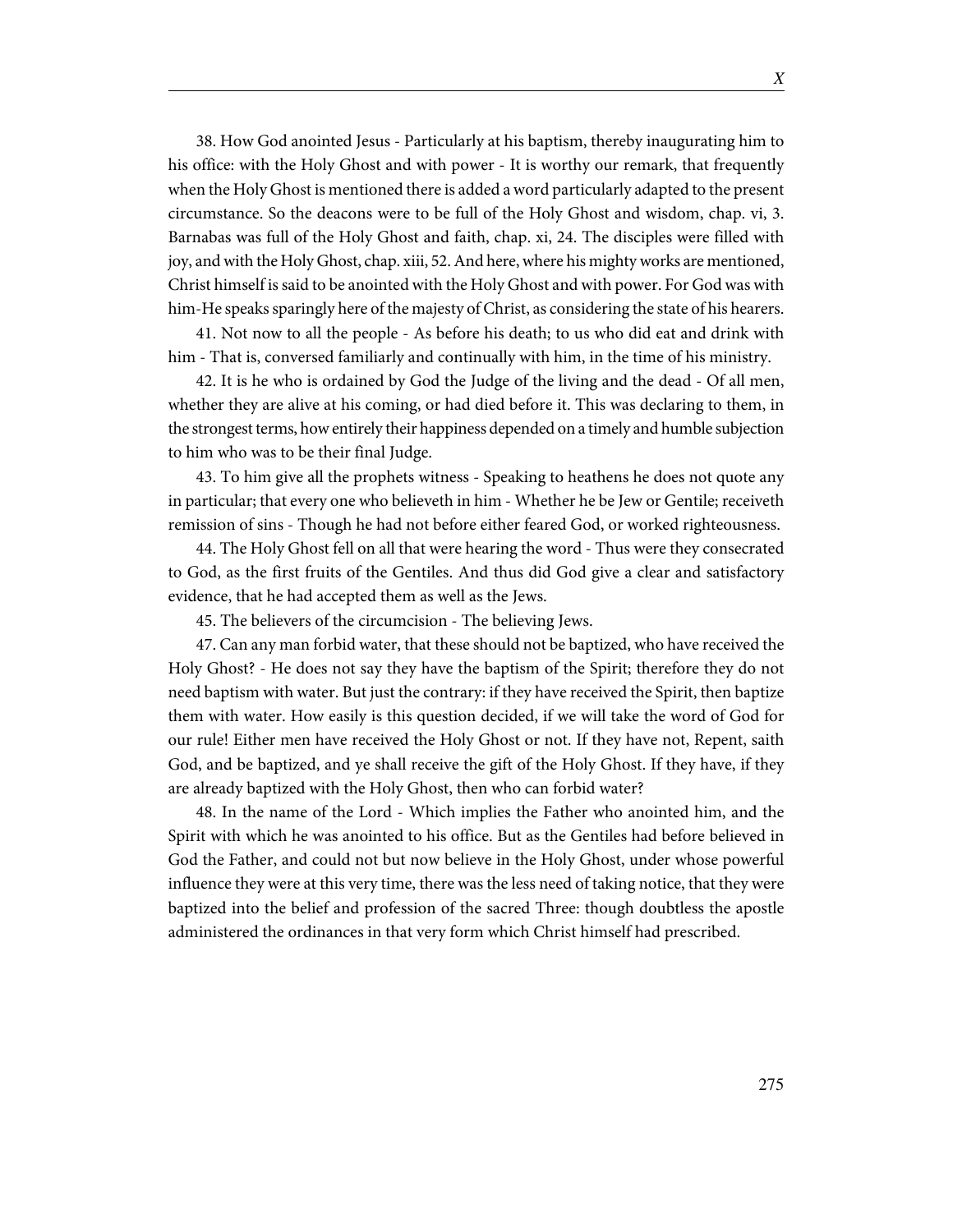38. How God anointed Jesus - Particularly at his baptism, thereby inaugurating him to his office: with the Holy Ghost and with power - It is worthy our remark, that frequently when the Holy Ghost is mentioned there is added a word particularly adapted to the present circumstance. So the deacons were to be full of the Holy Ghost and wisdom, chap. vi, 3. Barnabas was full of the Holy Ghost and faith, chap. xi, 24. The disciples were filled with joy, and with the Holy Ghost, chap. xiii, 52. And here, where his mighty works are mentioned, Christ himself is said to be anointed with the Holy Ghost and with power. For God was with him-He speaks sparingly here of the majesty of Christ, as considering the state of his hearers.

41. Not now to all the people - As before his death; to us who did eat and drink with him - That is, conversed familiarly and continually with him, in the time of his ministry.

42. It is he who is ordained by God the Judge of the living and the dead - Of all men, whether they are alive at his coming, or had died before it. This was declaring to them, in the strongest terms, how entirely their happiness depended on a timely and humble subjection to him who was to be their final Judge.

43. To him give all the prophets witness - Speaking to heathens he does not quote any in particular; that every one who believeth in him - Whether he be Jew or Gentile; receiveth remission of sins - Though he had not before either feared God, or worked righteousness.

44. The Holy Ghost fell on all that were hearing the word - Thus were they consecrated to God, as the first fruits of the Gentiles. And thus did God give a clear and satisfactory evidence, that he had accepted them as well as the Jews.

45. The believers of the circumcision - The believing Jews.

47. Can any man forbid water, that these should not be baptized, who have received the Holy Ghost? - He does not say they have the baptism of the Spirit; therefore they do not need baptism with water. But just the contrary: if they have received the Spirit, then baptize them with water. How easily is this question decided, if we will take the word of God for our rule! Either men have received the Holy Ghost or not. If they have not, Repent, saith God, and be baptized, and ye shall receive the gift of the Holy Ghost. If they have, if they are already baptized with the Holy Ghost, then who can forbid water?

48. In the name of the Lord - Which implies the Father who anointed him, and the Spirit with which he was anointed to his office. But as the Gentiles had before believed in God the Father, and could not but now believe in the Holy Ghost, under whose powerful influence they were at this very time, there was the less need of taking notice, that they were baptized into the belief and profession of the sacred Three: though doubtless the apostle administered the ordinances in that very form which Christ himself had prescribed.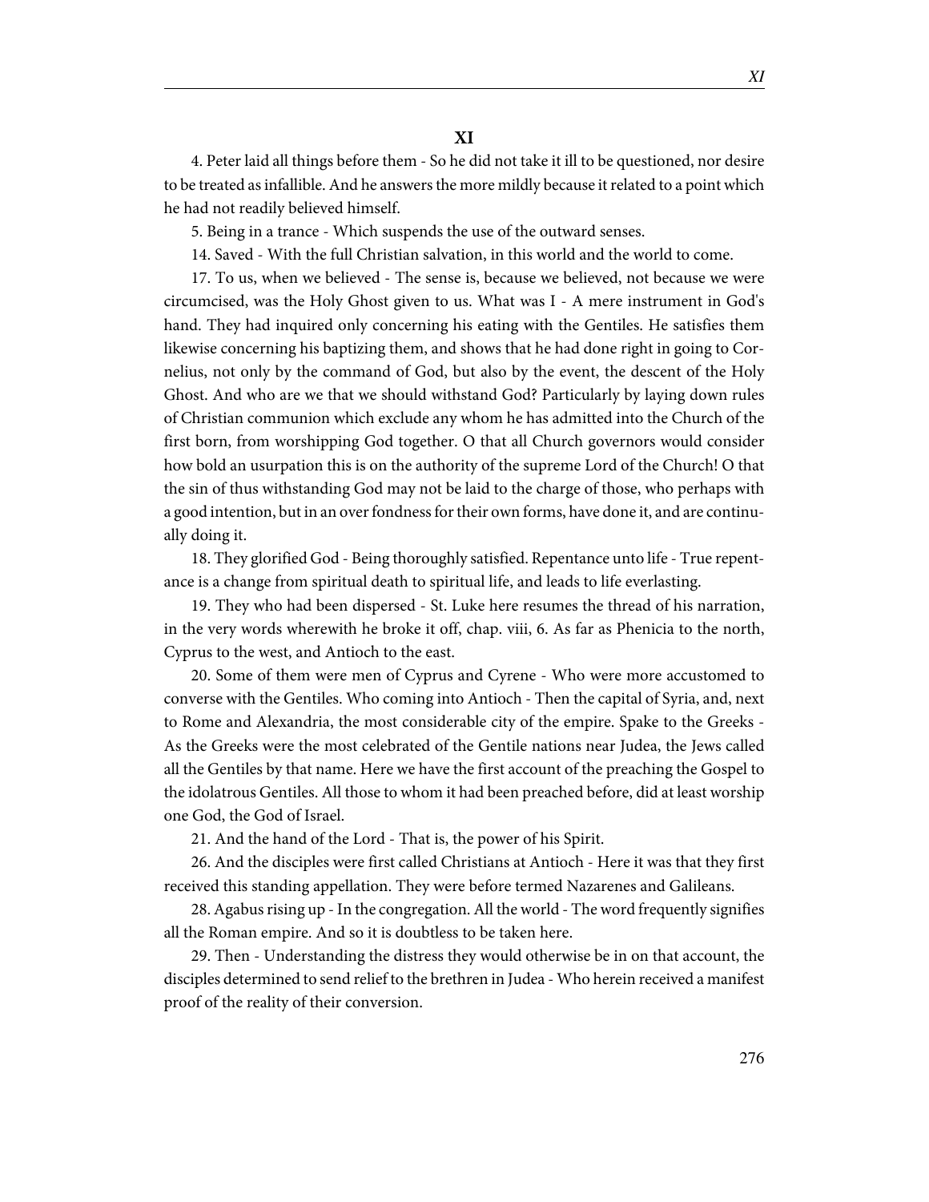# XI

4. Peter laid all things before them - So he did not take it ill to be questioned, nor desire to be treated as infallible. And he answers the more mildly because it related to a point which he had not readily believed himself.

5. Being in a trance - Which suspends the use of the outward senses.

14. Saved - With the full Christian salvation, in this world and the world to come.

17. To us, when we believed - The sense is, because we believed, not because we were circumcised, was the Holy Ghost given to us. What was I - A mere instrument in God's hand. They had inquired only concerning his eating with the Gentiles. He satisfies them likewise concerning his baptizing them, and shows that he had done right in going to Cornelius, not only by the command of God, but also by the event, the descent of the Holy Ghost. And who are we that we should withstand God? Particularly by laying down rules of Christian communion which exclude any whom he has admitted into the Church of the first born, from worshipping God together. O that all Church governors would consider how bold an usurpation this is on the authority of the supreme Lord of the Church! O that the sin of thus withstanding God may not be laid to the charge of those, who perhaps with a good intention, but in an over fondness for their own forms, have done it, and are continually doing it.

18. They glorified God - Being thoroughly satisfied. Repentance unto life - True repentance is a change from spiritual death to spiritual life, and leads to life everlasting.

19. They who had been dispersed - St. Luke here resumes the thread of his narration, in the very words wherewith he broke it off, chap. viii, 6. As far as Phenicia to the north, Cyprus to the west, and Antioch to the east.

20. Some of them were men of Cyprus and Cyrene - Who were more accustomed to converse with the Gentiles. Who coming into Antioch - Then the capital of Syria, and, next to Rome and Alexandria, the most considerable city of the empire. Spake to the Greeks - As the Greeks were the most celebrated of the Gentile nations near Judea, the Jews called all the Gentiles by that name. Here we have the first account of the preaching the Gospel to the idolatrous Gentiles. All those to whom it had been preached before, did at least worship one God, the God of Israel.

21. And the hand of the Lord - That is, the power of his Spirit.

26. And the disciples were first called Christians at Antioch - Here it was that they first received this standing appellation. They were before termed Nazarenes and Galileans.

28. Agabus rising up - In the congregation. All the world - The word frequently signifies all the Roman empire. And so it is doubtless to be taken here.

29. Then - Understanding the distress they would otherwise be in on that account, the disciples determined to send relief to the brethren in Judea - Who herein received a manifest proof of the reality of their conversion.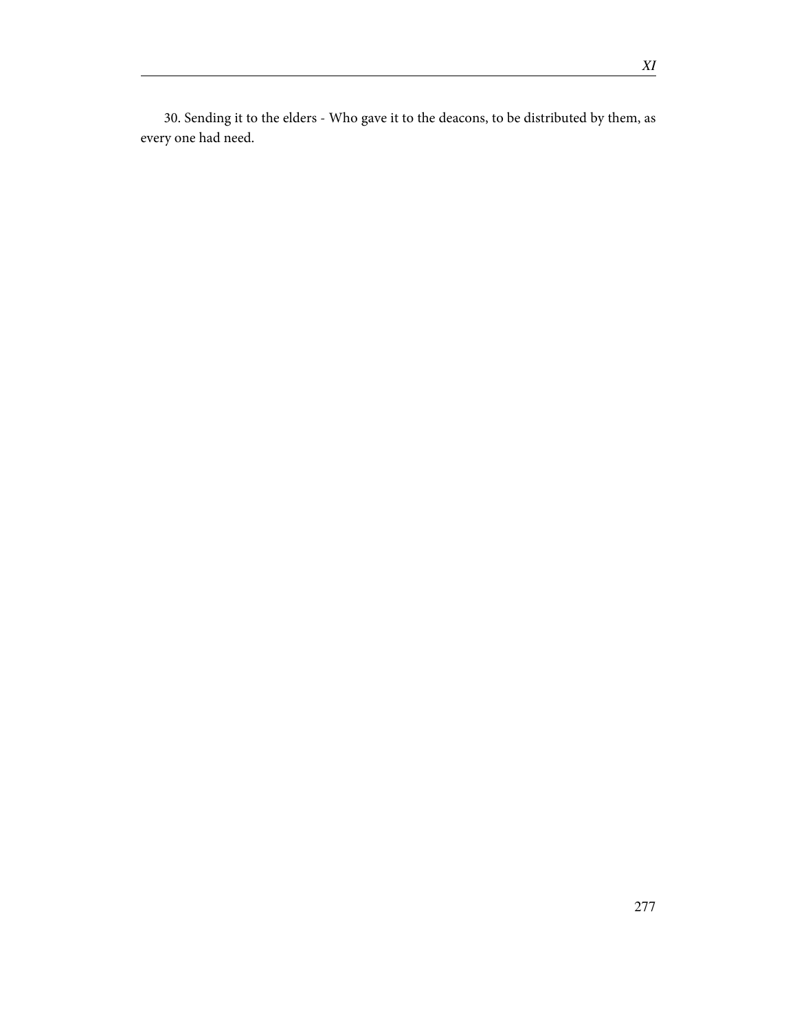30. Sending it to the elders - Who gave it to the deacons, to be distributed by them, as every one had need.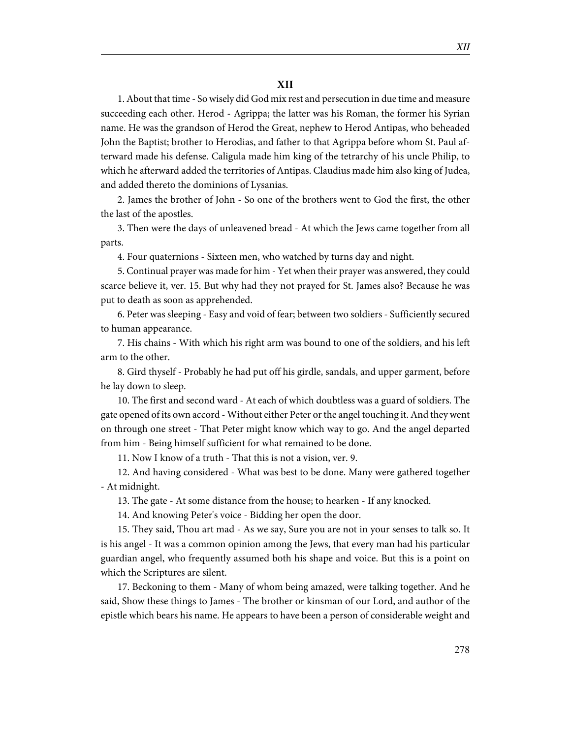## XII

1. About that time - So wisely did God mix rest and persecution in due time and measure succeeding each other. Herod - Agrippa; the latter was his Roman, the former his Syrian name. He was the grandson of Herod the Great, nephew to Herod Antipas, who beheaded John the Baptist; brother to Herodias, and father to that Agrippa before whom St. Paul afterward made his defense. Caligula made him king of the tetrarchy of his uncle Philip, to which he afterward added the territories of Antipas. Claudius made him also king of Judea, and added thereto the dominions of Lysanias.

2. James the brother of John - So one of the brothers went to God the first, the other the last of the apostles.

3. Then were the days of unleavened bread - At which the Jews came together from all parts.

4. Four quaternions - Sixteen men, who watched by turns day and night.

5. Continual prayer was made for him - Yet when their prayer was answered, they could scarce believe it, ver. 15. But why had they not prayed for St. James also? Because he was put to death as soon as apprehended.

6. Peter was sleeping - Easy and void of fear; between two soldiers - Sufficiently secured to human appearance.

7. His chains - With which his right arm was bound to one of the soldiers, and his left arm to the other.

8. Gird thyself - Probably he had put off his girdle, sandals, and upper garment, before he lay down to sleep.

10. The first and second ward - At each of which doubtless was a guard of soldiers. The gate opened of its own accord - Without either Peter or the angel touching it. And they went on through one street - That Peter might know which way to go. And the angel departed from him - Being himself sufficient for what remained to be done.

11. Now I know of a truth - That this is not a vision, ver. 9.

12. And having considered - What was best to be done. Many were gathered together - At midnight.

13. The gate - At some distance from the house; to hearken - If any knocked.

14. And knowing Peter's voice - Bidding her open the door.

15. They said, Thou art mad - As we say, Sure you are not in your senses to talk so. It is his angel - It was a common opinion among the Jews, that every man had his particular guardian angel, who frequently assumed both his shape and voice. But this is a point on which the Scriptures are silent.

17. Beckoning to them - Many of whom being amazed, were talking together. And he said, Show these things to James - The brother or kinsman of our Lord, and author of the epistle which bears his name. He appears to have been a person of considerable weight and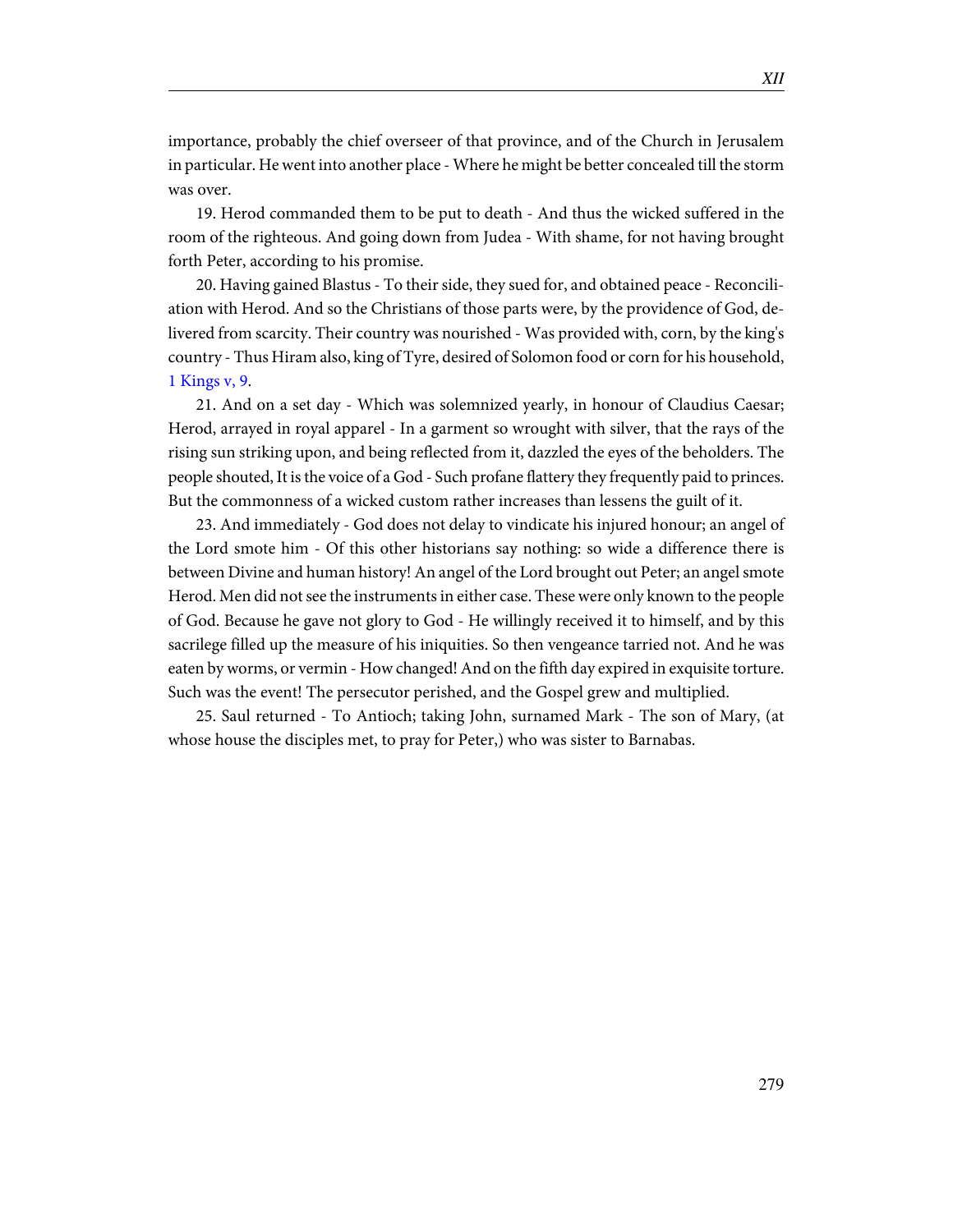importance, probably the chief overseer of that province, and of the Church in Jerusalem in particular. He went into another place - Where he might be better concealed till the storm was over.

19. Herod commanded them to be put to death - And thus the wicked suffered in the room of the righteous. And going down from Judea - With shame, for not having brought forth Peter, according to his promise.

20. Having gained Blastus - To their side, they sued for, and obtained peace - Reconciliation with Herod. And so the Christians of those parts were, by the providence of God, delivered from scarcity. Their country was nourished - Was provided with, corn, by the king's country - Thus Hiram also, king of Tyre, desired of Solomon food or corn for his household, 1 Kings v, 9.

21. And on a set day - Which was solemnized yearly, in honour of Claudius Caesar; Herod, arrayed in royal apparel - In a garment so wrought with silver, that the rays of the rising sun striking upon, and being reflected from it, dazzled the eyes of the beholders. The people shouted, It is the voice of a God - Such profane flattery they frequently paid to princes. But the commonness of a wicked custom rather increases than lessens the guilt of it.

23. And immediately - God does not delay to vindicate his injured honour; an angel of the Lord smote him - Of this other historians say nothing: so wide a difference there is between Divine and human history! An angel of the Lord brought out Peter; an angel smote Herod. Men did not see the instruments in either case. These were only known to the people of God. Because he gave not glory to God - He willingly received it to himself, and by this sacrilege filled up the measure of his iniquities. So then vengeance tarried not. And he was eaten by worms, or vermin - How changed! And on the fifth day expired in exquisite torture. Such was the event! The persecutor perished, and the Gospel grew and multiplied.

25. Saul returned - To Antioch; taking John, surnamed Mark - The son of Mary, (at whose house the disciples met, to pray for Peter,) who was sister to Barnabas.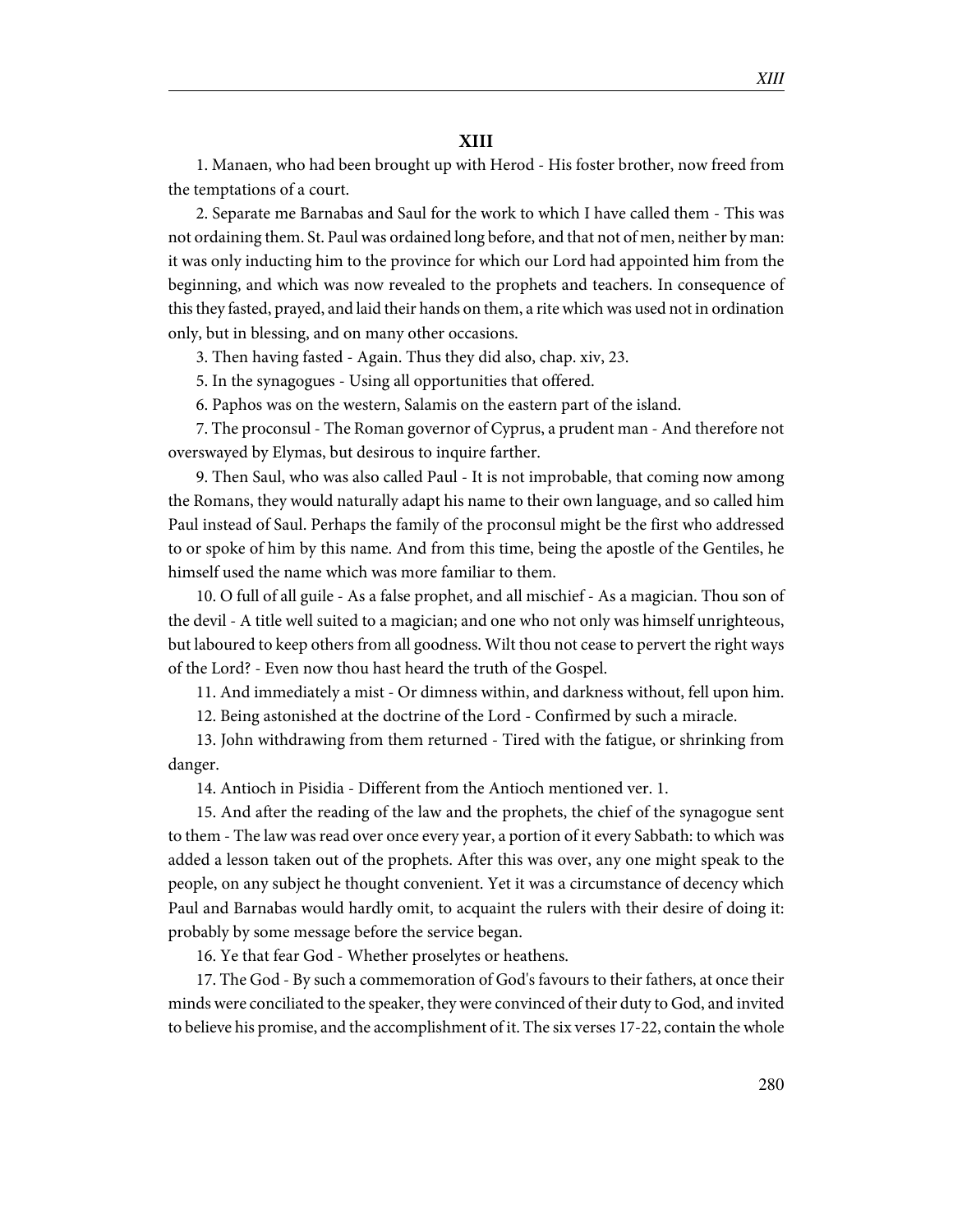## XIII

1. Manaen, who had been brought up with Herod - His foster brother, now freed from the temptations of a court.

2. Separate me Barnabas and Saul for the work to which I have called them - This was not ordaining them. St. Paul was ordained long before, and that not of men, neither by man: it was only inducting him to the province for which our Lord had appointed him from the beginning, and which was now revealed to the prophets and teachers. In consequence of this they fasted, prayed, and laid their hands on them, a rite which was used not in ordination only, but in blessing, and on many other occasions.

3. Then having fasted - Again. Thus they did also, chap. xiv, 23.

5. In the synagogues - Using all opportunities that offered.

6. Paphos was on the western, Salamis on the eastern part of the island.

7. The proconsul - The Roman governor of Cyprus, a prudent man - And therefore not overswayed by Elymas, but desirous to inquire farther.

9. Then Saul, who was also called Paul - It is not improbable, that coming now among the Romans, they would naturally adapt his name to their own language, and so called him Paul instead of Saul. Perhaps the family of the proconsul might be the first who addressed to or spoke of him by this name. And from this time, being the apostle of the Gentiles, he himself used the name which was more familiar to them.

10. O full of all guile - As a false prophet, and all mischief - As a magician. Thou son of the devil - A title well suited to a magician; and one who not only was himself unrighteous, but laboured to keep others from all goodness. Wilt thou not cease to pervert the right ways of the Lord? - Even now thou hast heard the truth of the Gospel.

11. And immediately a mist - Or dimness within, and darkness without, fell upon him.

12. Being astonished at the doctrine of the Lord - Confirmed by such a miracle.

13. John withdrawing from them returned - Tired with the fatigue, or shrinking from danger.

14. Antioch in Pisidia - Different from the Antioch mentioned ver. 1.

15. And after the reading of the law and the prophets, the chief of the synagogue sent to them - The law was read over once every year, a portion of it every Sabbath: to which was added a lesson taken out of the prophets. After this was over, any one might speak to the people, on any subject he thought convenient. Yet it was a circumstance of decency which Paul and Barnabas would hardly omit, to acquaint the rulers with their desire of doing it: probably by some message before the service began.

16. Ye that fear God - Whether proselytes or heathens.

17. The God - By such a commemoration of God's favours to their fathers, at once their minds were conciliated to the speaker, they were convinced of their duty to God, and invited to believe his promise, and the accomplishment of it. The six verses 17-22, contain the whole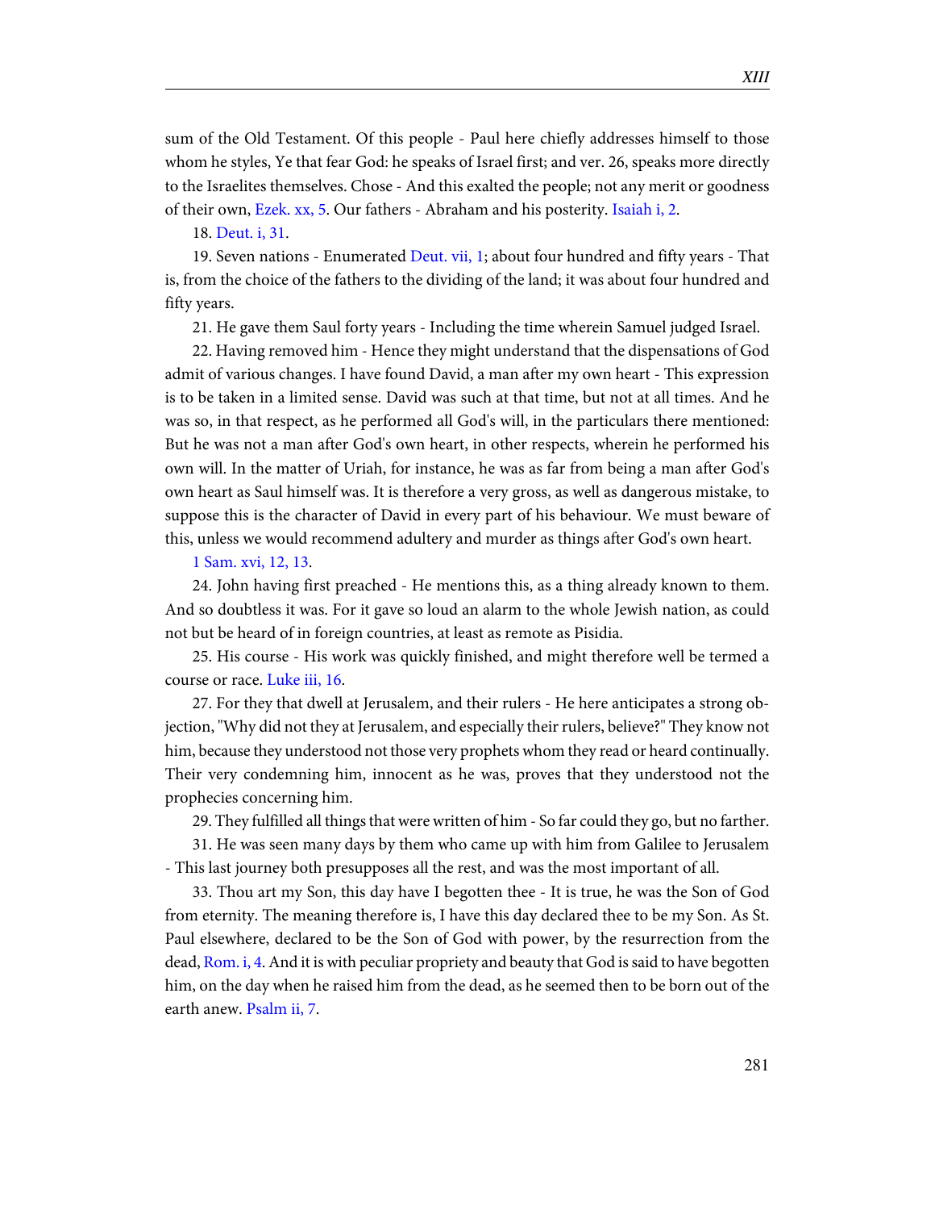sum of the Old Testament. Of this people - Paul here chiefly addresses himself to those whom he styles, Ye that fear God: he speaks of Israel first; and ver. 26, speaks more directly to the Israelites themselves. Chose - And this exalted the people; not any merit or goodness of their own, Ezek. xx, 5. Our fathers - Abraham and his posterity. Isaiah i, 2.

18. Deut. i, 31.

19. Seven nations - Enumerated Deut. vii, 1; about four hundred and fifty years - That is, from the choice of the fathers to the dividing of the land; it was about four hundred and fifty years.

21. He gave them Saul forty years - Including the time wherein Samuel judged Israel.

22. Having removed him - Hence they might understand that the dispensations of God admit of various changes. I have found David, a man after my own heart - This expression is to be taken in a limited sense. David was such at that time, but not at all times. And he was so, in that respect, as he performed all God's will, in the particulars there mentioned: But he was not a man after God's own heart, in other respects, wherein he performed his own will. In the matter of Uriah, for instance, he was as far from being a man after God's own heart as Saul himself was. It is therefore a very gross, as well as dangerous mistake, to suppose this is the character of David in every part of his behaviour. We must beware of this, unless we would recommend adultery and murder as things after God's own heart.

1 Sam. xvi, 12, 13.

24. John having first preached - He mentions this, as a thing already known to them. And so doubtless it was. For it gave so loud an alarm to the whole Jewish nation, as could not but be heard of in foreign countries, at least as remote as Pisidia.

25. His course - His work was quickly finished, and might therefore well be termed a course or race. Luke iii, 16.

27. For they that dwell at Jerusalem, and their rulers - He here anticipates a strong objection, "Why did not they at Jerusalem, and especially their rulers, believe?" They know not him, because they understood not those very prophets whom they read or heard continually. Their very condemning him, innocent as he was, proves that they understood not the prophecies concerning him.

29. They fulfilled all things that were written of him - So far could they go, but no farther.

31. He was seen many days by them who came up with him from Galilee to Jerusalem - This last journey both presupposes all the rest, and was the most important of all.

33. Thou art my Son, this day have I begotten thee - It is true, he was the Son of God from eternity. The meaning therefore is, I have this day declared thee to be my Son. As St. Paul elsewhere, declared to be the Son of God with power, by the resurrection from the dead, Rom. i, 4. And it is with peculiar propriety and beauty that God is said to have begotten him, on the day when he raised him from the dead, as he seemed then to be born out of the earth anew. Psalm ii, 7.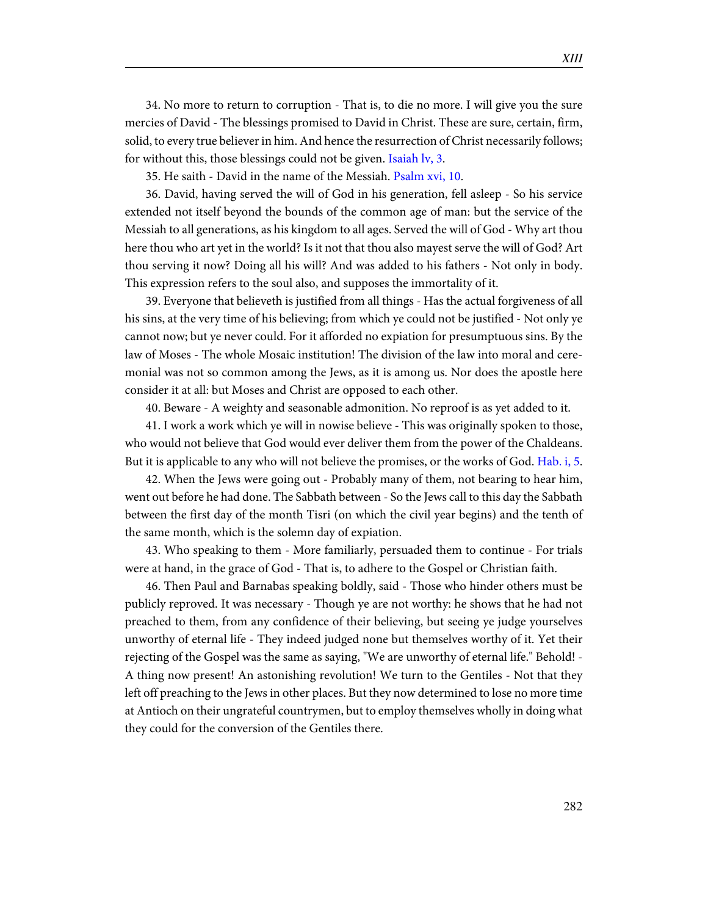34. No more to return to corruption - That is, to die no more. I will give you the sure mercies of David - The blessings promised to David in Christ. These are sure, certain, firm, solid, to every true believer in him. And hence the resurrection of Christ necessarily follows; for without this, those blessings could not be given. Isaiah lv, 3.

35. He saith - David in the name of the Messiah. Psalm xvi, 10.

36. David, having served the will of God in his generation, fell asleep - So his service extended not itself beyond the bounds of the common age of man: but the service of the Messiah to all generations, as his kingdom to all ages. Served the will of God - Why art thou here thou who art yet in the world? Is it not that thou also mayest serve the will of God? Art thou serving it now? Doing all his will? And was added to his fathers - Not only in body. This expression refers to the soul also, and supposes the immortality of it.

39. Everyone that believeth is justified from all things - Has the actual forgiveness of all his sins, at the very time of his believing; from which ye could not be justified - Not only ye cannot now; but ye never could. For it afforded no expiation for presumptuous sins. By the law of Moses - The whole Mosaic institution! The division of the law into moral and ceremonial was not so common among the Jews, as it is among us. Nor does the apostle here consider it at all: but Moses and Christ are opposed to each other.

40. Beware - A weighty and seasonable admonition. No reproof is as yet added to it.

41. I work a work which ye will in nowise believe - This was originally spoken to those, who would not believe that God would ever deliver them from the power of the Chaldeans. But it is applicable to any who will not believe the promises, or the works of God. Hab. i, 5.

42. When the Jews were going out - Probably many of them, not bearing to hear him, went out before he had done. The Sabbath between - So the Jews call to this day the Sabbath between the first day of the month Tisri (on which the civil year begins) and the tenth of the same month, which is the solemn day of expiation.

43. Who speaking to them - More familiarly, persuaded them to continue - For trials were at hand, in the grace of God - That is, to adhere to the Gospel or Christian faith.

46. Then Paul and Barnabas speaking boldly, said - Those who hinder others must be publicly reproved. It was necessary - Though ye are not worthy: he shows that he had not preached to them, from any confidence of their believing, but seeing ye judge yourselves unworthy of eternal life - They indeed judged none but themselves worthy of it. Yet their rejecting of the Gospel was the same as saying, "We are unworthy of eternal life." Behold! - A thing now present! An astonishing revolution! We turn to the Gentiles - Not that they left off preaching to the Jews in other places. But they now determined to lose no more time at Antioch on their ungrateful countrymen, but to employ themselves wholly in doing what they could for the conversion of the Gentiles there.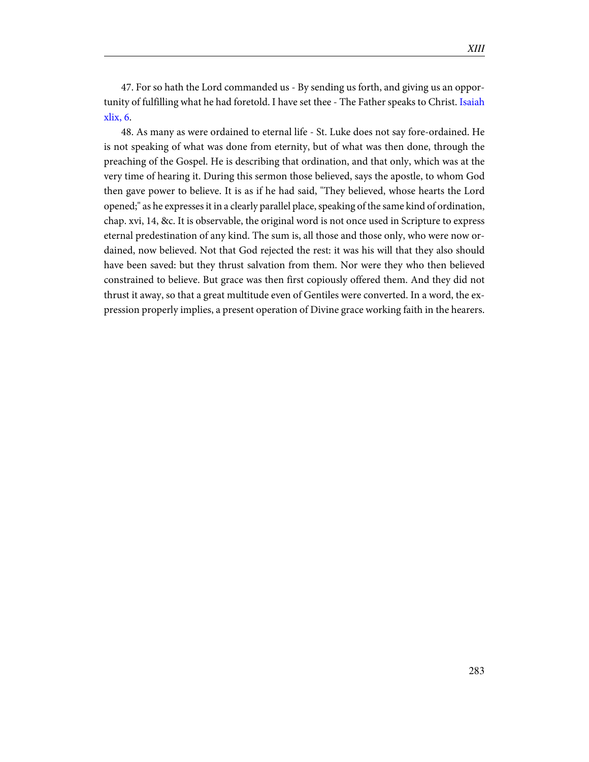47. For so hath the Lord commanded us - By sending us forth, and giving us an opportunity of fulfilling what he had foretold. I have set thee - The Father speaks to Christ. Isaiah xlix, 6.

48. As many as were ordained to eternal life - St. Luke does not say fore-ordained. He is not speaking of what was done from eternity, but of what was then done, through the preaching of the Gospel. He is describing that ordination, and that only, which was at the very time of hearing it. During this sermon those believed, says the apostle, to whom God then gave power to believe. It is as if he had said, "They believed, whose hearts the Lord opened;" as he expresses it in a clearly parallel place, speaking of the same kind of ordination, chap. xvi, 14, &c. It is observable, the original word is not once used in Scripture to express eternal predestination of any kind. The sum is, all those and those only, who were now ordained, now believed. Not that God rejected the rest: it was his will that they also should have been saved: but they thrust salvation from them. Nor were they who then believed constrained to believe. But grace was then first copiously offered them. And they did not thrust it away, so that a great multitude even of Gentiles were converted. In a word, the expression properly implies, a present operation of Divine grace working faith in the hearers.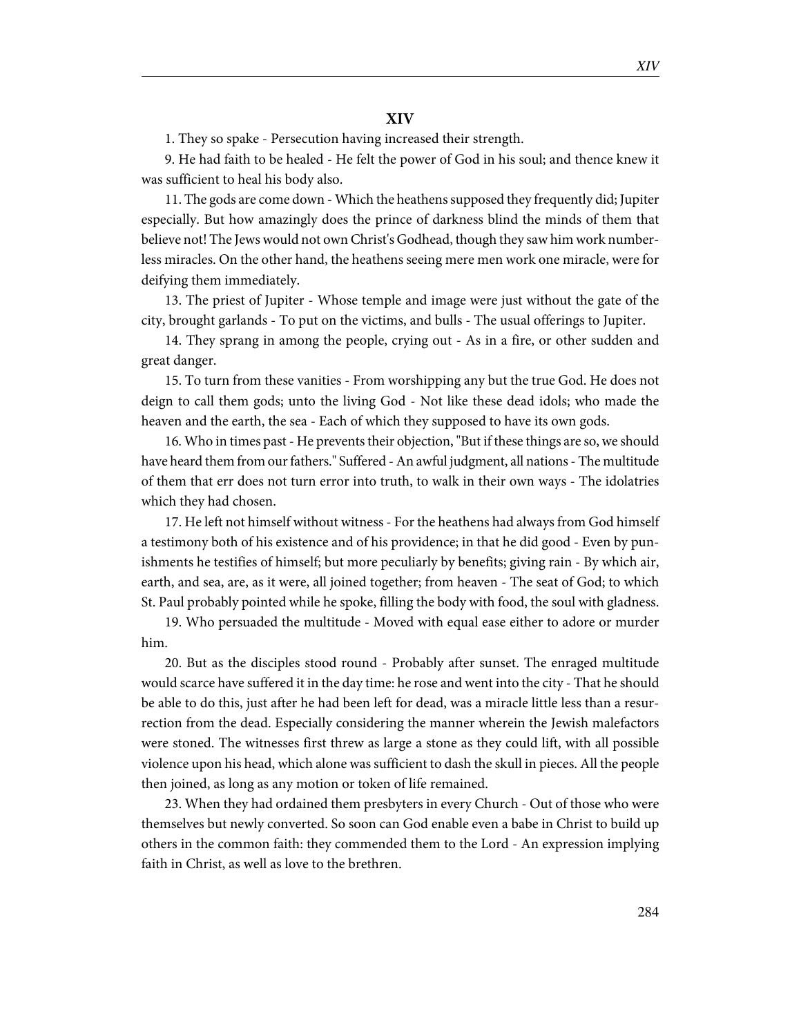## XIV

1. They so spake - Persecution having increased their strength.

9. He had faith to be healed - He felt the power of God in his soul; and thence knew it was sufficient to heal his body also.

11. The gods are come down - Which the heathens supposed they frequently did; Jupiter especially. But how amazingly does the prince of darkness blind the minds of them that believe not! The Jews would not own Christ's Godhead, though they saw him work numberless miracles. On the other hand, the heathens seeing mere men work one miracle, were for deifying them immediately.

13. The priest of Jupiter - Whose temple and image were just without the gate of the city, brought garlands - To put on the victims, and bulls - The usual offerings to Jupiter.

14. They sprang in among the people, crying out - As in a fire, or other sudden and great danger.

15. To turn from these vanities - From worshipping any but the true God. He does not deign to call them gods; unto the living God - Not like these dead idols; who made the heaven and the earth, the sea - Each of which they supposed to have its own gods.

16. Who in times past - He prevents their objection, "But if these things are so, we should have heard them from our fathers." Suffered - An awful judgment, all nations - The multitude of them that err does not turn error into truth, to walk in their own ways - The idolatries which they had chosen.

17. He left not himself without witness - For the heathens had always from God himself a testimony both of his existence and of his providence; in that he did good - Even by punishments he testifies of himself; but more peculiarly by benefits; giving rain - By which air, earth, and sea, are, as it were, all joined together; from heaven - The seat of God; to which St. Paul probably pointed while he spoke, filling the body with food, the soul with gladness.

19. Who persuaded the multitude - Moved with equal ease either to adore or murder him.

20. But as the disciples stood round - Probably after sunset. The enraged multitude would scarce have suffered it in the day time: he rose and went into the city - That he should be able to do this, just after he had been left for dead, was a miracle little less than a resurrection from the dead. Especially considering the manner wherein the Jewish malefactors were stoned. The witnesses first threw as large a stone as they could lift, with all possible violence upon his head, which alone was sufficient to dash the skull in pieces. All the people then joined, as long as any motion or token of life remained.

23. When they had ordained them presbyters in every Church - Out of those who were themselves but newly converted. So soon can God enable even a babe in Christ to build up others in the common faith: they commended them to the Lord - An expression implying faith in Christ, as well as love to the brethren.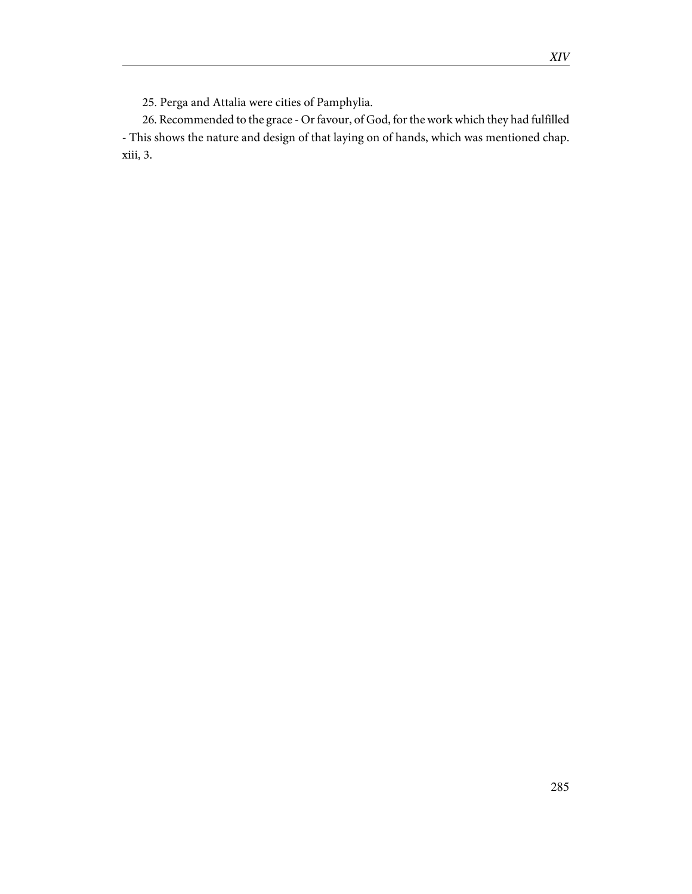25. Perga and Attalia were cities of Pamphylia.

26. Recommended to the grace - Or favour, of God, for the work which they had fulfilled - This shows the nature and design of that laying on of hands, which was mentioned chap. xiii, 3.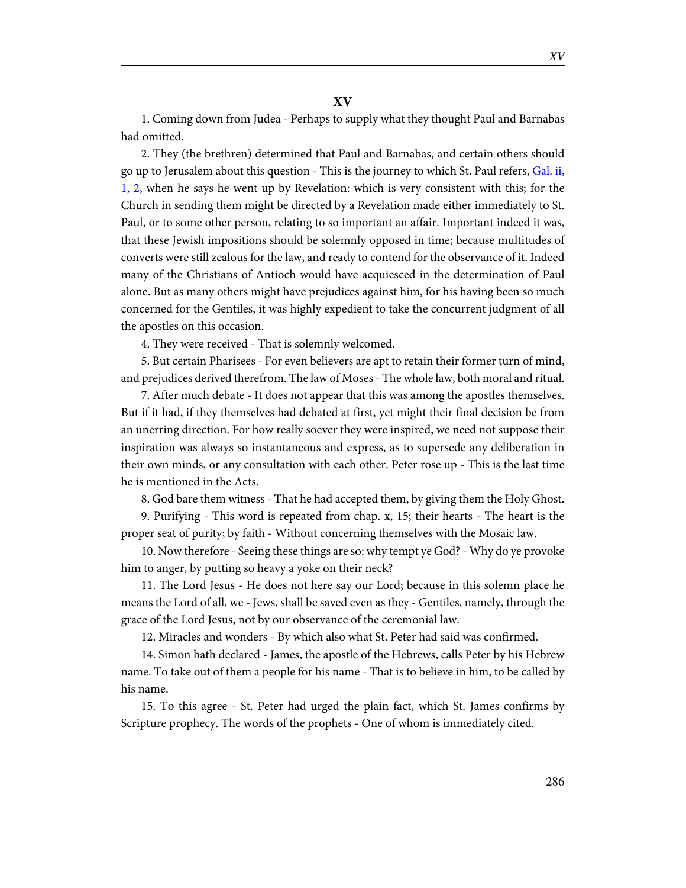## XV

1. Coming down from Judea - Perhaps to supply what they thought Paul and Barnabas had omitted.

2. They (the brethren) determined that Paul and Barnabas, and certain others should go up to Jerusalem about this question - This is the journey to which St. Paul refers, Gal. ii, 1, 2, when he says he went up by Revelation: which is very consistent with this; for the Church in sending them might be directed by a Revelation made either immediately to St. Paul, or to some other person, relating to so important an affair. Important indeed it was, that these Jewish impositions should be solemnly opposed in time; because multitudes of converts were still zealous for the law, and ready to contend for the observance of it. Indeed many of the Christians of Antioch would have acquiesced in the determination of Paul alone. But as many others might have prejudices against him, for his having been so much concerned for the Gentiles, it was highly expedient to take the concurrent judgment of all the apostles on this occasion.

4. They were received - That is solemnly welcomed.

5. But certain Pharisees - For even believers are apt to retain their former turn of mind, and prejudices derived therefrom. The law of Moses - The whole law, both moral and ritual.

7. After much debate - It does not appear that this was among the apostles themselves. But if it had, if they themselves had debated at first, yet might their final decision be from an unerring direction. For how really soever they were inspired, we need not suppose their inspiration was always so instantaneous and express, as to supersede any deliberation in their own minds, or any consultation with each other. Peter rose up - This is the last time he is mentioned in the Acts.

8. God bare them witness - That he had accepted them, by giving them the Holy Ghost.

9. Purifying - This word is repeated from chap. x, 15; their hearts - The heart is the proper seat of purity; by faith - Without concerning themselves with the Mosaic law.

10. Now therefore - Seeing these things are so: why tempt ye God? - Why do ye provoke him to anger, by putting so heavy a yoke on their neck?

11. The Lord Jesus - He does not here say our Lord; because in this solemn place he means the Lord of all, we - Jews, shall be saved even as they - Gentiles, namely, through the grace of the Lord Jesus, not by our observance of the ceremonial law.

12. Miracles and wonders - By which also what St. Peter had said was confirmed.

14. Simon hath declared - James, the apostle of the Hebrews, calls Peter by his Hebrew name. To take out of them a people for his name - That is to believe in him, to be called by his name.

15. To this agree - St. Peter had urged the plain fact, which St. James confirms by Scripture prophecy. The words of the prophets - One of whom is immediately cited.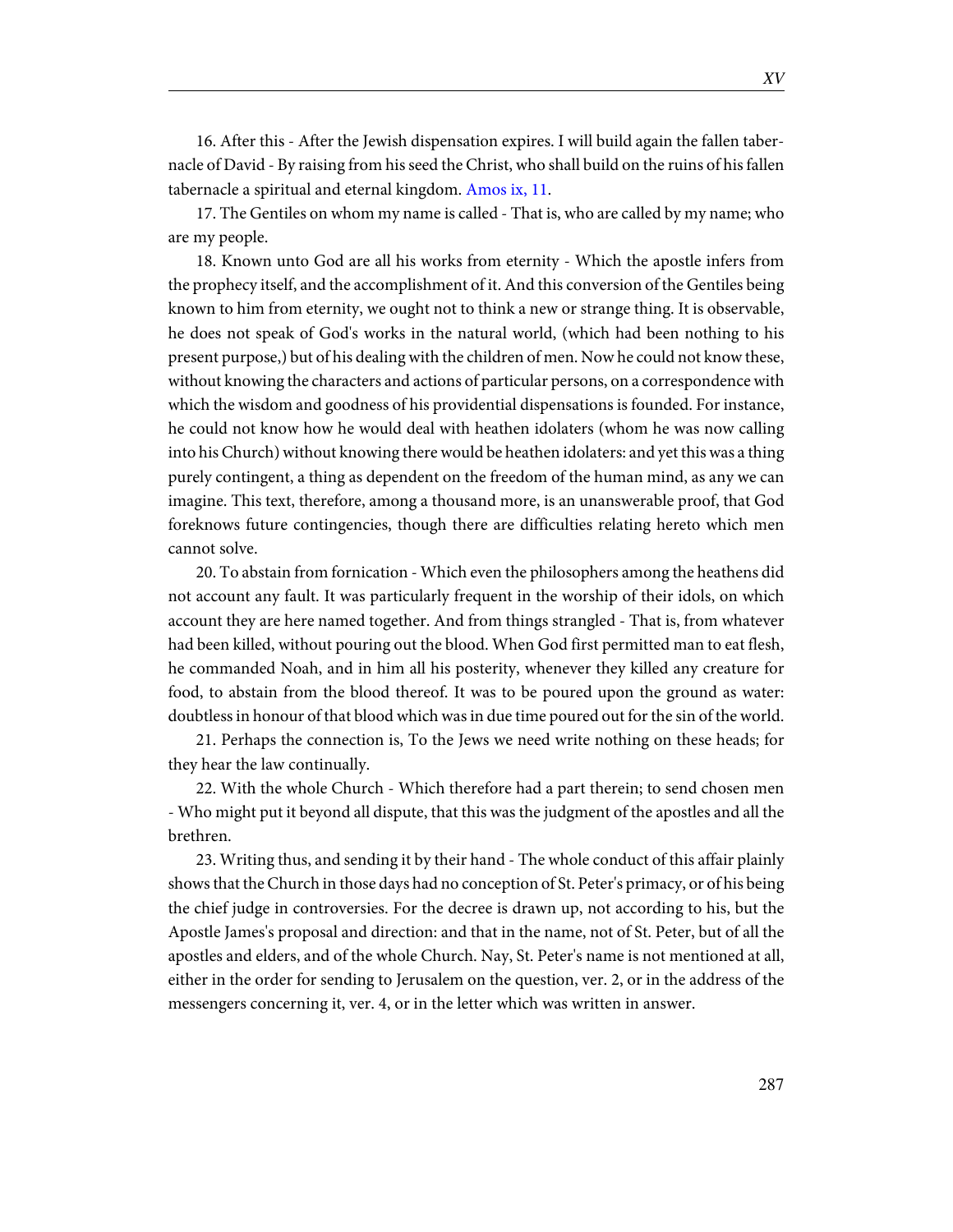16. After this - After the Jewish dispensation expires. I will build again the fallen tabernacle of David - By raising from his seed the Christ, who shall build on the ruins of his fallen tabernacle a spiritual and eternal kingdom. Amos ix, 11.

17. The Gentiles on whom my name is called - That is, who are called by my name; who are my people.

18. Known unto God are all his works from eternity - Which the apostle infers from the prophecy itself, and the accomplishment of it. And this conversion of the Gentiles being known to him from eternity, we ought not to think a new or strange thing. It is observable, he does not speak of God's works in the natural world, (which had been nothing to his present purpose,) but of his dealing with the children of men. Now he could not know these, without knowing the characters and actions of particular persons, on a correspondence with which the wisdom and goodness of his providential dispensations is founded. For instance, he could not know how he would deal with heathen idolaters (whom he was now calling into his Church) without knowing there would be heathen idolaters: and yet this was a thing purely contingent, a thing as dependent on the freedom of the human mind, as any we can imagine. This text, therefore, among a thousand more, is an unanswerable proof, that God foreknows future contingencies, though there are difficulties relating hereto which men cannot solve.

20. To abstain from fornication - Which even the philosophers among the heathens did not account any fault. It was particularly frequent in the worship of their idols, on which account they are here named together. And from things strangled - That is, from whatever had been killed, without pouring out the blood. When God first permitted man to eat flesh, he commanded Noah, and in him all his posterity, whenever they killed any creature for food, to abstain from the blood thereof. It was to be poured upon the ground as water: doubtless in honour of that blood which was in due time poured out for the sin of the world.

21. Perhaps the connection is, To the Jews we need write nothing on these heads; for they hear the law continually.

22. With the whole Church - Which therefore had a part therein; to send chosen men - Who might put it beyond all dispute, that this was the judgment of the apostles and all the brethren.

23. Writing thus, and sending it by their hand - The whole conduct of this affair plainly shows that the Church in those days had no conception of St. Peter's primacy, or of his being the chief judge in controversies. For the decree is drawn up, not according to his, but the Apostle James's proposal and direction: and that in the name, not of St. Peter, but of all the apostles and elders, and of the whole Church. Nay, St. Peter's name is not mentioned at all, either in the order for sending to Jerusalem on the question, ver. 2, or in the address of the messengers concerning it, ver. 4, or in the letter which was written in answer.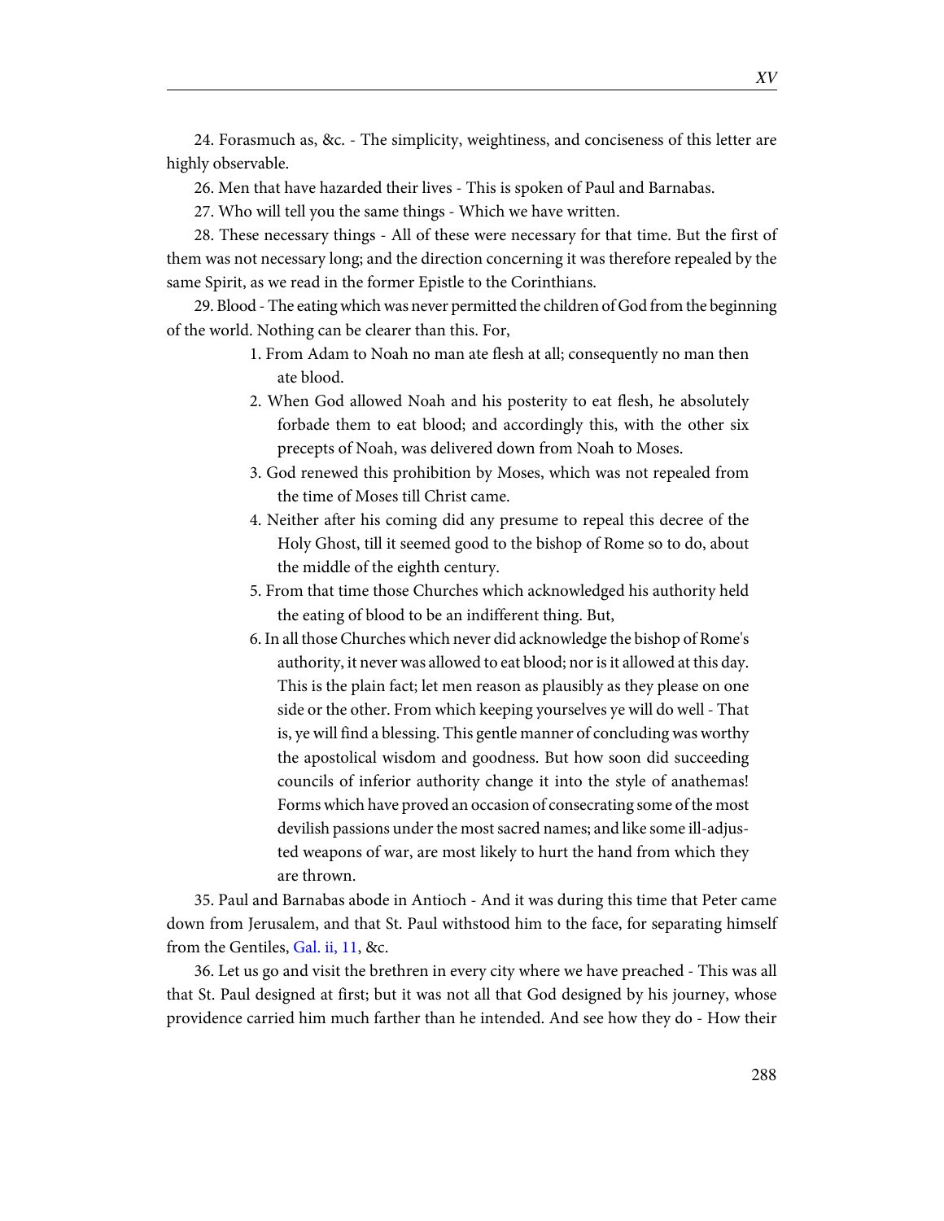24. Forasmuch as, &c. - The simplicity, weightiness, and conciseness of this letter are highly observable.

26. Men that have hazarded their lives - This is spoken of Paul and Barnabas.

27. Who will tell you the same things - Which we have written.

28. These necessary things - All of these were necessary for that time. But the first of them was not necessary long; and the direction concerning it was therefore repealed by the same Spirit, as we read in the former Epistle to the Corinthians.

29. Blood - The eating which was never permitted the children of God from the beginning of the world. Nothing can be clearer than this. For,

1. From Adam to Noah no man ate flesh at all; consequently no man then ate blood.
2. When God allowed Noah and his posterity to eat flesh, he absolutely forbade them to eat blood; and accordingly this, with the other six precepts of Noah, was delivered down from Noah to Moses.
3. God renewed this prohibition by Moses, which was not repealed from the time of Moses till Christ came.
4. Neither after his coming did any presume to repeal this decree of the Holy Ghost, till it seemed good to the bishop of Rome so to do, about the middle of the eighth century.
5. From that time those Churches which acknowledged his authority held the eating of blood to be an indifferent thing. But,
6. In all those Churches which never did acknowledge the bishop of Rome's authority, it never was allowed to eat blood; nor is it allowed at this day. This is the plain fact; let men reason as plausibly as they please on one side or the other. From which keeping yourselves ye will do well - That is, ye will find a blessing. This gentle manner of concluding was worthy the apostolical wisdom and goodness. But how soon did succeeding councils of inferior authority change it into the style of anathemas! Forms which have proved an occasion of consecrating some of the most devilish passions under the most sacred names; and like some ill-adjusted weapons of war, are most likely to hurt the hand from which they are thrown.

35. Paul and Barnabas abode in Antioch - And it was during this time that Peter came down from Jerusalem, and that St. Paul withstood him to the face, for separating himself from the Gentiles, Gal. ii, 11, &c.

36. Let us go and visit the brethren in every city where we have preached - This was all that St. Paul designed at first; but it was not all that God designed by his journey, whose providence carried him much farther than he intended. And see how they do - How their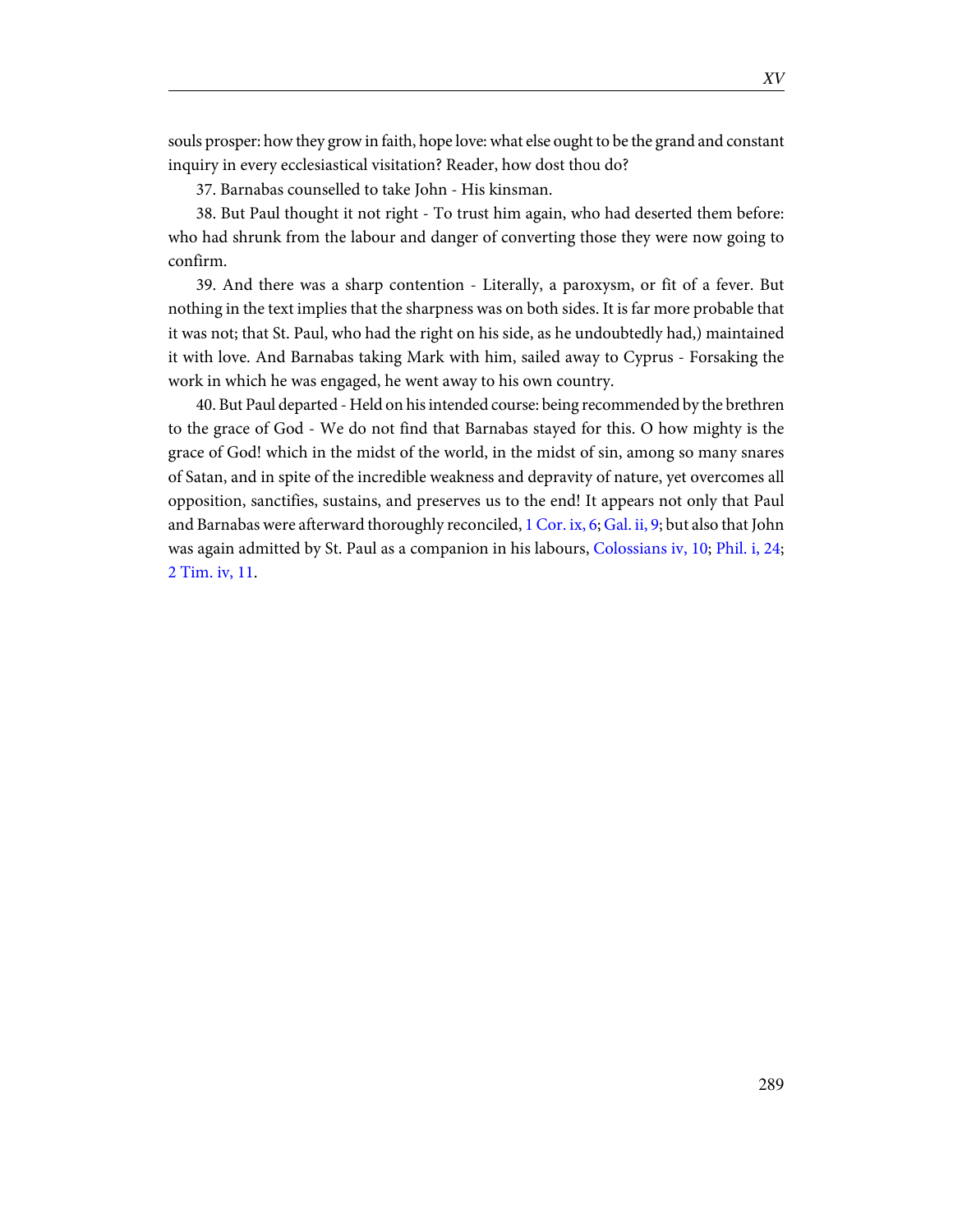souls prosper: how they grow in faith, hope love: what else ought to be the grand and constant inquiry in every ecclesiastical visitation? Reader, how dost thou do?

37. Barnabas counselled to take John - His kinsman.

38. But Paul thought it not right - To trust him again, who had deserted them before: who had shrunk from the labour and danger of converting those they were now going to confirm.

39. And there was a sharp contention - Literally, a paroxysm, or fit of a fever. But nothing in the text implies that the sharpness was on both sides. It is far more probable that it was not; that St. Paul, who had the right on his side, as he undoubtedly had,) maintained it with love. And Barnabas taking Mark with him, sailed away to Cyprus - Forsaking the work in which he was engaged, he went away to his own country.

40. But Paul departed - Held on his intended course: being recommended by the brethren to the grace of God - We do not find that Barnabas stayed for this. O how mighty is the grace of God! which in the midst of the world, in the midst of sin, among so many snares of Satan, and in spite of the incredible weakness and depravity of nature, yet overcomes all opposition, sanctifies, sustains, and preserves us to the end! It appears not only that Paul and Barnabas were afterward thoroughly reconciled, 1 Cor. ix, 6; Gal. ii, 9; but also that John was again admitted by St. Paul as a companion in his labours, Colossians iv, 10; Phil. i, 24; 2 Tim. iv, 11.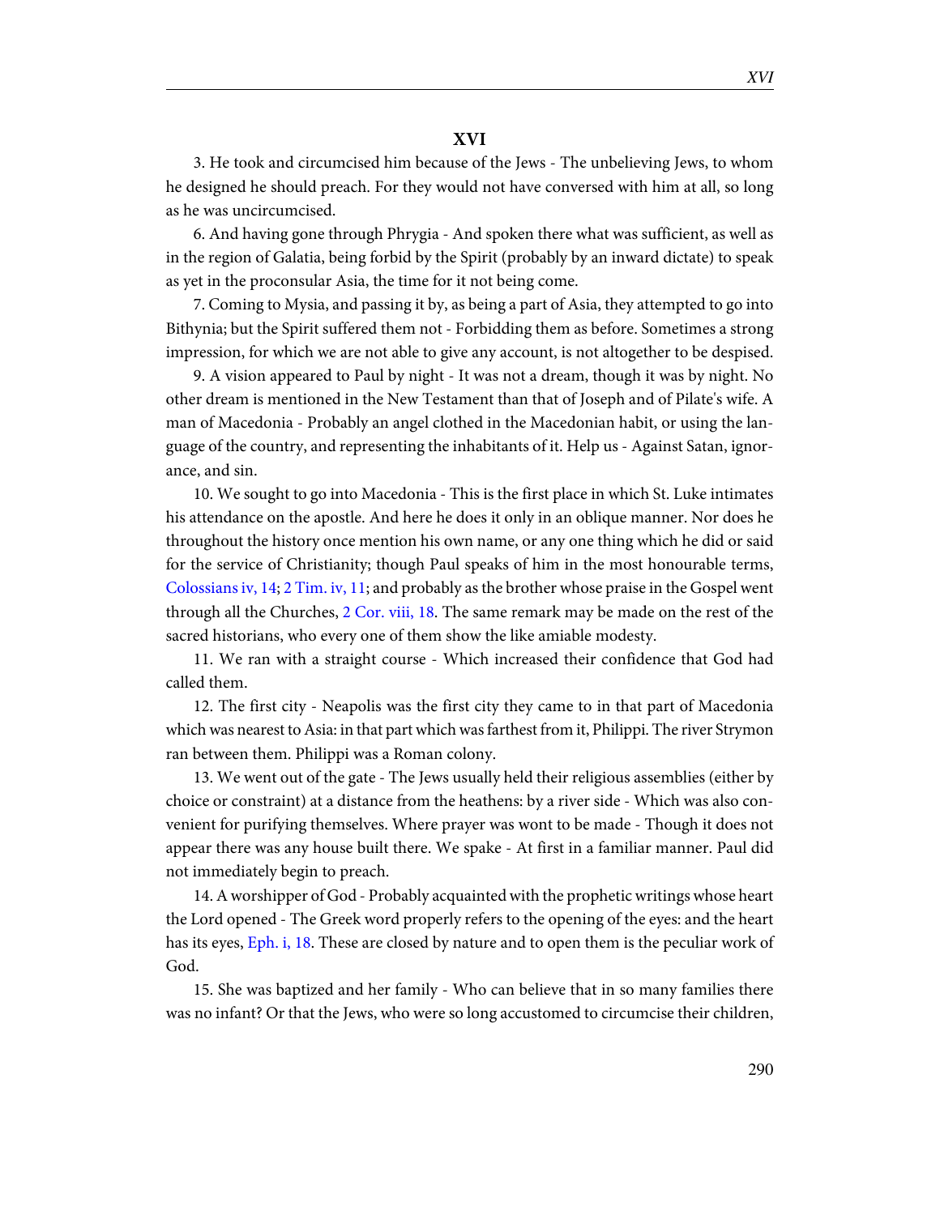## XVI

3. He took and circumcised him because of the Jews - The unbelieving Jews, to whom he designed he should preach. For they would not have conversed with him at all, so long as he was uncircumcised.

6. And having gone through Phrygia - And spoken there what was sufficient, as well as in the region of Galatia, being forbid by the Spirit (probably by an inward dictate) to speak as yet in the proconsular Asia, the time for it not being come.

7. Coming to Mysia, and passing it by, as being a part of Asia, they attempted to go into Bithynia; but the Spirit suffered them not - Forbidding them as before. Sometimes a strong impression, for which we are not able to give any account, is not altogether to be despised.

9. A vision appeared to Paul by night - It was not a dream, though it was by night. No other dream is mentioned in the New Testament than that of Joseph and of Pilate's wife. A man of Macedonia - Probably an angel clothed in the Macedonian habit, or using the language of the country, and representing the inhabitants of it. Help us - Against Satan, ignorance, and sin.

10. We sought to go into Macedonia - This is the first place in which St. Luke intimates his attendance on the apostle. And here he does it only in an oblique manner. Nor does he throughout the history once mention his own name, or any one thing which he did or said for the service of Christianity; though Paul speaks of him in the most honourable terms, Colossians iv, 14; 2 Tim. iv, 11; and probably as the brother whose praise in the Gospel went through all the Churches, 2 Cor. viii, 18. The same remark may be made on the rest of the sacred historians, who every one of them show the like amiable modesty.

11. We ran with a straight course - Which increased their confidence that God had called them.

12. The first city - Neapolis was the first city they came to in that part of Macedonia which was nearest to Asia: in that part which was farthest from it, Philippi. The river Strymon ran between them. Philippi was a Roman colony.

13. We went out of the gate - The Jews usually held their religious assemblies (either by choice or constraint) at a distance from the heathens: by a river side - Which was also convenient for purifying themselves. Where prayer was wont to be made - Though it does not appear there was any house built there. We spake - At first in a familiar manner. Paul did not immediately begin to preach.

14. A worshipper of God - Probably acquainted with the prophetic writings whose heart the Lord opened - The Greek word properly refers to the opening of the eyes: and the heart has its eyes, Eph. i, 18. These are closed by nature and to open them is the peculiar work of God.

15. She was baptized and her family - Who can believe that in so many families there was no infant? Or that the Jews, who were so long accustomed to circumcise their children,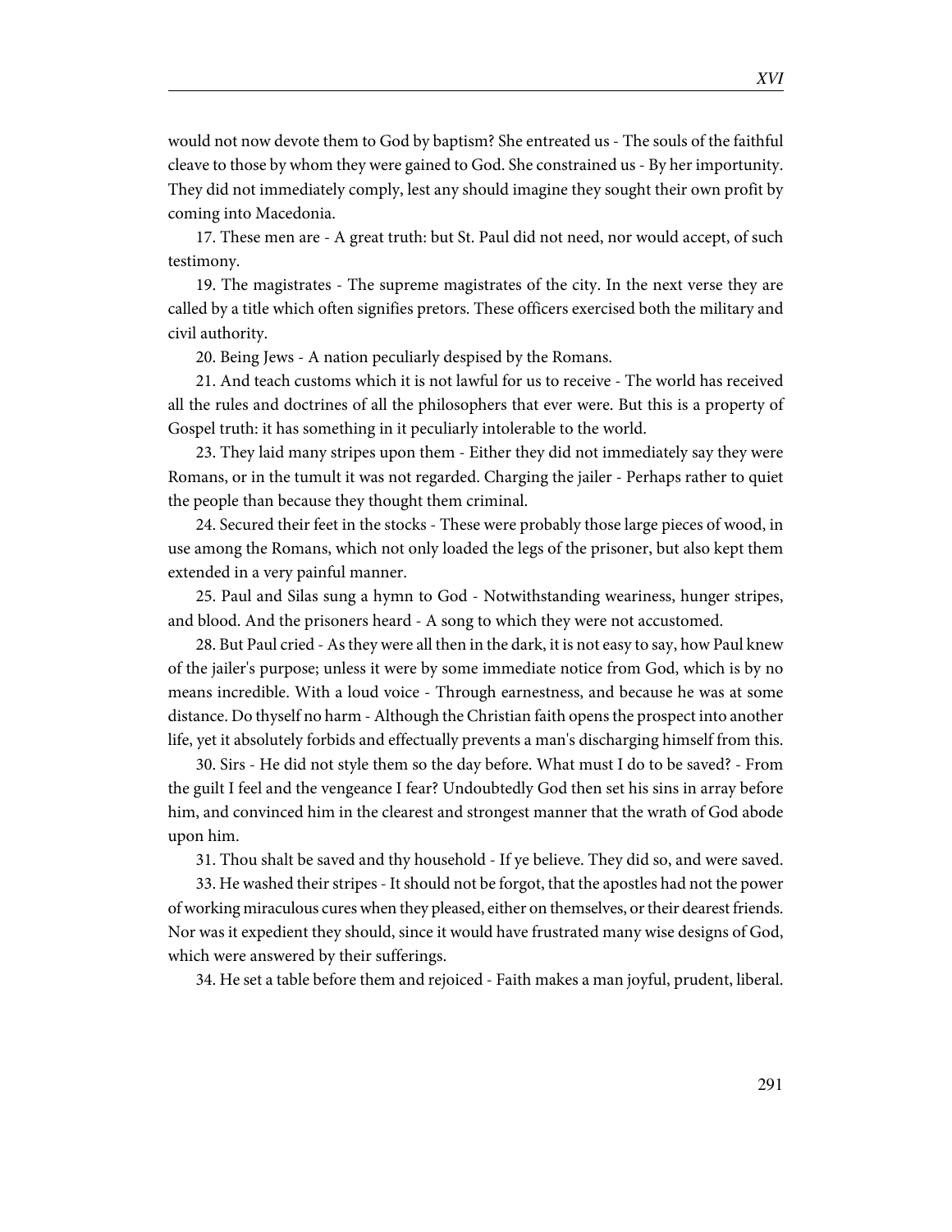would not now devote them to God by baptism? She entreated us - The souls of the faithful cleave to those by whom they were gained to God. She constrained us - By her importunity. They did not immediately comply, lest any should imagine they sought their own profit by coming into Macedonia.

17. These men are - A great truth: but St. Paul did not need, nor would accept, of such testimony.

19. The magistrates - The supreme magistrates of the city. In the next verse they are called by a title which often signifies pretors. These officers exercised both the military and civil authority.

20. Being Jews - A nation peculiarly despised by the Romans.

21. And teach customs which it is not lawful for us to receive - The world has received all the rules and doctrines of all the philosophers that ever were. But this is a property of Gospel truth: it has something in it peculiarly intolerable to the world.

23. They laid many stripes upon them - Either they did not immediately say they were Romans, or in the tumult it was not regarded. Charging the jailer - Perhaps rather to quiet the people than because they thought them criminal.

24. Secured their feet in the stocks - These were probably those large pieces of wood, in use among the Romans, which not only loaded the legs of the prisoner, but also kept them extended in a very painful manner.

25. Paul and Silas sung a hymn to God - Notwithstanding weariness, hunger stripes, and blood. And the prisoners heard - A song to which they were not accustomed.

28. But Paul cried - As they were all then in the dark, it is not easy to say, how Paul knew of the jailer's purpose; unless it were by some immediate notice from God, which is by no means incredible. With a loud voice - Through earnestness, and because he was at some distance. Do thyself no harm - Although the Christian faith opens the prospect into another life, yet it absolutely forbids and effectually prevents a man's discharging himself from this.

30. Sirs - He did not style them so the day before. What must I do to be saved? - From the guilt I feel and the vengeance I fear? Undoubtedly God then set his sins in array before him, and convinced him in the clearest and strongest manner that the wrath of God abode upon him.

31. Thou shalt be saved and thy household - If ye believe. They did so, and were saved.

33. He washed their stripes - It should not be forgot, that the apostles had not the power of working miraculous cures when they pleased, either on themselves, or their dearest friends. Nor was it expedient they should, since it would have frustrated many wise designs of God, which were answered by their sufferings.

34. He set a table before them and rejoiced - Faith makes a man joyful, prudent, liberal.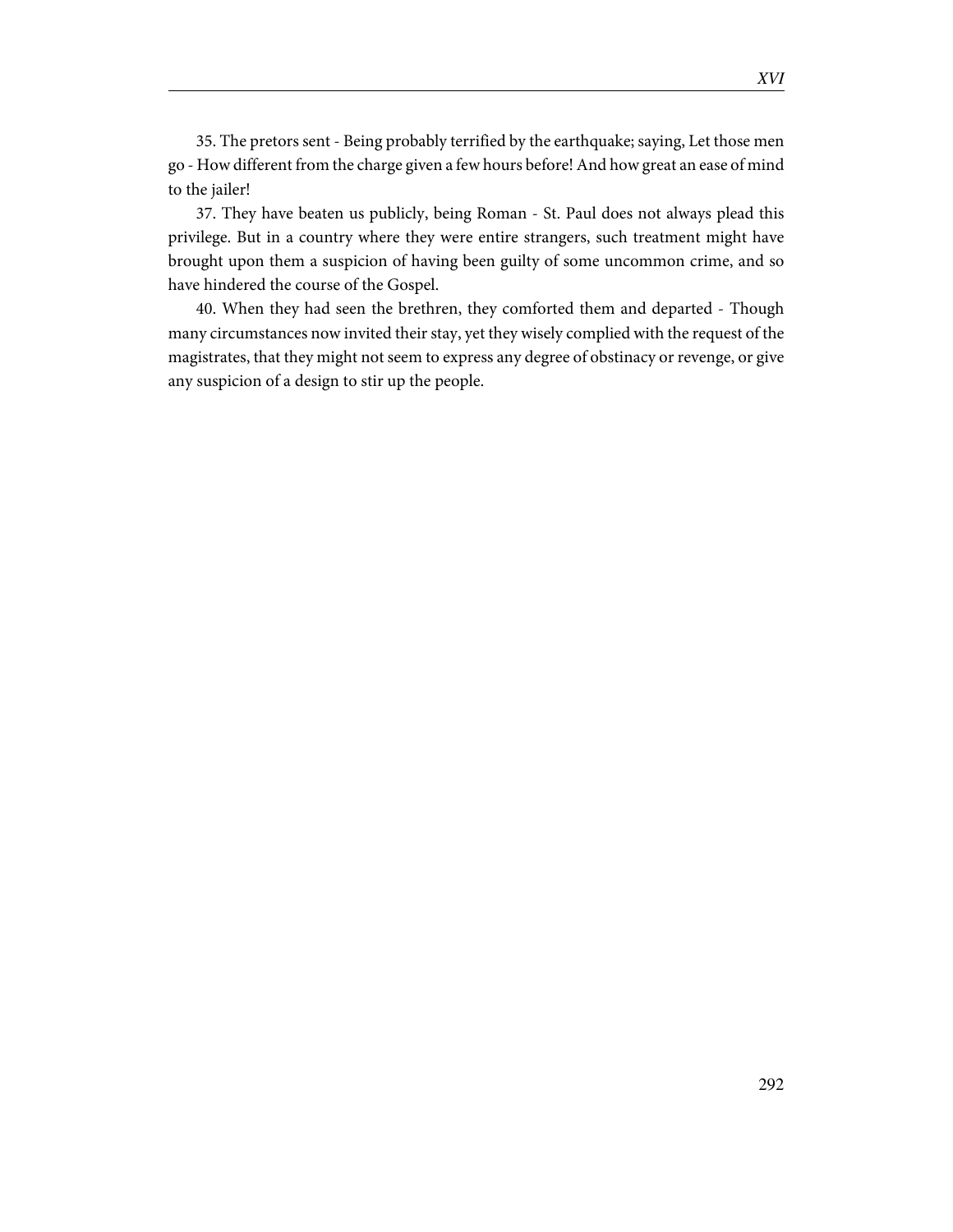35. The pretors sent - Being probably terrified by the earthquake; saying, Let those men go - How different from the charge given a few hours before! And how great an ease of mind to the jailer!

37. They have beaten us publicly, being Roman - St. Paul does not always plead this privilege. But in a country where they were entire strangers, such treatment might have brought upon them a suspicion of having been guilty of some uncommon crime, and so have hindered the course of the Gospel.

40. When they had seen the brethren, they comforted them and departed - Though many circumstances now invited their stay, yet they wisely complied with the request of the magistrates, that they might not seem to express any degree of obstinacy or revenge, or give any suspicion of a design to stir up the people.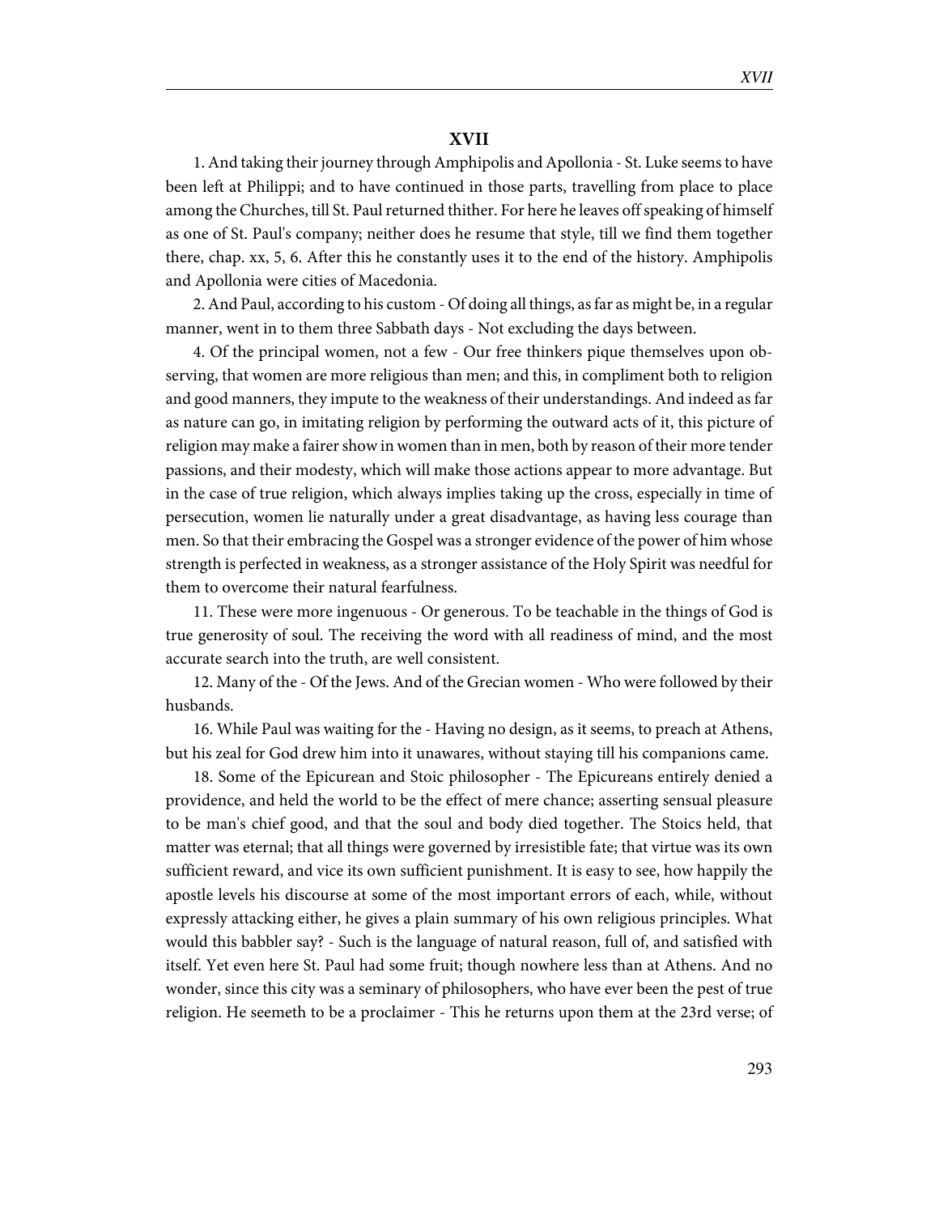## XVII

1. And taking their journey through Amphipolis and Apollonia - St. Luke seems to have been left at Philippi; and to have continued in those parts, travelling from place to place among the Churches, till St. Paul returned thither. For here he leaves off speaking of himself as one of St. Paul's company; neither does he resume that style, till we find them together there, chap. xx, 5, 6. After this he constantly uses it to the end of the history. Amphipolis and Apollonia were cities of Macedonia.

2. And Paul, according to his custom - Of doing all things, as far as might be, in a regular manner, went in to them three Sabbath days - Not excluding the days between.

4. Of the principal women, not a few - Our free thinkers pique themselves upon observing, that women are more religious than men; and this, in compliment both to religion and good manners, they impute to the weakness of their understandings. And indeed as far as nature can go, in imitating religion by performing the outward acts of it, this picture of religion may make a fairer show in women than in men, both by reason of their more tender passions, and their modesty, which will make those actions appear to more advantage. But in the case of true religion, which always implies taking up the cross, especially in time of persecution, women lie naturally under a great disadvantage, as having less courage than men. So that their embracing the Gospel was a stronger evidence of the power of him whose strength is perfected in weakness, as a stronger assistance of the Holy Spirit was needful for them to overcome their natural fearfulness.

11. These were more ingenuous - Or generous. To be teachable in the things of God is true generosity of soul. The receiving the word with all readiness of mind, and the most accurate search into the truth, are well consistent.

12. Many of the - Of the Jews. And of the Grecian women - Who were followed by their husbands.

16. While Paul was waiting for the - Having no design, as it seems, to preach at Athens, but his zeal for God drew him into it unawares, without staying till his companions came.

18. Some of the Epicurean and Stoic philosopher - The Epicureans entirely denied a providence, and held the world to be the effect of mere chance; asserting sensual pleasure to be man's chief good, and that the soul and body died together. The Stoics held, that matter was eternal; that all things were governed by irresistible fate; that virtue was its own sufficient reward, and vice its own sufficient punishment. It is easy to see, how happily the apostle levels his discourse at some of the most important errors of each, while, without expressly attacking either, he gives a plain summary of his own religious principles. What would this babbler say? - Such is the language of natural reason, full of, and satisfied with itself. Yet even here St. Paul had some fruit; though nowhere less than at Athens. And no wonder, since this city was a seminary of philosophers, who have ever been the pest of true religion. He seemeth to be a proclaimer - This he returns upon them at the 23rd verse; of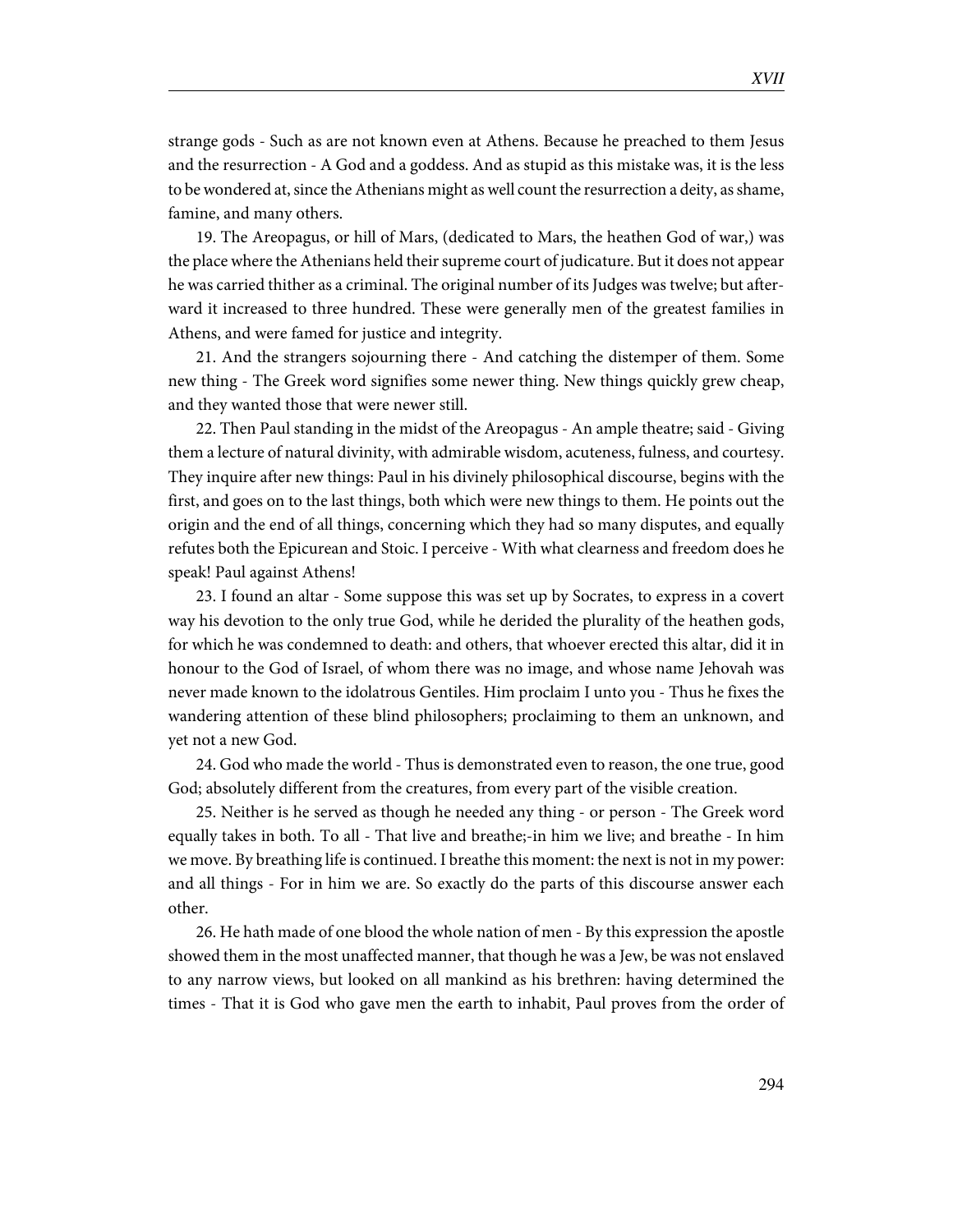strange gods - Such as are not known even at Athens. Because he preached to them Jesus and the resurrection - A God and a goddess. And as stupid as this mistake was, it is the less to be wondered at, since the Athenians might as well count the resurrection a deity, as shame, famine, and many others.

19. The Areopagus, or hill of Mars, (dedicated to Mars, the heathen God of war,) was the place where the Athenians held their supreme court of judicature. But it does not appear he was carried thither as a criminal. The original number of its Judges was twelve; but afterward it increased to three hundred. These were generally men of the greatest families in Athens, and were famed for justice and integrity.

21. And the strangers sojourning there - And catching the distemper of them. Some new thing - The Greek word signifies some newer thing. New things quickly grew cheap, and they wanted those that were newer still.

22. Then Paul standing in the midst of the Areopagus - An ample theatre; said - Giving them a lecture of natural divinity, with admirable wisdom, acuteness, fulness, and courtesy. They inquire after new things: Paul in his divinely philosophical discourse, begins with the first, and goes on to the last things, both which were new things to them. He points out the origin and the end of all things, concerning which they had so many disputes, and equally refutes both the Epicurean and Stoic. I perceive - With what clearness and freedom does he speak! Paul against Athens!

23. I found an altar - Some suppose this was set up by Socrates, to express in a covert way his devotion to the only true God, while he derided the plurality of the heathen gods, for which he was condemned to death: and others, that whoever erected this altar, did it in honour to the God of Israel, of whom there was no image, and whose name Jehovah was never made known to the idolatrous Gentiles. Him proclaim I unto you - Thus he fixes the wandering attention of these blind philosophers; proclaiming to them an unknown, and yet not a new God.

24. God who made the world - Thus is demonstrated even to reason, the one true, good God; absolutely different from the creatures, from every part of the visible creation.

25. Neither is he served as though he needed any thing - or person - The Greek word equally takes in both. To all - That live and breathe;-in him we live; and breathe - In him we move. By breathing life is continued. I breathe this moment: the next is not in my power: and all things - For in him we are. So exactly do the parts of this discourse answer each other.

26. He hath made of one blood the whole nation of men - By this expression the apostle showed them in the most unaffected manner, that though he was a Jew, be was not enslaved to any narrow views, but looked on all mankind as his brethren: having determined the times - That it is God who gave men the earth to inhabit, Paul proves from the order of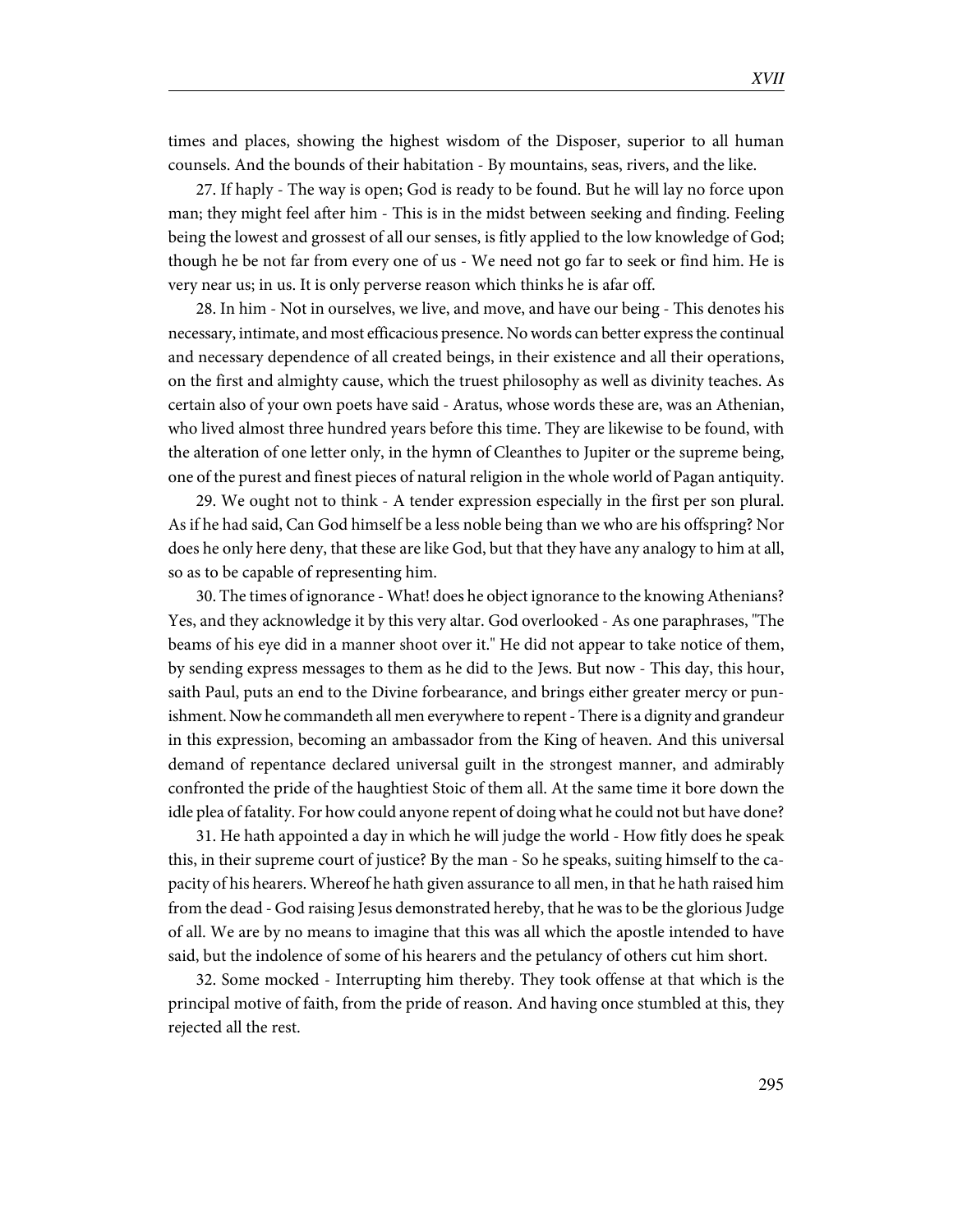times and places, showing the highest wisdom of the Disposer, superior to all human counsels. And the bounds of their habitation - By mountains, seas, rivers, and the like.

27. If haply - The way is open; God is ready to be found. But he will lay no force upon man; they might feel after him - This is in the midst between seeking and finding. Feeling being the lowest and grossest of all our senses, is fitly applied to the low knowledge of God; though he be not far from every one of us - We need not go far to seek or find him. He is very near us; in us. It is only perverse reason which thinks he is afar off.

28. In him - Not in ourselves, we live, and move, and have our being - This denotes his necessary, intimate, and most efficacious presence. No words can better express the continual and necessary dependence of all created beings, in their existence and all their operations, on the first and almighty cause, which the truest philosophy as well as divinity teaches. As certain also of your own poets have said - Aratus, whose words these are, was an Athenian, who lived almost three hundred years before this time. They are likewise to be found, with the alteration of one letter only, in the hymn of Cleanthes to Jupiter or the supreme being, one of the purest and finest pieces of natural religion in the whole world of Pagan antiquity.

29. We ought not to think - A tender expression especially in the first per son plural. As if he had said, Can God himself be a less noble being than we who are his offspring? Nor does he only here deny, that these are like God, but that they have any analogy to him at all, so as to be capable of representing him.

30. The times of ignorance - What! does he object ignorance to the knowing Athenians? Yes, and they acknowledge it by this very altar. God overlooked - As one paraphrases, "The beams of his eye did in a manner shoot over it." He did not appear to take notice of them, by sending express messages to them as he did to the Jews. But now - This day, this hour, saith Paul, puts an end to the Divine forbearance, and brings either greater mercy or punishment. Now he commandeth all men everywhere to repent - There is a dignity and grandeur in this expression, becoming an ambassador from the King of heaven. And this universal demand of repentance declared universal guilt in the strongest manner, and admirably confronted the pride of the haughtiest Stoic of them all. At the same time it bore down the idle plea of fatality. For how could anyone repent of doing what he could not but have done?

31. He hath appointed a day in which he will judge the world - How fitly does he speak this, in their supreme court of justice? By the man - So he speaks, suiting himself to the capacity of his hearers. Whereof he hath given assurance to all men, in that he hath raised him from the dead - God raising Jesus demonstrated hereby, that he was to be the glorious Judge of all. We are by no means to imagine that this was all which the apostle intended to have said, but the indolence of some of his hearers and the petulancy of others cut him short.

32. Some mocked - Interrupting him thereby. They took offense at that which is the principal motive of faith, from the pride of reason. And having once stumbled at this, they rejected all the rest.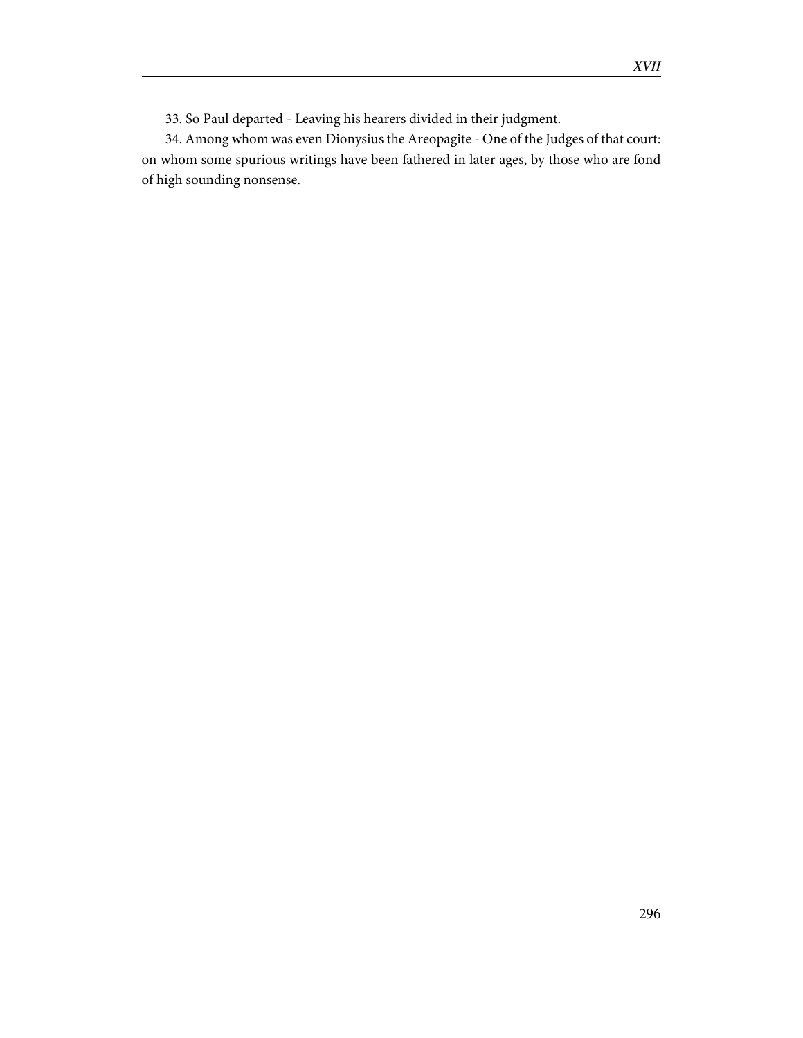33. So Paul departed - Leaving his hearers divided in their judgment.

34. Among whom was even Dionysius the Areopagite - One of the Judges of that court: on whom some spurious writings have been fathered in later ages, by those who are fond of high sounding nonsense.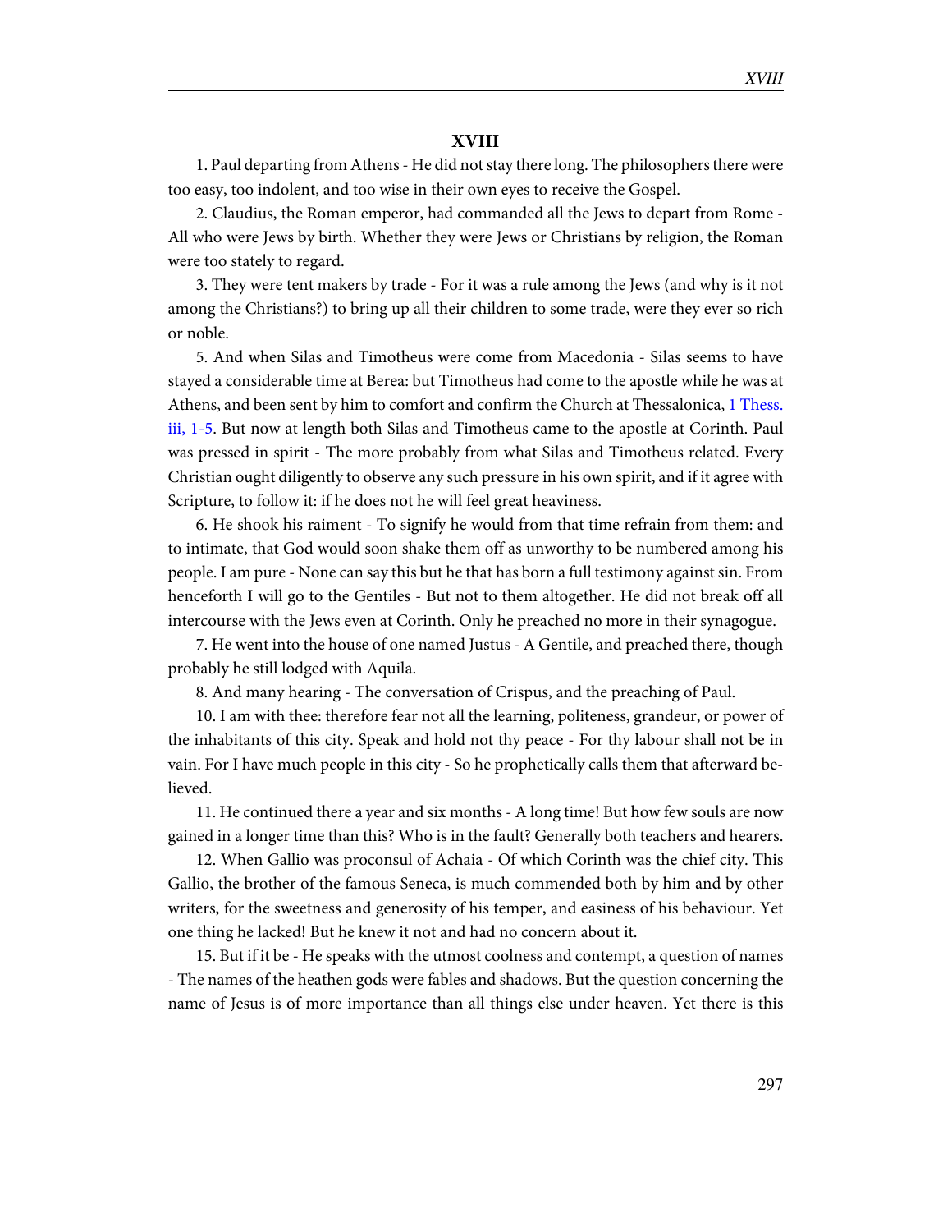## XVIII

1. Paul departing from Athens - He did not stay there long. The philosophers there were too easy, too indolent, and too wise in their own eyes to receive the Gospel.

2. Claudius, the Roman emperor, had commanded all the Jews to depart from Rome - All who were Jews by birth. Whether they were Jews or Christians by religion, the Roman were too stately to regard.

3. They were tent makers by trade - For it was a rule among the Jews (and why is it not among the Christians?) to bring up all their children to some trade, were they ever so rich or noble.

5. And when Silas and Timotheus were come from Macedonia - Silas seems to have stayed a considerable time at Berea: but Timotheus had come to the apostle while he was at Athens, and been sent by him to comfort and confirm the Church at Thessalonica, 1 Thess. iii, 1-5. But now at length both Silas and Timotheus came to the apostle at Corinth. Paul was pressed in spirit - The more probably from what Silas and Timotheus related. Every Christian ought diligently to observe any such pressure in his own spirit, and if it agree with Scripture, to follow it: if he does not he will feel great heaviness.

6. He shook his raiment - To signify he would from that time refrain from them: and to intimate, that God would soon shake them off as unworthy to be numbered among his people. I am pure - None can say this but he that has born a full testimony against sin. From henceforth I will go to the Gentiles - But not to them altogether. He did not break off all intercourse with the Jews even at Corinth. Only he preached no more in their synagogue.

7. He went into the house of one named Justus - A Gentile, and preached there, though probably he still lodged with Aquila.

8. And many hearing - The conversation of Crispus, and the preaching of Paul.

10. I am with thee: therefore fear not all the learning, politeness, grandeur, or power of the inhabitants of this city. Speak and hold not thy peace - For thy labour shall not be in vain. For I have much people in this city - So he prophetically calls them that afterward believed.

11. He continued there a year and six months - A long time! But how few souls are now gained in a longer time than this? Who is in the fault? Generally both teachers and hearers.

12. When Gallio was proconsul of Achaia - Of which Corinth was the chief city. This Gallio, the brother of the famous Seneca, is much commended both by him and by other writers, for the sweetness and generosity of his temper, and easiness of his behaviour. Yet one thing he lacked! But he knew it not and had no concern about it.

15. But if it be - He speaks with the utmost coolness and contempt, a question of names - The names of the heathen gods were fables and shadows. But the question concerning the name of Jesus is of more importance than all things else under heaven. Yet there is this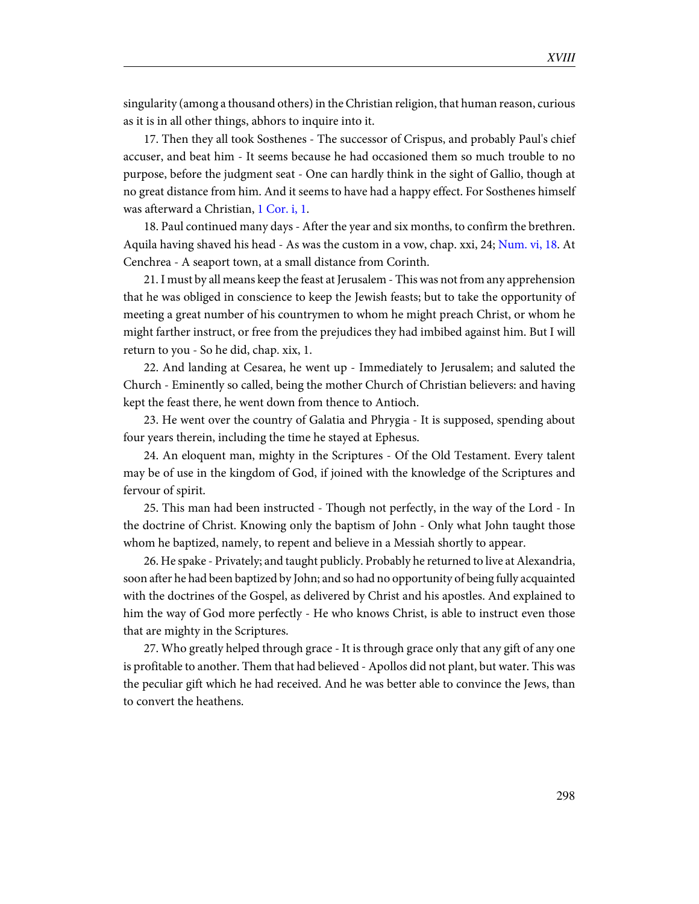singularity (among a thousand others) in the Christian religion, that human reason, curious as it is in all other things, abhors to inquire into it.

17. Then they all took Sosthenes - The successor of Crispus, and probably Paul's chief accuser, and beat him - It seems because he had occasioned them so much trouble to no purpose, before the judgment seat - One can hardly think in the sight of Gallio, though at no great distance from him. And it seems to have had a happy effect. For Sosthenes himself was afterward a Christian, 1 Cor. i, 1.

18. Paul continued many days - After the year and six months, to confirm the brethren. Aquila having shaved his head - As was the custom in a vow, chap. xxi, 24; Num. vi, 18. At Cenchrea - A seaport town, at a small distance from Corinth.

21. I must by all means keep the feast at Jerusalem - This was not from any apprehension that he was obliged in conscience to keep the Jewish feasts; but to take the opportunity of meeting a great number of his countrymen to whom he might preach Christ, or whom he might farther instruct, or free from the prejudices they had imbibed against him. But I will return to you - So he did, chap. xix, 1.

22. And landing at Cesarea, he went up - Immediately to Jerusalem; and saluted the Church - Eminently so called, being the mother Church of Christian believers: and having kept the feast there, he went down from thence to Antioch.

23. He went over the country of Galatia and Phrygia - It is supposed, spending about four years therein, including the time he stayed at Ephesus.

24. An eloquent man, mighty in the Scriptures - Of the Old Testament. Every talent may be of use in the kingdom of God, if joined with the knowledge of the Scriptures and fervour of spirit.

25. This man had been instructed - Though not perfectly, in the way of the Lord - In the doctrine of Christ. Knowing only the baptism of John - Only what John taught those whom he baptized, namely, to repent and believe in a Messiah shortly to appear.

26. He spake - Privately; and taught publicly. Probably he returned to live at Alexandria, soon after he had been baptized by John; and so had no opportunity of being fully acquainted with the doctrines of the Gospel, as delivered by Christ and his apostles. And explained to him the way of God more perfectly - He who knows Christ, is able to instruct even those that are mighty in the Scriptures.

27. Who greatly helped through grace - It is through grace only that any gift of any one is profitable to another. Them that had believed - Apollos did not plant, but water. This was the peculiar gift which he had received. And he was better able to convince the Jews, than to convert the heathens.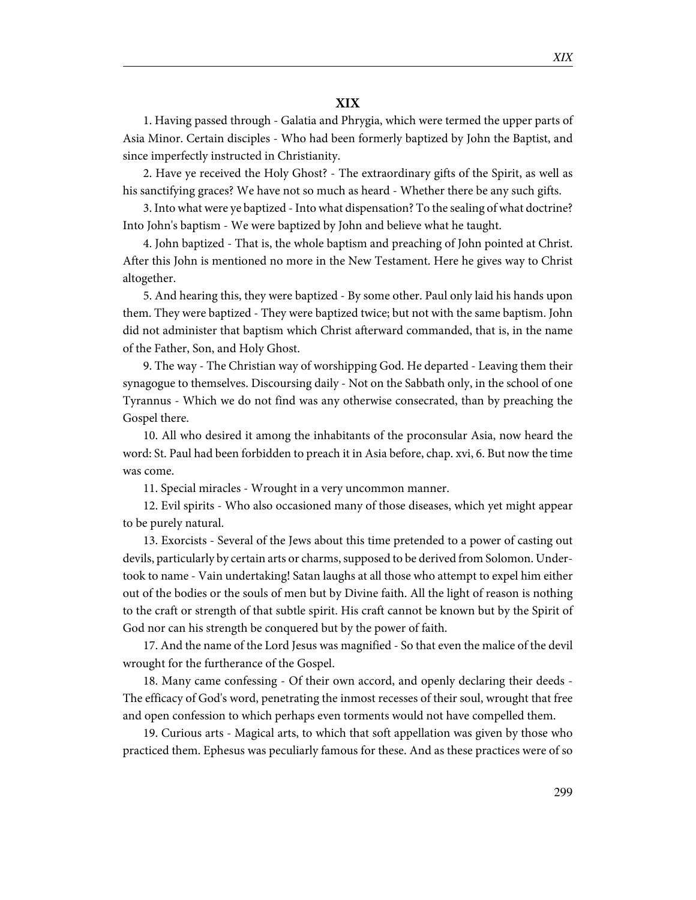## XIX

1. Having passed through - Galatia and Phrygia, which were termed the upper parts of Asia Minor. Certain disciples - Who had been formerly baptized by John the Baptist, and since imperfectly instructed in Christianity.

2. Have ye received the Holy Ghost? - The extraordinary gifts of the Spirit, as well as his sanctifying graces? We have not so much as heard - Whether there be any such gifts.

3. Into what were ye baptized - Into what dispensation? To the sealing of what doctrine? Into John's baptism - We were baptized by John and believe what he taught.

4. John baptized - That is, the whole baptism and preaching of John pointed at Christ. After this John is mentioned no more in the New Testament. Here he gives way to Christ altogether.

5. And hearing this, they were baptized - By some other. Paul only laid his hands upon them. They were baptized - They were baptized twice; but not with the same baptism. John did not administer that baptism which Christ afterward commanded, that is, in the name of the Father, Son, and Holy Ghost.

9. The way - The Christian way of worshipping God. He departed - Leaving them their synagogue to themselves. Discoursing daily - Not on the Sabbath only, in the school of one Tyrannus - Which we do not find was any otherwise consecrated, than by preaching the Gospel there.

10. All who desired it among the inhabitants of the proconsular Asia, now heard the word: St. Paul had been forbidden to preach it in Asia before, chap. xvi, 6. But now the time was come.

11. Special miracles - Wrought in a very uncommon manner.

12. Evil spirits - Who also occasioned many of those diseases, which yet might appear to be purely natural.

13. Exorcists - Several of the Jews about this time pretended to a power of casting out devils, particularly by certain arts or charms, supposed to be derived from Solomon. Undertook to name - Vain undertaking! Satan laughs at all those who attempt to expel him either out of the bodies or the souls of men but by Divine faith. All the light of reason is nothing to the craft or strength of that subtle spirit. His craft cannot be known but by the Spirit of God nor can his strength be conquered but by the power of faith.

17. And the name of the Lord Jesus was magnified - So that even the malice of the devil wrought for the furtherance of the Gospel.

18. Many came confessing - Of their own accord, and openly declaring their deeds - The efficacy of God's word, penetrating the inmost recesses of their soul, wrought that free and open confession to which perhaps even torments would not have compelled them.

19. Curious arts - Magical arts, to which that soft appellation was given by those who practiced them. Ephesus was peculiarly famous for these. And as these practices were of so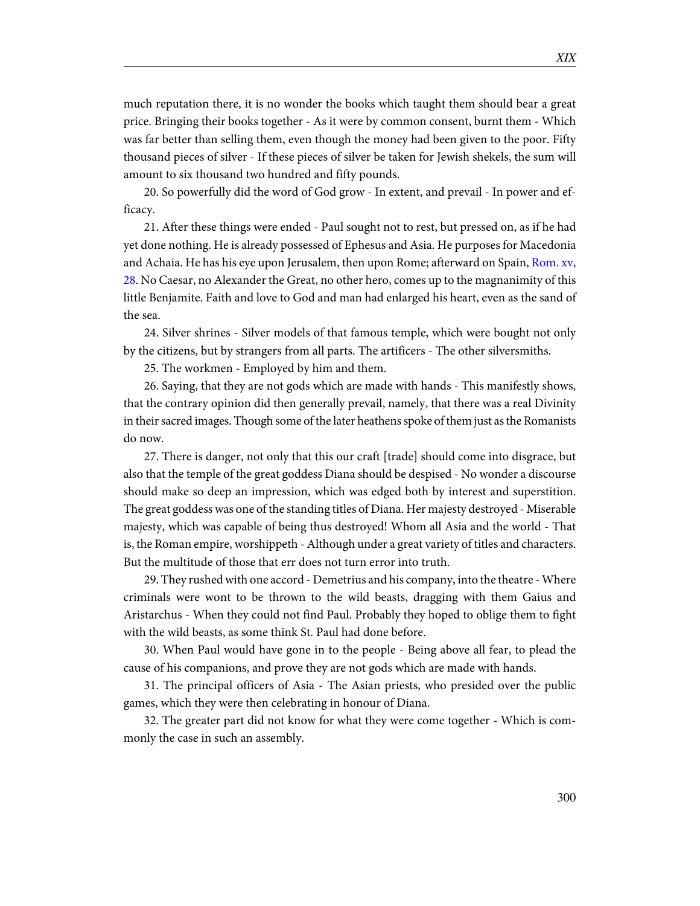much reputation there, it is no wonder the books which taught them should bear a great price. Bringing their books together - As it were by common consent, burnt them - Which was far better than selling them, even though the money had been given to the poor. Fifty thousand pieces of silver - If these pieces of silver be taken for Jewish shekels, the sum will amount to six thousand two hundred and fifty pounds.

20. So powerfully did the word of God grow - In extent, and prevail - In power and efficacy.

21. After these things were ended - Paul sought not to rest, but pressed on, as if he had yet done nothing. He is already possessed of Ephesus and Asia. He purposes for Macedonia and Achaia. He has his eye upon Jerusalem, then upon Rome; afterward on Spain, Rom. xv, 28. No Caesar, no Alexander the Great, no other hero, comes up to the magnanimity of this little Benjamite. Faith and love to God and man had enlarged his heart, even as the sand of the sea.

24. Silver shrines - Silver models of that famous temple, which were bought not only by the citizens, but by strangers from all parts. The artificers - The other silversmiths.

25. The workmen - Employed by him and them.

26. Saying, that they are not gods which are made with hands - This manifestly shows, that the contrary opinion did then generally prevail, namely, that there was a real Divinity in their sacred images. Though some of the later heathens spoke of them just as the Romanists do now.

27. There is danger, not only that this our craft [trade] should come into disgrace, but also that the temple of the great goddess Diana should be despised - No wonder a discourse should make so deep an impression, which was edged both by interest and superstition. The great goddess was one of the standing titles of Diana. Her majesty destroyed - Miserable majesty, which was capable of being thus destroyed! Whom all Asia and the world - That is, the Roman empire, worshippeth - Although under a great variety of titles and characters. But the multitude of those that err does not turn error into truth.

29. They rushed with one accord - Demetrius and his company, into the theatre - Where criminals were wont to be thrown to the wild beasts, dragging with them Gaius and Aristarchus - When they could not find Paul. Probably they hoped to oblige them to fight with the wild beasts, as some think St. Paul had done before.

30. When Paul would have gone in to the people - Being above all fear, to plead the cause of his companions, and prove they are not gods which are made with hands.

31. The principal officers of Asia - The Asian priests, who presided over the public games, which they were then celebrating in honour of Diana.

32. The greater part did not know for what they were come together - Which is commonly the case in such an assembly.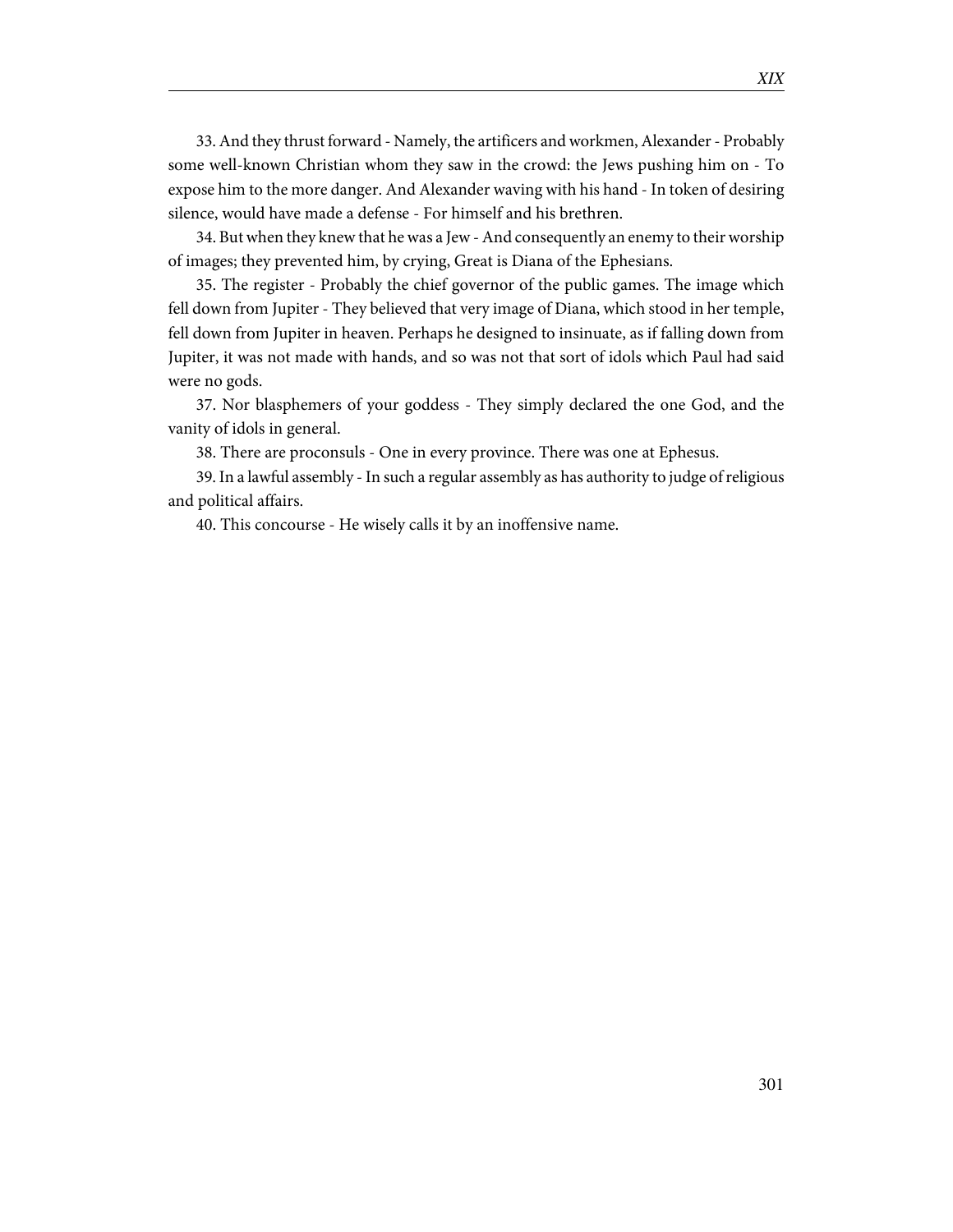33. And they thrust forward - Namely, the artificers and workmen, Alexander - Probably some well-known Christian whom they saw in the crowd: the Jews pushing him on - To expose him to the more danger. And Alexander waving with his hand - In token of desiring silence, would have made a defense - For himself and his brethren.

34. But when they knew that he was a Jew - And consequently an enemy to their worship of images; they prevented him, by crying, Great is Diana of the Ephesians.

35. The register - Probably the chief governor of the public games. The image which fell down from Jupiter - They believed that very image of Diana, which stood in her temple, fell down from Jupiter in heaven. Perhaps he designed to insinuate, as if falling down from Jupiter, it was not made with hands, and so was not that sort of idols which Paul had said were no gods.

37. Nor blasphemers of your goddess - They simply declared the one God, and the vanity of idols in general.

38. There are proconsuls - One in every province. There was one at Ephesus.

39. In a lawful assembly - In such a regular assembly as has authority to judge of religious and political affairs.

40. This concourse - He wisely calls it by an inoffensive name.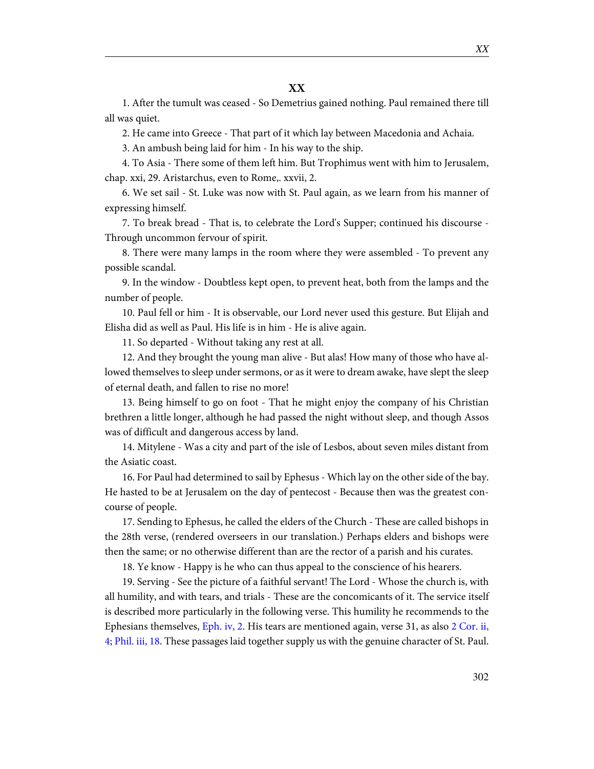## XX

1. After the tumult was ceased - So Demetrius gained nothing. Paul remained there till all was quiet.

2. He came into Greece - That part of it which lay between Macedonia and Achaia.

3. An ambush being laid for him - In his way to the ship.

4. To Asia - There some of them left him. But Trophimus went with him to Jerusalem, chap. xxi, 29. Aristarchus, even to Rome,. xxvii, 2.

6. We set sail - St. Luke was now with St. Paul again, as we learn from his manner of expressing himself.

7. To break bread - That is, to celebrate the Lord's Supper; continued his discourse - Through uncommon fervour of spirit.

8. There were many lamps in the room where they were assembled - To prevent any possible scandal.

9. In the window - Doubtless kept open, to prevent heat, both from the lamps and the number of people.

10. Paul fell or him - It is observable, our Lord never used this gesture. But Elijah and Elisha did as well as Paul. His life is in him - He is alive again.

11. So departed - Without taking any rest at all.

12. And they brought the young man alive - But alas! How many of those who have allowed themselves to sleep under sermons, or as it were to dream awake, have slept the sleep of eternal death, and fallen to rise no more!

13. Being himself to go on foot - That he might enjoy the company of his Christian brethren a little longer, although he had passed the night without sleep, and though Assos was of difficult and dangerous access by land.

14. Mitylene - Was a city and part of the isle of Lesbos, about seven miles distant from the Asiatic coast.

16. For Paul had determined to sail by Ephesus - Which lay on the other side of the bay. He hasted to be at Jerusalem on the day of pentecost - Because then was the greatest concourse of people.

17. Sending to Ephesus, he called the elders of the Church - These are called bishops in the 28th verse, (rendered overseers in our translation.) Perhaps elders and bishops were then the same; or no otherwise different than are the rector of a parish and his curates.

18. Ye know - Happy is he who can thus appeal to the conscience of his hearers.

19. Serving - See the picture of a faithful servant! The Lord - Whose the church is, with all humility, and with tears, and trials - These are the concomicants of it. The service itself is described more particularly in the following verse. This humility he recommends to the Ephesians themselves, Eph. iv, 2. His tears are mentioned again, verse 31, as also 2 Cor. ii, 4; Phil. iii, 18. These passages laid together supply us with the genuine character of St. Paul.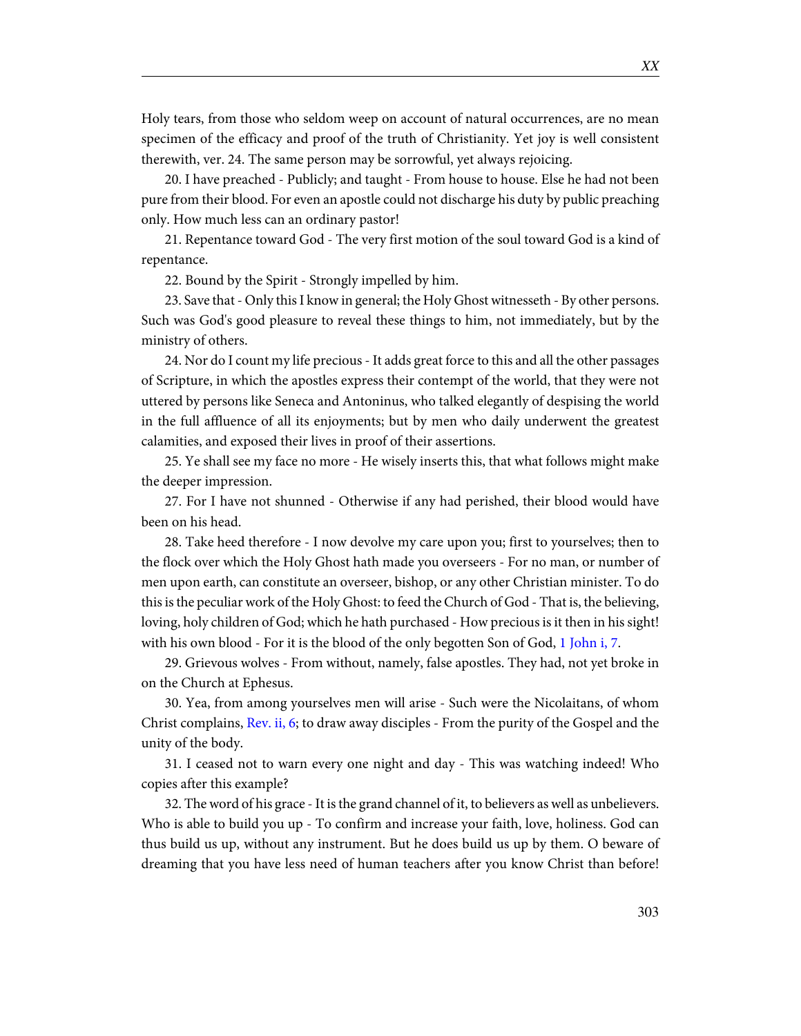Holy tears, from those who seldom weep on account of natural occurrences, are no mean specimen of the efficacy and proof of the truth of Christianity. Yet joy is well consistent therewith, ver. 24. The same person may be sorrowful, yet always rejoicing.

20. I have preached - Publicly; and taught - From house to house. Else he had not been pure from their blood. For even an apostle could not discharge his duty by public preaching only. How much less can an ordinary pastor!

21. Repentance toward God - The very first motion of the soul toward God is a kind of repentance.

22. Bound by the Spirit - Strongly impelled by him.

23. Save that - Only this I know in general; the Holy Ghost witnesseth - By other persons. Such was God's good pleasure to reveal these things to him, not immediately, but by the ministry of others.

24. Nor do I count my life precious - It adds great force to this and all the other passages of Scripture, in which the apostles express their contempt of the world, that they were not uttered by persons like Seneca and Antoninus, who talked elegantly of despising the world in the full affluence of all its enjoyments; but by men who daily underwent the greatest calamities, and exposed their lives in proof of their assertions.

25. Ye shall see my face no more - He wisely inserts this, that what follows might make the deeper impression.

27. For I have not shunned - Otherwise if any had perished, their blood would have been on his head.

28. Take heed therefore - I now devolve my care upon you; first to yourselves; then to the flock over which the Holy Ghost hath made you overseers - For no man, or number of men upon earth, can constitute an overseer, bishop, or any other Christian minister. To do this is the peculiar work of the Holy Ghost: to feed the Church of God - That is, the believing, loving, holy children of God; which he hath purchased - How precious is it then in his sight! with his own blood - For it is the blood of the only begotten Son of God, 1 John i, 7.

29. Grievous wolves - From without, namely, false apostles. They had, not yet broke in on the Church at Ephesus.

30. Yea, from among yourselves men will arise - Such were the Nicolaitans, of whom Christ complains, Rev. ii, 6; to draw away disciples - From the purity of the Gospel and the unity of the body.

31. I ceased not to warn every one night and day - This was watching indeed! Who copies after this example?

32. The word of his grace - It is the grand channel of it, to believers as well as unbelievers. Who is able to build you up - To confirm and increase your faith, love, holiness. God can thus build us up, without any instrument. But he does build us up by them. O beware of dreaming that you have less need of human teachers after you know Christ than before!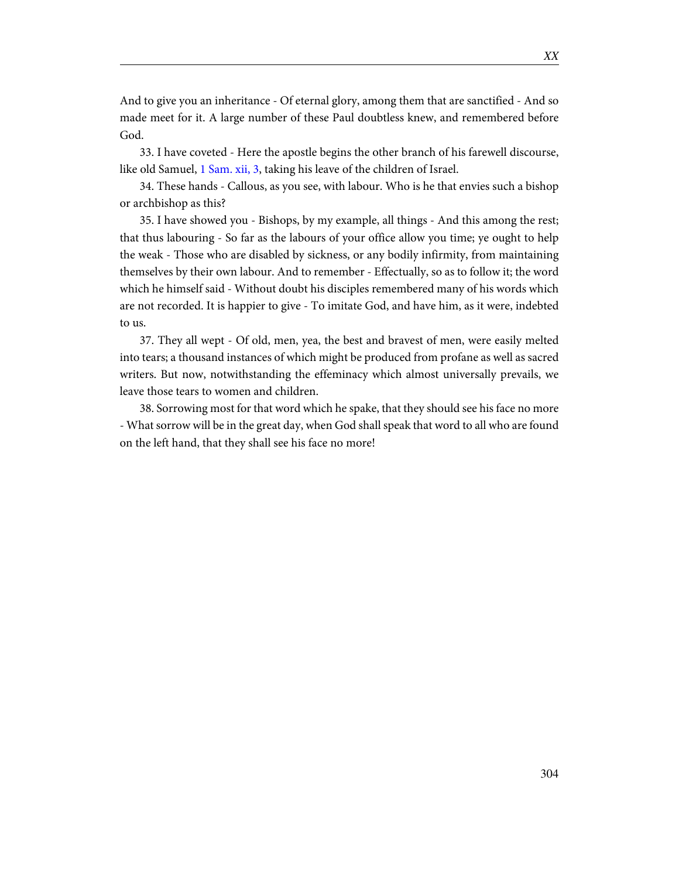And to give you an inheritance - Of eternal glory, among them that are sanctified - And so made meet for it. A large number of these Paul doubtless knew, and remembered before God.

33. I have coveted - Here the apostle begins the other branch of his farewell discourse, like old Samuel, 1 Sam. xii, 3, taking his leave of the children of Israel.

34. These hands - Callous, as you see, with labour. Who is he that envies such a bishop or archbishop as this?

35. I have showed you - Bishops, by my example, all things - And this among the rest; that thus labouring - So far as the labours of your office allow you time; ye ought to help the weak - Those who are disabled by sickness, or any bodily infirmity, from maintaining themselves by their own labour. And to remember - Effectually, so as to follow it; the word which he himself said - Without doubt his disciples remembered many of his words which are not recorded. It is happier to give - To imitate God, and have him, as it were, indebted to us.

37. They all wept - Of old, men, yea, the best and bravest of men, were easily melted into tears; a thousand instances of which might be produced from profane as well as sacred writers. But now, notwithstanding the effeminacy which almost universally prevails, we leave those tears to women and children.

38. Sorrowing most for that word which he spake, that they should see his face no more - What sorrow will be in the great day, when God shall speak that word to all who are found on the left hand, that they shall see his face no more!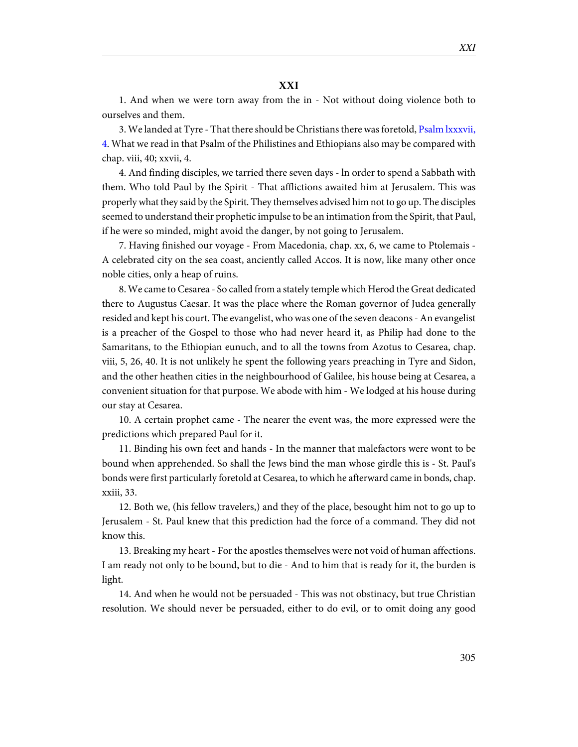# XXI

1. And when we were torn away from the in - Not without doing violence both to ourselves and them.

3. We landed at Tyre - That there should be Christians there was foretold, Psalm lxxxvii, 4. What we read in that Psalm of the Philistines and Ethiopians also may be compared with chap. viii, 40; xxvii, 4.

4. And finding disciples, we tarried there seven days - ln order to spend a Sabbath with them. Who told Paul by the Spirit - That afflictions awaited him at Jerusalem. This was properly what they said by the Spirit. They themselves advised him not to go up. The disciples seemed to understand their prophetic impulse to be an intimation from the Spirit, that Paul, if he were so minded, might avoid the danger, by not going to Jerusalem.

7. Having finished our voyage - From Macedonia, chap. xx, 6, we came to Ptolemais - A celebrated city on the sea coast, anciently called Accos. It is now, like many other once noble cities, only a heap of ruins.

8. We came to Cesarea - So called from a stately temple which Herod the Great dedicated there to Augustus Caesar. It was the place where the Roman governor of Judea generally resided and kept his court. The evangelist, who was one of the seven deacons - An evangelist is a preacher of the Gospel to those who had never heard it, as Philip had done to the Samaritans, to the Ethiopian eunuch, and to all the towns from Azotus to Cesarea, chap. viii, 5, 26, 40. It is not unlikely he spent the following years preaching in Tyre and Sidon, and the other heathen cities in the neighbourhood of Galilee, his house being at Cesarea, a convenient situation for that purpose. We abode with him - We lodged at his house during our stay at Cesarea.

10. A certain prophet came - The nearer the event was, the more expressed were the predictions which prepared Paul for it.

11. Binding his own feet and hands - In the manner that malefactors were wont to be bound when apprehended. So shall the Jews bind the man whose girdle this is - St. Paul's bonds were first particularly foretold at Cesarea, to which he afterward came in bonds, chap. xxiii, 33.

12. Both we, (his fellow travelers,) and they of the place, besought him not to go up to Jerusalem - St. Paul knew that this prediction had the force of a command. They did not know this.

13. Breaking my heart - For the apostles themselves were not void of human affections. I am ready not only to be bound, but to die - And to him that is ready for it, the burden is light.

14. And when he would not be persuaded - This was not obstinacy, but true Christian resolution. We should never be persuaded, either to do evil, or to omit doing any good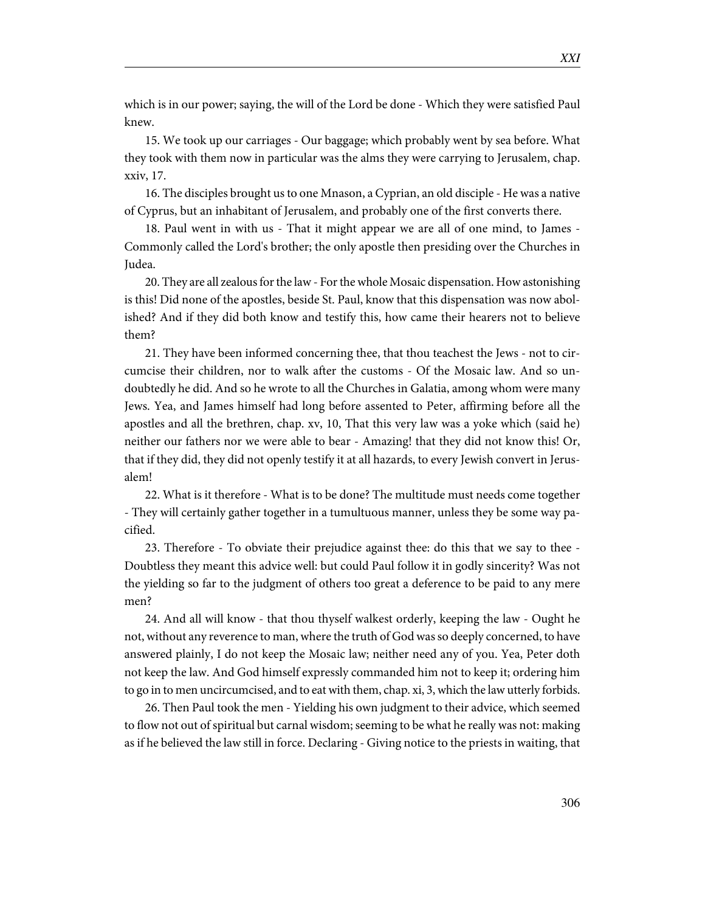which is in our power; saying, the will of the Lord be done - Which they were satisfied Paul knew.

15. We took up our carriages - Our baggage; which probably went by sea before. What they took with them now in particular was the alms they were carrying to Jerusalem, chap. xxiv, 17.

16. The disciples brought us to one Mnason, a Cyprian, an old disciple - He was a native of Cyprus, but an inhabitant of Jerusalem, and probably one of the first converts there.

18. Paul went in with us - That it might appear we are all of one mind, to James - Commonly called the Lord's brother; the only apostle then presiding over the Churches in Judea.

20. They are all zealous for the law - For the whole Mosaic dispensation. How astonishing is this! Did none of the apostles, beside St. Paul, know that this dispensation was now abolished? And if they did both know and testify this, how came their hearers not to believe them?

21. They have been informed concerning thee, that thou teachest the Jews - not to circumcise their children, nor to walk after the customs - Of the Mosaic law. And so undoubtedly he did. And so he wrote to all the Churches in Galatia, among whom were many Jews. Yea, and James himself had long before assented to Peter, affirming before all the apostles and all the brethren, chap. xv, 10, That this very law was a yoke which (said he) neither our fathers nor we were able to bear - Amazing! that they did not know this! Or, that if they did, they did not openly testify it at all hazards, to every Jewish convert in Jerusalem!

22. What is it therefore - What is to be done? The multitude must needs come together - They will certainly gather together in a tumultuous manner, unless they be some way pacified.

23. Therefore - To obviate their prejudice against thee: do this that we say to thee - Doubtless they meant this advice well: but could Paul follow it in godly sincerity? Was not the yielding so far to the judgment of others too great a deference to be paid to any mere men?

24. And all will know - that thou thyself walkest orderly, keeping the law - Ought he not, without any reverence to man, where the truth of God was so deeply concerned, to have answered plainly, I do not keep the Mosaic law; neither need any of you. Yea, Peter doth not keep the law. And God himself expressly commanded him not to keep it; ordering him to go in to men uncircumcised, and to eat with them, chap. xi, 3, which the law utterly forbids.

26. Then Paul took the men - Yielding his own judgment to their advice, which seemed to flow not out of spiritual but carnal wisdom; seeming to be what he really was not: making as if he believed the law still in force. Declaring - Giving notice to the priests in waiting, that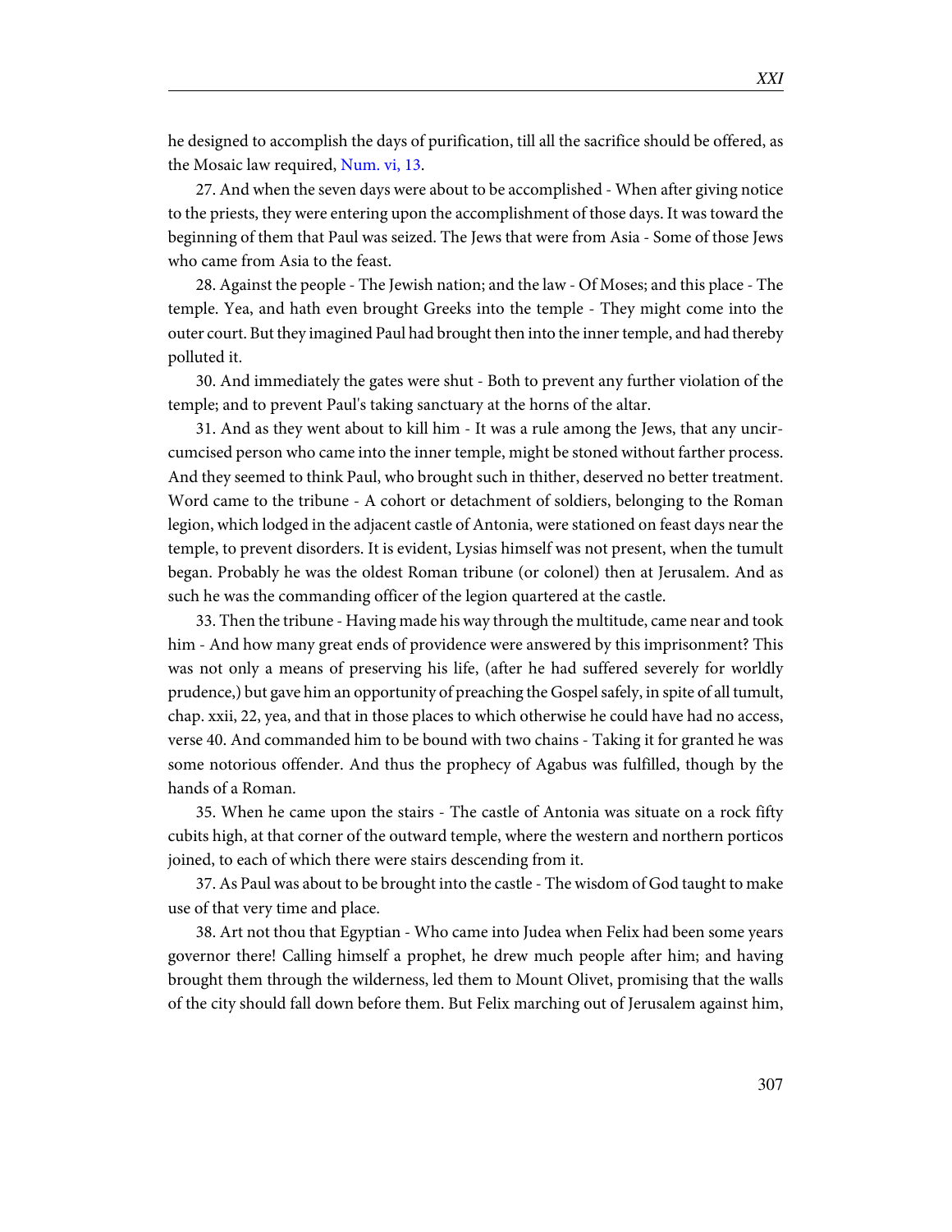he designed to accomplish the days of purification, till all the sacrifice should be offered, as the Mosaic law required, Num. vi, 13.

27. And when the seven days were about to be accomplished - When after giving notice to the priests, they were entering upon the accomplishment of those days. It was toward the beginning of them that Paul was seized. The Jews that were from Asia - Some of those Jews who came from Asia to the feast.

28. Against the people - The Jewish nation; and the law - Of Moses; and this place - The temple. Yea, and hath even brought Greeks into the temple - They might come into the outer court. But they imagined Paul had brought then into the inner temple, and had thereby polluted it.

30. And immediately the gates were shut - Both to prevent any further violation of the temple; and to prevent Paul's taking sanctuary at the horns of the altar.

31. And as they went about to kill him - It was a rule among the Jews, that any uncircumcised person who came into the inner temple, might be stoned without farther process. And they seemed to think Paul, who brought such in thither, deserved no better treatment. Word came to the tribune - A cohort or detachment of soldiers, belonging to the Roman legion, which lodged in the adjacent castle of Antonia, were stationed on feast days near the temple, to prevent disorders. It is evident, Lysias himself was not present, when the tumult began. Probably he was the oldest Roman tribune (or colonel) then at Jerusalem. And as such he was the commanding officer of the legion quartered at the castle.

33. Then the tribune - Having made his way through the multitude, came near and took him - And how many great ends of providence were answered by this imprisonment? This was not only a means of preserving his life, (after he had suffered severely for worldly prudence,) but gave him an opportunity of preaching the Gospel safely, in spite of all tumult, chap. xxii, 22, yea, and that in those places to which otherwise he could have had no access, verse 40. And commanded him to be bound with two chains - Taking it for granted he was some notorious offender. And thus the prophecy of Agabus was fulfilled, though by the hands of a Roman.

35. When he came upon the stairs - The castle of Antonia was situate on a rock fifty cubits high, at that corner of the outward temple, where the western and northern porticos joined, to each of which there were stairs descending from it.

37. As Paul was about to be brought into the castle - The wisdom of God taught to make use of that very time and place.

38. Art not thou that Egyptian - Who came into Judea when Felix had been some years governor there! Calling himself a prophet, he drew much people after him; and having brought them through the wilderness, led them to Mount Olivet, promising that the walls of the city should fall down before them. But Felix marching out of Jerusalem against him,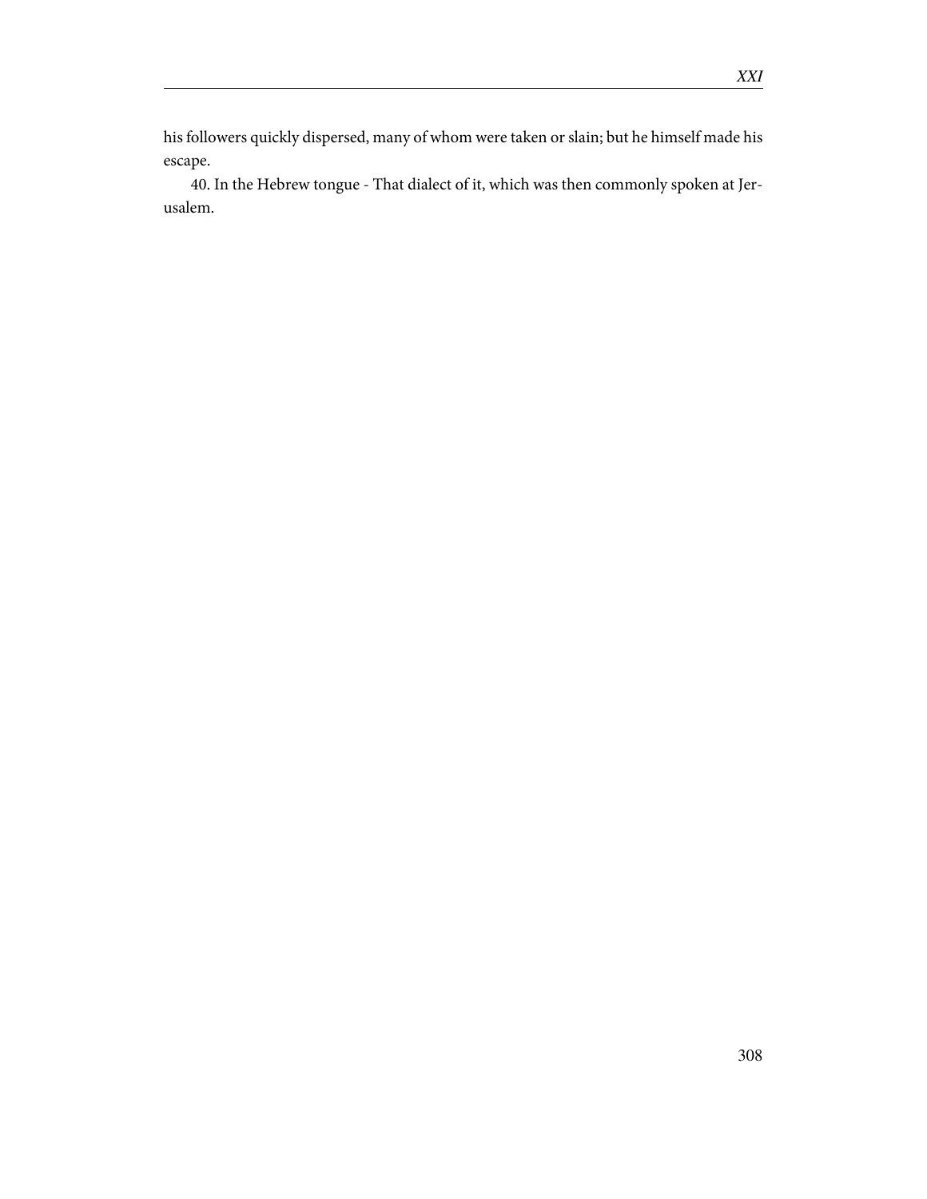his followers quickly dispersed, many of whom were taken or slain; but he himself made his escape.

40. In the Hebrew tongue - That dialect of it, which was then commonly spoken at Jerusalem.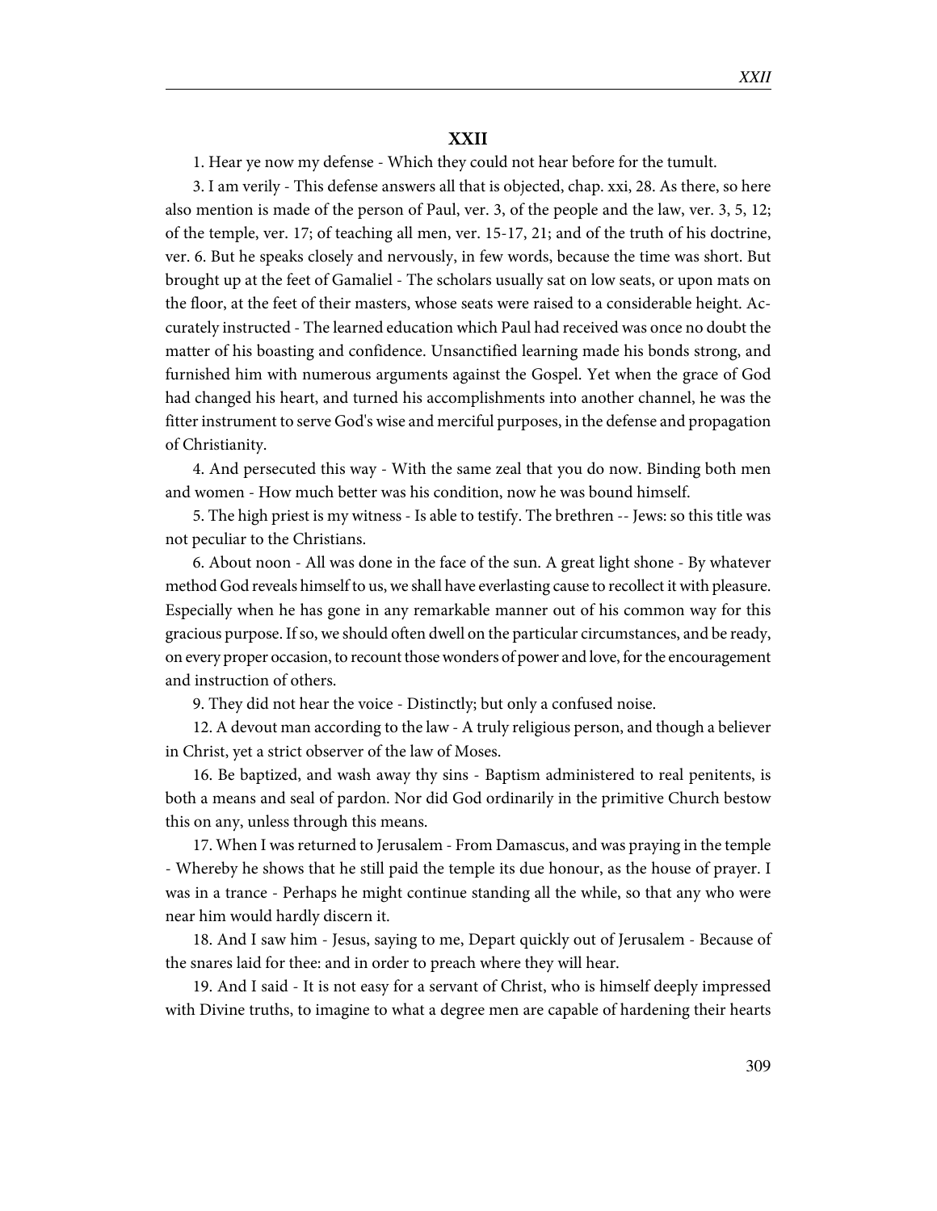## XXII

1. Hear ye now my defense - Which they could not hear before for the tumult.

3. I am verily - This defense answers all that is objected, chap. xxi, 28. As there, so here also mention is made of the person of Paul, ver. 3, of the people and the law, ver. 3, 5, 12; of the temple, ver. 17; of teaching all men, ver. 15-17, 21; and of the truth of his doctrine, ver. 6. But he speaks closely and nervously, in few words, because the time was short. But brought up at the feet of Gamaliel - The scholars usually sat on low seats, or upon mats on the floor, at the feet of their masters, whose seats were raised to a considerable height. Accurately instructed - The learned education which Paul had received was once no doubt the matter of his boasting and confidence. Unsanctified learning made his bonds strong, and furnished him with numerous arguments against the Gospel. Yet when the grace of God had changed his heart, and turned his accomplishments into another channel, he was the fitter instrument to serve God's wise and merciful purposes, in the defense and propagation of Christianity.

4. And persecuted this way - With the same zeal that you do now. Binding both men and women - How much better was his condition, now he was bound himself.

5. The high priest is my witness - Is able to testify. The brethren -- Jews: so this title was not peculiar to the Christians.

6. About noon - All was done in the face of the sun. A great light shone - By whatever method God reveals himself to us, we shall have everlasting cause to recollect it with pleasure. Especially when he has gone in any remarkable manner out of his common way for this gracious purpose. If so, we should often dwell on the particular circumstances, and be ready, on every proper occasion, to recount those wonders of power and love, for the encouragement and instruction of others.

9. They did not hear the voice - Distinctly; but only a confused noise.

12. A devout man according to the law - A truly religious person, and though a believer in Christ, yet a strict observer of the law of Moses.

16. Be baptized, and wash away thy sins - Baptism administered to real penitents, is both a means and seal of pardon. Nor did God ordinarily in the primitive Church bestow this on any, unless through this means.

17. When I was returned to Jerusalem - From Damascus, and was praying in the temple - Whereby he shows that he still paid the temple its due honour, as the house of prayer. I was in a trance - Perhaps he might continue standing all the while, so that any who were near him would hardly discern it.

18. And I saw him - Jesus, saying to me, Depart quickly out of Jerusalem - Because of the snares laid for thee: and in order to preach where they will hear.

19. And I said - It is not easy for a servant of Christ, who is himself deeply impressed with Divine truths, to imagine to what a degree men are capable of hardening their hearts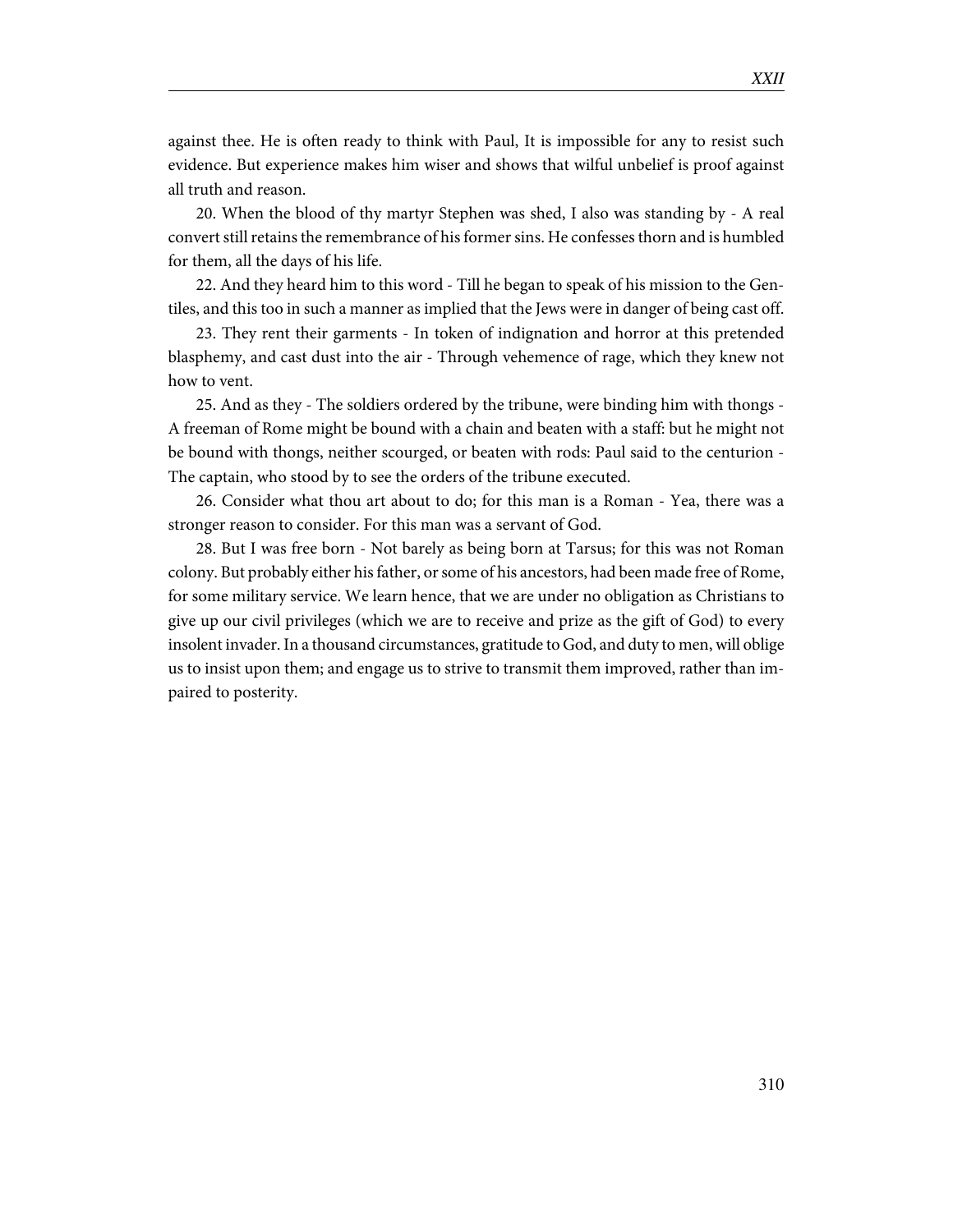against thee. He is often ready to think with Paul, It is impossible for any to resist such evidence. But experience makes him wiser and shows that wilful unbelief is proof against all truth and reason.

20. When the blood of thy martyr Stephen was shed, I also was standing by - A real convert still retains the remembrance of his former sins. He confesses thorn and is humbled for them, all the days of his life.

22. And they heard him to this word - Till he began to speak of his mission to the Gentiles, and this too in such a manner as implied that the Jews were in danger of being cast off.

23. They rent their garments - In token of indignation and horror at this pretended blasphemy, and cast dust into the air - Through vehemence of rage, which they knew not how to vent.

25. And as they - The soldiers ordered by the tribune, were binding him with thongs - A freeman of Rome might be bound with a chain and beaten with a staff: but he might not be bound with thongs, neither scourged, or beaten with rods: Paul said to the centurion - The captain, who stood by to see the orders of the tribune executed.

26. Consider what thou art about to do; for this man is a Roman - Yea, there was a stronger reason to consider. For this man was a servant of God.

28. But I was free born - Not barely as being born at Tarsus; for this was not Roman colony. But probably either his father, or some of his ancestors, had been made free of Rome, for some military service. We learn hence, that we are under no obligation as Christians to give up our civil privileges (which we are to receive and prize as the gift of God) to every insolent invader. In a thousand circumstances, gratitude to God, and duty to men, will oblige us to insist upon them; and engage us to strive to transmit them improved, rather than impaired to posterity.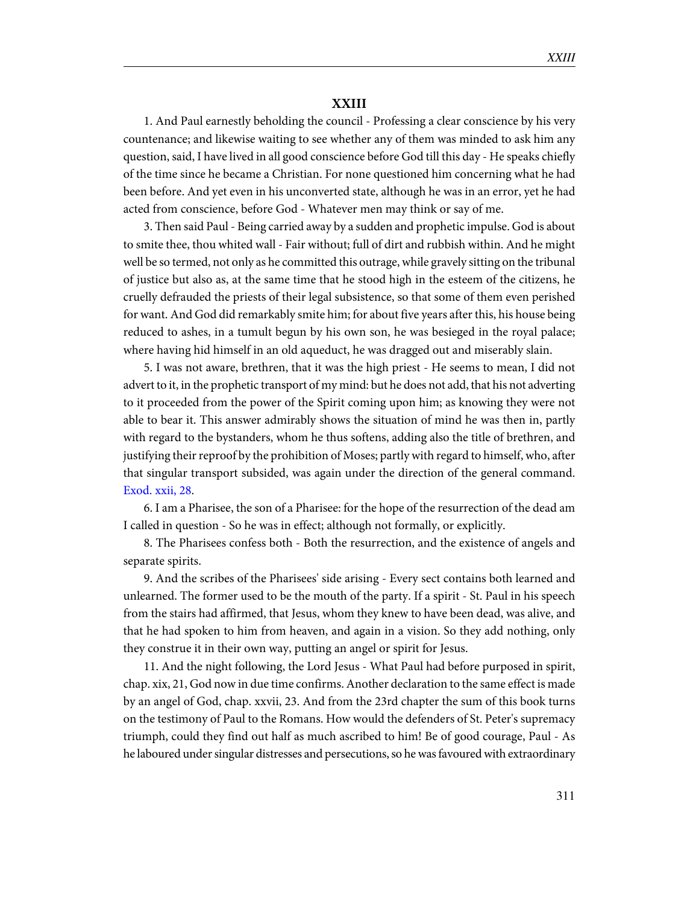## XXIII

1. And Paul earnestly beholding the council - Professing a clear conscience by his very countenance; and likewise waiting to see whether any of them was minded to ask him any question, said, I have lived in all good conscience before God till this day - He speaks chiefly of the time since he became a Christian. For none questioned him concerning what he had been before. And yet even in his unconverted state, although he was in an error, yet he had acted from conscience, before God - Whatever men may think or say of me.

3. Then said Paul - Being carried away by a sudden and prophetic impulse. God is about to smite thee, thou whited wall - Fair without; full of dirt and rubbish within. And he might well be so termed, not only as he committed this outrage, while gravely sitting on the tribunal of justice but also as, at the same time that he stood high in the esteem of the citizens, he cruelly defrauded the priests of their legal subsistence, so that some of them even perished for want. And God did remarkably smite him; for about five years after this, his house being reduced to ashes, in a tumult begun by his own son, he was besieged in the royal palace; where having hid himself in an old aqueduct, he was dragged out and miserably slain.

5. I was not aware, brethren, that it was the high priest - He seems to mean, I did not advert to it, in the prophetic transport of my mind: but he does not add, that his not adverting to it proceeded from the power of the Spirit coming upon him; as knowing they were not able to bear it. This answer admirably shows the situation of mind he was then in, partly with regard to the bystanders, whom he thus softens, adding also the title of brethren, and justifying their reproof by the prohibition of Moses; partly with regard to himself, who, after that singular transport subsided, was again under the direction of the general command. Exod. xxii, 28.

6. I am a Pharisee, the son of a Pharisee: for the hope of the resurrection of the dead am I called in question - So he was in effect; although not formally, or explicitly.

8. The Pharisees confess both - Both the resurrection, and the existence of angels and separate spirits.

9. And the scribes of the Pharisees' side arising - Every sect contains both learned and unlearned. The former used to be the mouth of the party. If a spirit - St. Paul in his speech from the stairs had affirmed, that Jesus, whom they knew to have been dead, was alive, and that he had spoken to him from heaven, and again in a vision. So they add nothing, only they construe it in their own way, putting an angel or spirit for Jesus.

11. And the night following, the Lord Jesus - What Paul had before purposed in spirit, chap. xix, 21, God now in due time confirms. Another declaration to the same effect is made by an angel of God, chap. xxvii, 23. And from the 23rd chapter the sum of this book turns on the testimony of Paul to the Romans. How would the defenders of St. Peter's supremacy triumph, could they find out half as much ascribed to him! Be of good courage, Paul - As he laboured under singular distresses and persecutions, so he was favoured with extraordinary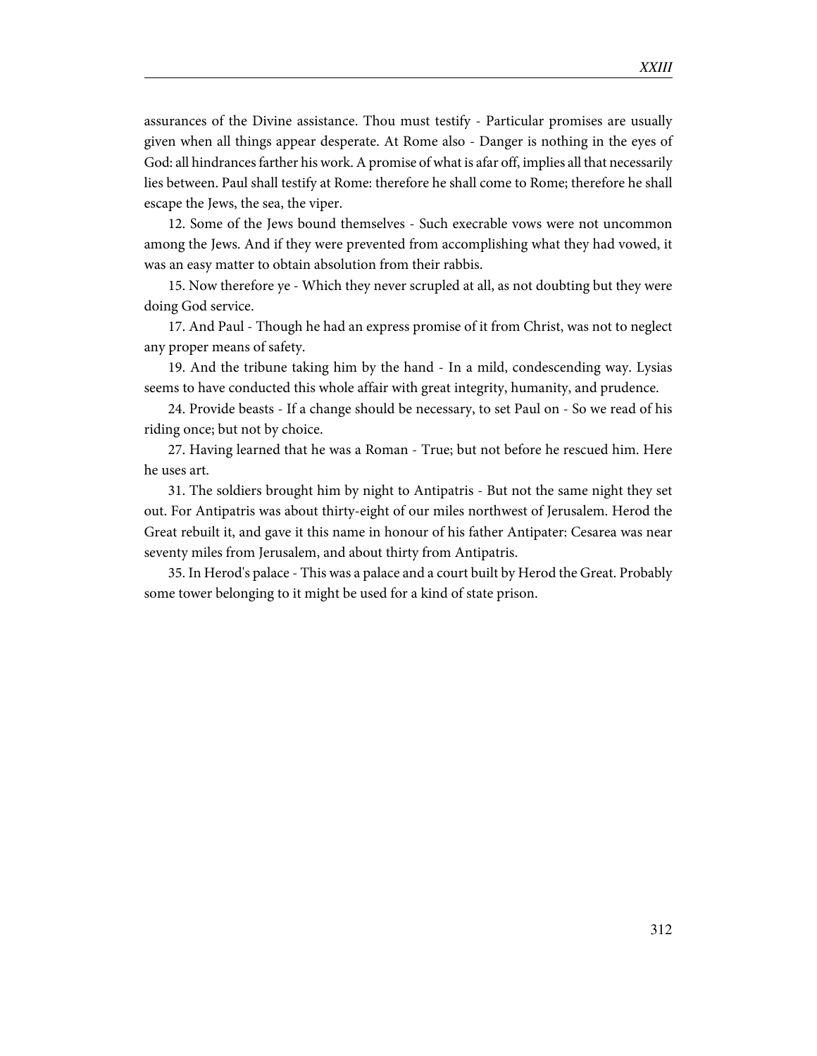assurances of the Divine assistance. Thou must testify - Particular promises are usually given when all things appear desperate. At Rome also - Danger is nothing in the eyes of God: all hindrances farther his work. A promise of what is afar off, implies all that necessarily lies between. Paul shall testify at Rome: therefore he shall come to Rome; therefore he shall escape the Jews, the sea, the viper.

12. Some of the Jews bound themselves - Such execrable vows were not uncommon among the Jews. And if they were prevented from accomplishing what they had vowed, it was an easy matter to obtain absolution from their rabbis.

15. Now therefore ye - Which they never scrupled at all, as not doubting but they were doing God service.

17. And Paul - Though he had an express promise of it from Christ, was not to neglect any proper means of safety.

19. And the tribune taking him by the hand - In a mild, condescending way. Lysias seems to have conducted this whole affair with great integrity, humanity, and prudence.

24. Provide beasts - If a change should be necessary, to set Paul on - So we read of his riding once; but not by choice.

27. Having learned that he was a Roman - True; but not before he rescued him. Here he uses art.

31. The soldiers brought him by night to Antipatris - But not the same night they set out. For Antipatris was about thirty-eight of our miles northwest of Jerusalem. Herod the Great rebuilt it, and gave it this name in honour of his father Antipater: Cesarea was near seventy miles from Jerusalem, and about thirty from Antipatris.

35. In Herod's palace - This was a palace and a court built by Herod the Great. Probably some tower belonging to it might be used for a kind of state prison.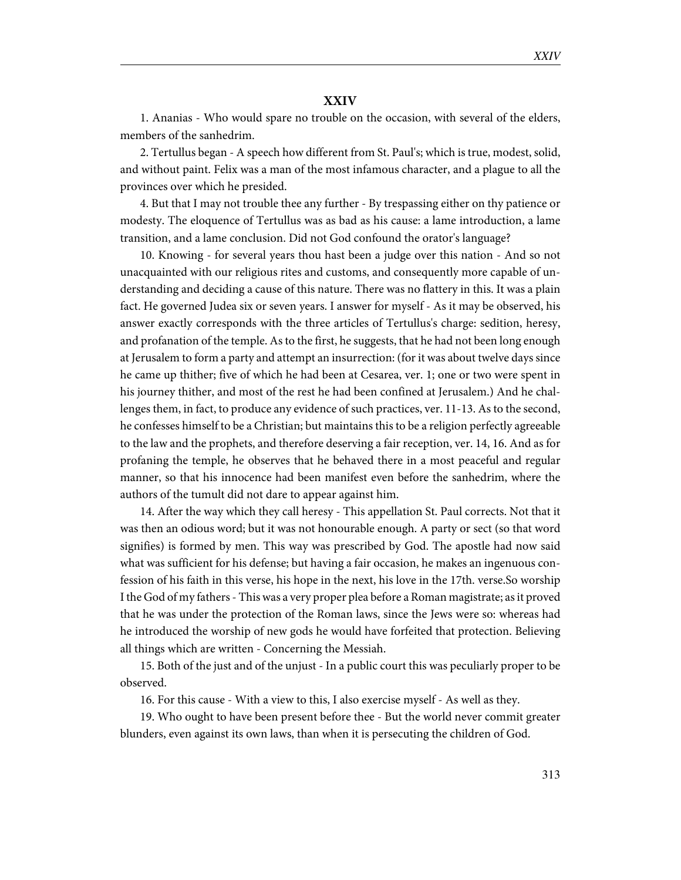## XXIV

1. Ananias - Who would spare no trouble on the occasion, with several of the elders, members of the sanhedrim.

2. Tertullus began - A speech how different from St. Paul's; which is true, modest, solid, and without paint. Felix was a man of the most infamous character, and a plague to all the provinces over which he presided.

4. But that I may not trouble thee any further - By trespassing either on thy patience or modesty. The eloquence of Tertullus was as bad as his cause: a lame introduction, a lame transition, and a lame conclusion. Did not God confound the orator's language?

10. Knowing - for several years thou hast been a judge over this nation - And so not unacquainted with our religious rites and customs, and consequently more capable of understanding and deciding a cause of this nature. There was no flattery in this. It was a plain fact. He governed Judea six or seven years. I answer for myself - As it may be observed, his answer exactly corresponds with the three articles of Tertullus's charge: sedition, heresy, and profanation of the temple. As to the first, he suggests, that he had not been long enough at Jerusalem to form a party and attempt an insurrection: (for it was about twelve days since he came up thither; five of which he had been at Cesarea, ver. 1; one or two were spent in his journey thither, and most of the rest he had been confined at Jerusalem.) And he challenges them, in fact, to produce any evidence of such practices, ver. 11-13. As to the second, he confesses himself to be a Christian; but maintains this to be a religion perfectly agreeable to the law and the prophets, and therefore deserving a fair reception, ver. 14, 16. And as for profaning the temple, he observes that he behaved there in a most peaceful and regular manner, so that his innocence had been manifest even before the sanhedrim, where the authors of the tumult did not dare to appear against him.

14. After the way which they call heresy - This appellation St. Paul corrects. Not that it was then an odious word; but it was not honourable enough. A party or sect (so that word signifies) is formed by men. This way was prescribed by God. The apostle had now said what was sufficient for his defense; but having a fair occasion, he makes an ingenuous confession of his faith in this verse, his hope in the next, his love in the 17th. verse.So worship I the God of my fathers - This was a very proper plea before a Roman magistrate; as it proved that he was under the protection of the Roman laws, since the Jews were so: whereas had he introduced the worship of new gods he would have forfeited that protection. Believing all things which are written - Concerning the Messiah.

15. Both of the just and of the unjust - In a public court this was peculiarly proper to be observed.

16. For this cause - With a view to this, I also exercise myself - As well as they.

19. Who ought to have been present before thee - But the world never commit greater blunders, even against its own laws, than when it is persecuting the children of God.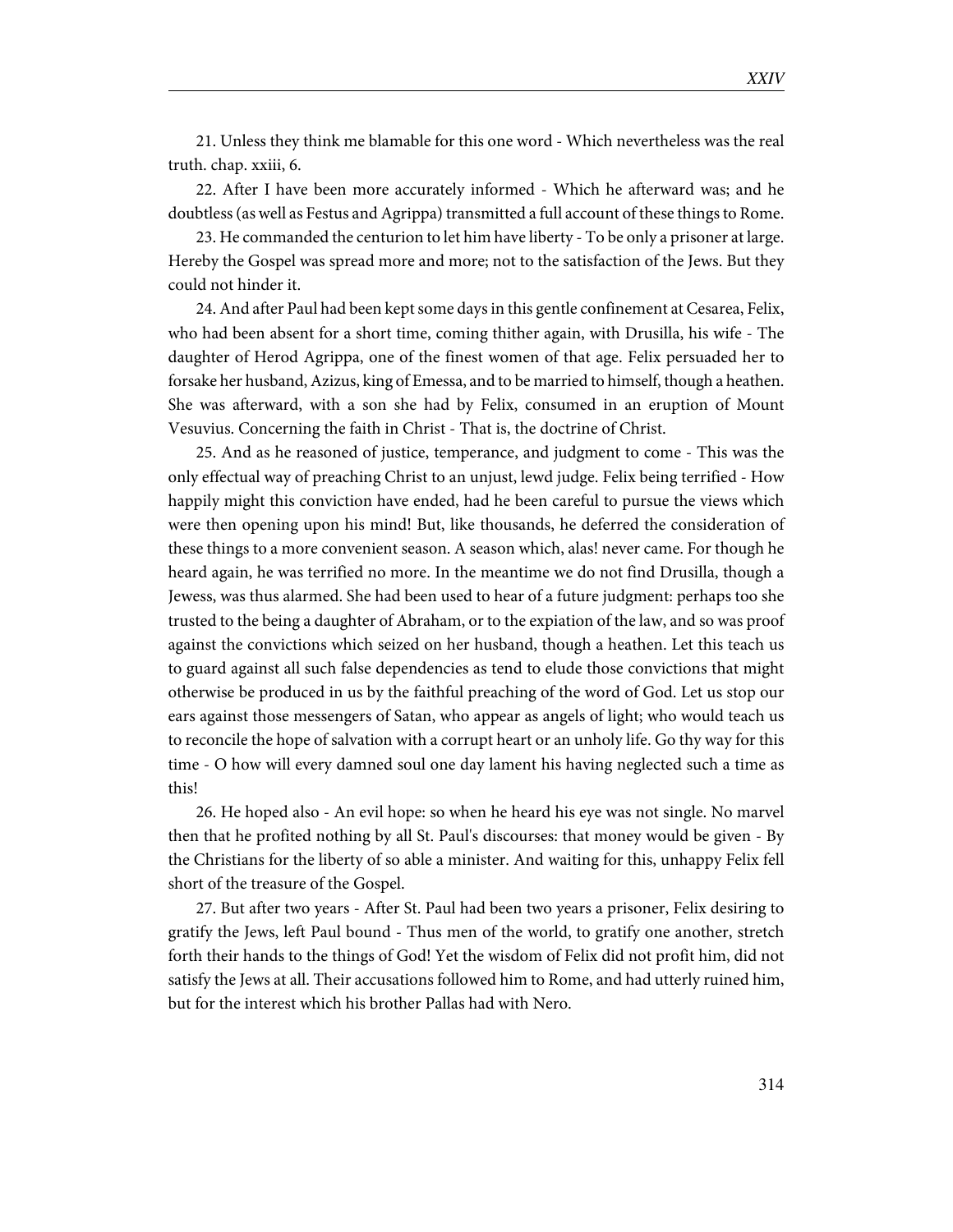21. Unless they think me blamable for this one word - Which nevertheless was the real truth. chap. xxiii, 6.

22. After I have been more accurately informed - Which he afterward was; and he doubtless (as well as Festus and Agrippa) transmitted a full account of these things to Rome.

23. He commanded the centurion to let him have liberty - To be only a prisoner at large. Hereby the Gospel was spread more and more; not to the satisfaction of the Jews. But they could not hinder it.

24. And after Paul had been kept some days in this gentle confinement at Cesarea, Felix, who had been absent for a short time, coming thither again, with Drusilla, his wife - The daughter of Herod Agrippa, one of the finest women of that age. Felix persuaded her to forsake her husband, Azizus, king of Emessa, and to be married to himself, though a heathen. She was afterward, with a son she had by Felix, consumed in an eruption of Mount Vesuvius. Concerning the faith in Christ - That is, the doctrine of Christ.

25. And as he reasoned of justice, temperance, and judgment to come - This was the only effectual way of preaching Christ to an unjust, lewd judge. Felix being terrified - How happily might this conviction have ended, had he been careful to pursue the views which were then opening upon his mind! But, like thousands, he deferred the consideration of these things to a more convenient season. A season which, alas! never came. For though he heard again, he was terrified no more. In the meantime we do not find Drusilla, though a Jewess, was thus alarmed. She had been used to hear of a future judgment: perhaps too she trusted to the being a daughter of Abraham, or to the expiation of the law, and so was proof against the convictions which seized on her husband, though a heathen. Let this teach us to guard against all such false dependencies as tend to elude those convictions that might otherwise be produced in us by the faithful preaching of the word of God. Let us stop our ears against those messengers of Satan, who appear as angels of light; who would teach us to reconcile the hope of salvation with a corrupt heart or an unholy life. Go thy way for this time - O how will every damned soul one day lament his having neglected such a time as this!

26. He hoped also - An evil hope: so when he heard his eye was not single. No marvel then that he profited nothing by all St. Paul's discourses: that money would be given - By the Christians for the liberty of so able a minister. And waiting for this, unhappy Felix fell short of the treasure of the Gospel.

27. But after two years - After St. Paul had been two years a prisoner, Felix desiring to gratify the Jews, left Paul bound - Thus men of the world, to gratify one another, stretch forth their hands to the things of God! Yet the wisdom of Felix did not profit him, did not satisfy the Jews at all. Their accusations followed him to Rome, and had utterly ruined him, but for the interest which his brother Pallas had with Nero.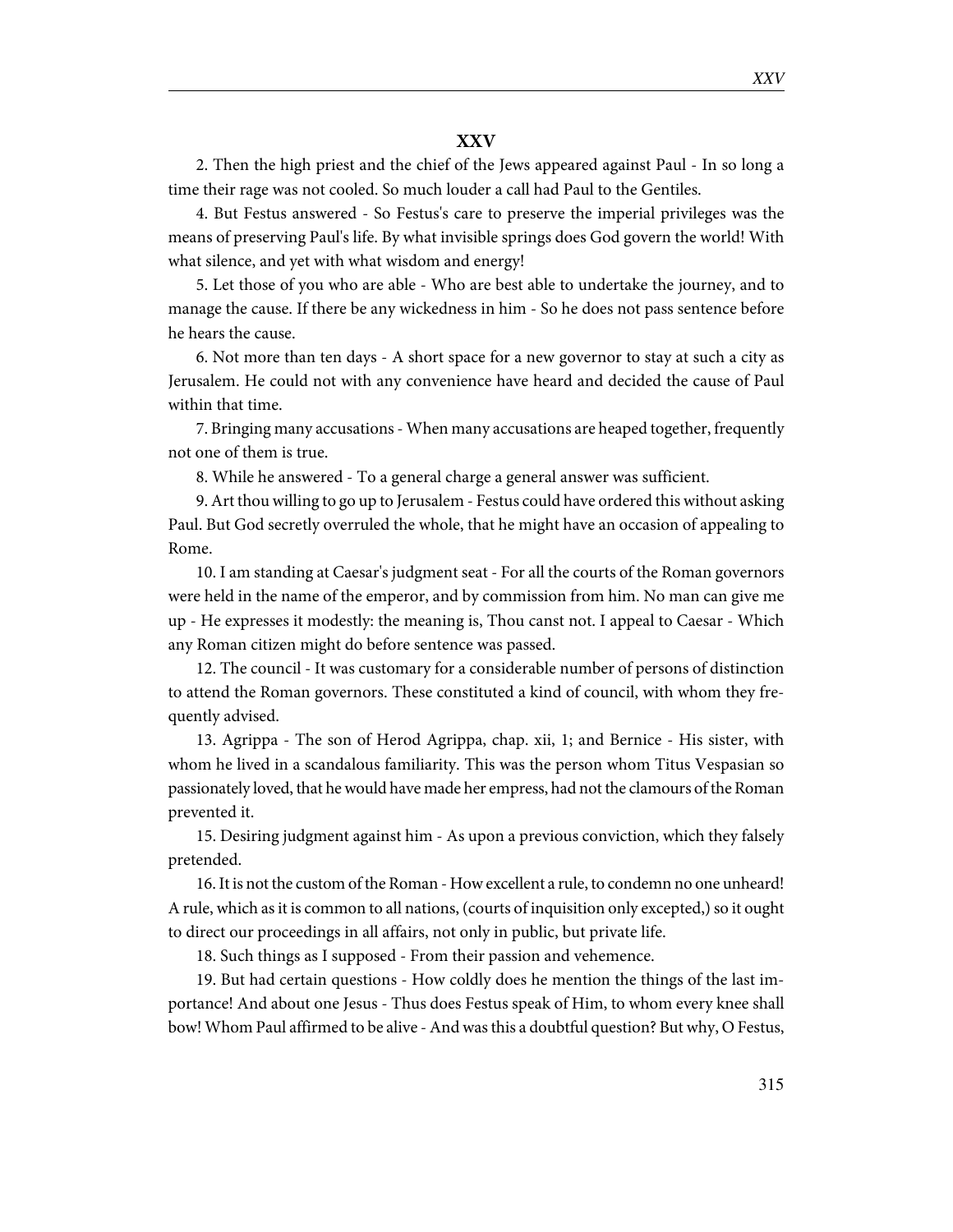## XXV

2. Then the high priest and the chief of the Jews appeared against Paul - In so long a time their rage was not cooled. So much louder a call had Paul to the Gentiles.

4. But Festus answered - So Festus's care to preserve the imperial privileges was the means of preserving Paul's life. By what invisible springs does God govern the world! With what silence, and yet with what wisdom and energy!

5. Let those of you who are able - Who are best able to undertake the journey, and to manage the cause. If there be any wickedness in him - So he does not pass sentence before he hears the cause.

6. Not more than ten days - A short space for a new governor to stay at such a city as Jerusalem. He could not with any convenience have heard and decided the cause of Paul within that time.

7. Bringing many accusations - When many accusations are heaped together, frequently not one of them is true.

8. While he answered - To a general charge a general answer was sufficient.

9. Art thou willing to go up to Jerusalem - Festus could have ordered this without asking Paul. But God secretly overruled the whole, that he might have an occasion of appealing to Rome.

10. I am standing at Caesar's judgment seat - For all the courts of the Roman governors were held in the name of the emperor, and by commission from him. No man can give me up - He expresses it modestly: the meaning is, Thou canst not. I appeal to Caesar - Which any Roman citizen might do before sentence was passed.

12. The council - It was customary for a considerable number of persons of distinction to attend the Roman governors. These constituted a kind of council, with whom they frequently advised.

13. Agrippa - The son of Herod Agrippa, chap. xii, 1; and Bernice - His sister, with whom he lived in a scandalous familiarity. This was the person whom Titus Vespasian so passionately loved, that he would have made her empress, had not the clamours of the Roman prevented it.

15. Desiring judgment against him - As upon a previous conviction, which they falsely pretended.

16. It is not the custom of the Roman - How excellent a rule, to condemn no one unheard! A rule, which as it is common to all nations, (courts of inquisition only excepted,) so it ought to direct our proceedings in all affairs, not only in public, but private life.

18. Such things as I supposed - From their passion and vehemence.

19. But had certain questions - How coldly does he mention the things of the last importance! And about one Jesus - Thus does Festus speak of Him, to whom every knee shall bow! Whom Paul affirmed to be alive - And was this a doubtful question? But why, O Festus,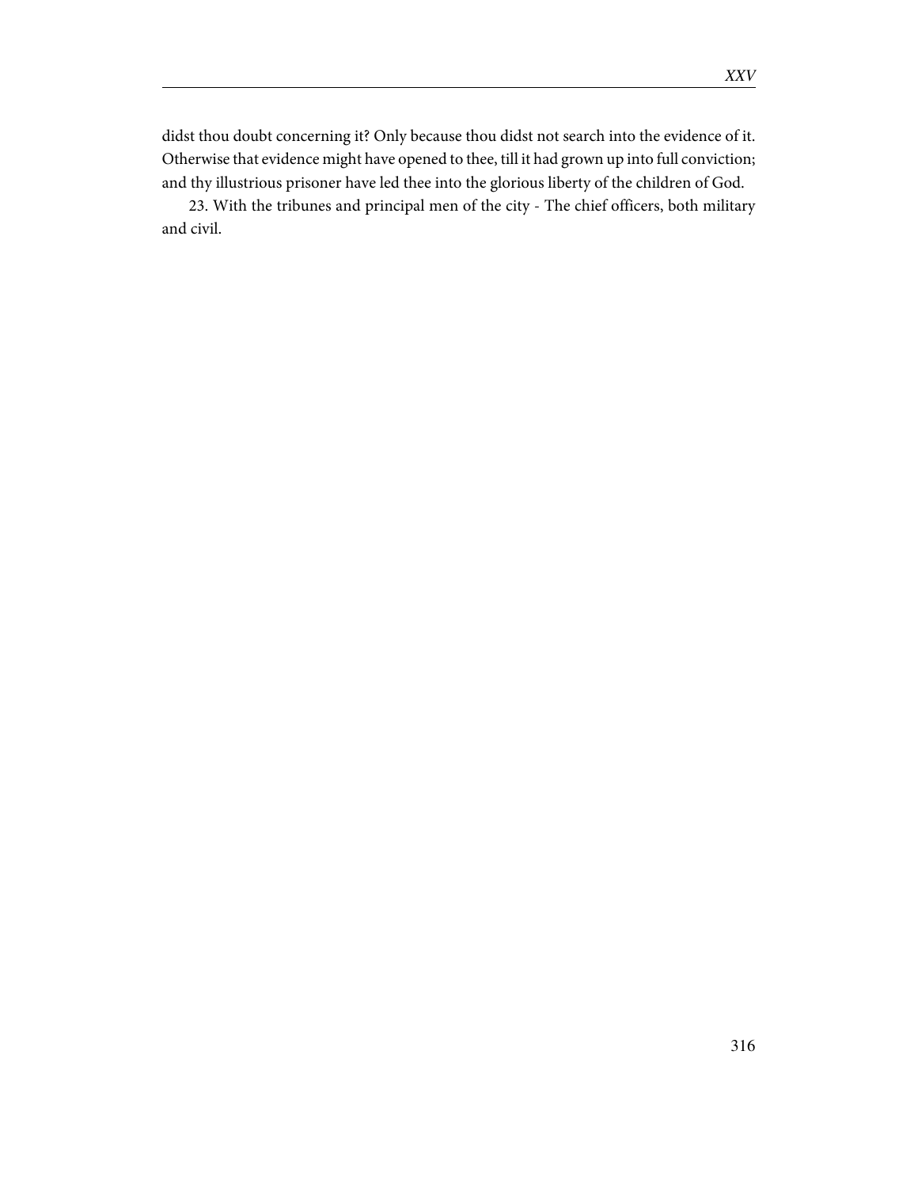didst thou doubt concerning it? Only because thou didst not search into the evidence of it. Otherwise that evidence might have opened to thee, till it had grown up into full conviction; and thy illustrious prisoner have led thee into the glorious liberty of the children of God.

23. With the tribunes and principal men of the city - The chief officers, both military and civil.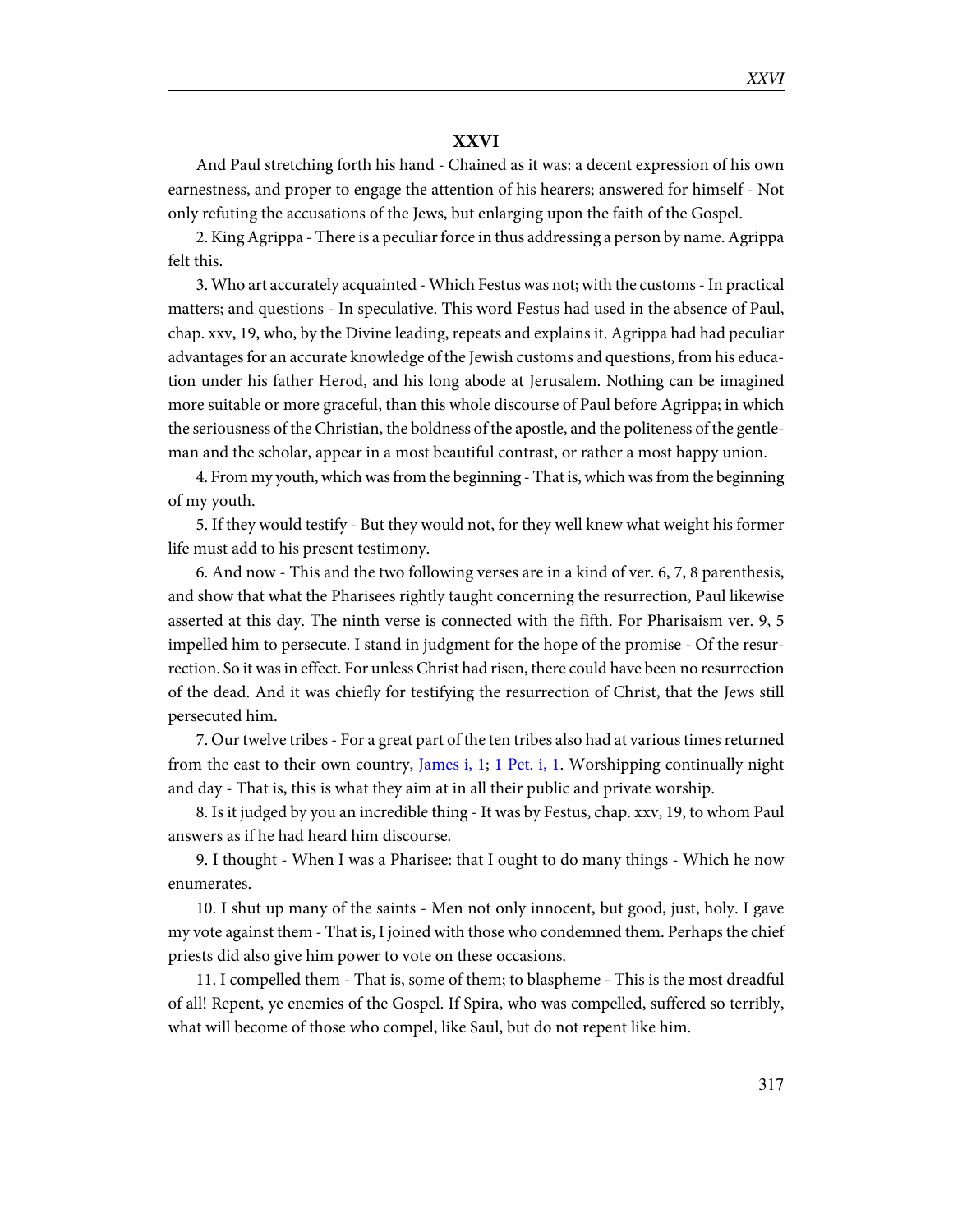## XXVI

And Paul stretching forth his hand - Chained as it was: a decent expression of his own earnestness, and proper to engage the attention of his hearers; answered for himself - Not only refuting the accusations of the Jews, but enlarging upon the faith of the Gospel.

2. King Agrippa - There is a peculiar force in thus addressing a person by name. Agrippa felt this.

3. Who art accurately acquainted - Which Festus was not; with the customs - In practical matters; and questions - In speculative. This word Festus had used in the absence of Paul, chap. xxv, 19, who, by the Divine leading, repeats and explains it. Agrippa had had peculiar advantages for an accurate knowledge of the Jewish customs and questions, from his education under his father Herod, and his long abode at Jerusalem. Nothing can be imagined more suitable or more graceful, than this whole discourse of Paul before Agrippa; in which the seriousness of the Christian, the boldness of the apostle, and the politeness of the gentleman and the scholar, appear in a most beautiful contrast, or rather a most happy union.

4. From my youth, which was from the beginning - That is, which was from the beginning of my youth.

5. If they would testify - But they would not, for they well knew what weight his former life must add to his present testimony.

6. And now - This and the two following verses are in a kind of ver. 6, 7, 8 parenthesis, and show that what the Pharisees rightly taught concerning the resurrection, Paul likewise asserted at this day. The ninth verse is connected with the fifth. For Pharisaism ver. 9, 5 impelled him to persecute. I stand in judgment for the hope of the promise - Of the resurrection. So it was in effect. For unless Christ had risen, there could have been no resurrection of the dead. And it was chiefly for testifying the resurrection of Christ, that the Jews still persecuted him.

7. Our twelve tribes - For a great part of the ten tribes also had at various times returned from the east to their own country, James i, 1; 1 Pet. i, 1. Worshipping continually night and day - That is, this is what they aim at in all their public and private worship.

8. Is it judged by you an incredible thing - It was by Festus, chap. xxv, 19, to whom Paul answers as if he had heard him discourse.

9. I thought - When I was a Pharisee: that I ought to do many things - Which he now enumerates.

10. I shut up many of the saints - Men not only innocent, but good, just, holy. I gave my vote against them - That is, I joined with those who condemned them. Perhaps the chief priests did also give him power to vote on these occasions.

11. I compelled them - That is, some of them; to blaspheme - This is the most dreadful of all! Repent, ye enemies of the Gospel. If Spira, who was compelled, suffered so terribly, what will become of those who compel, like Saul, but do not repent like him.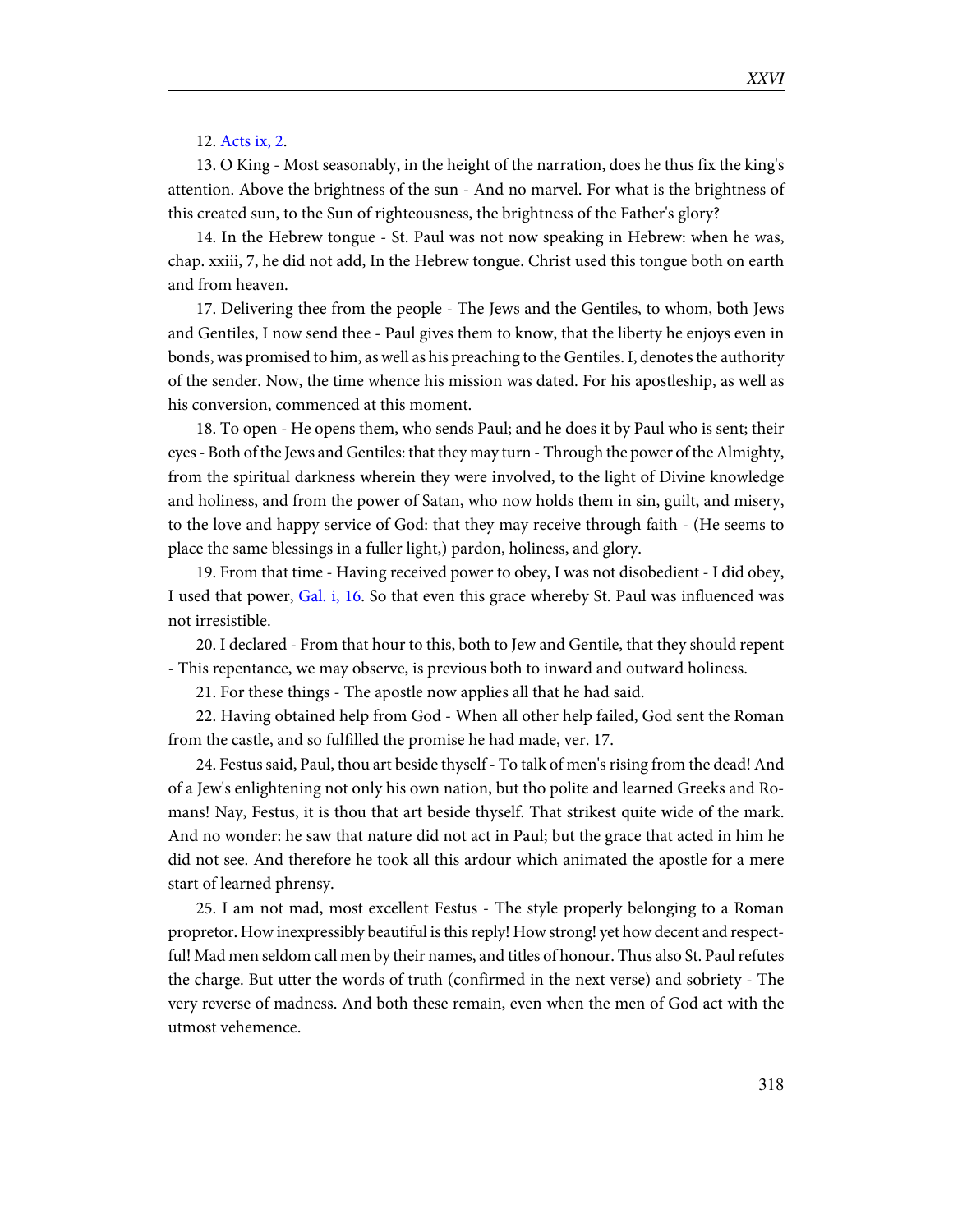12. Acts ix, 2.

13. O King - Most seasonably, in the height of the narration, does he thus fix the king's attention. Above the brightness of the sun - And no marvel. For what is the brightness of this created sun, to the Sun of righteousness, the brightness of the Father's glory?

14. In the Hebrew tongue - St. Paul was not now speaking in Hebrew: when he was, chap. xxiii, 7, he did not add, In the Hebrew tongue. Christ used this tongue both on earth and from heaven.

17. Delivering thee from the people - The Jews and the Gentiles, to whom, both Jews and Gentiles, I now send thee - Paul gives them to know, that the liberty he enjoys even in bonds, was promised to him, as well as his preaching to the Gentiles. I, denotes the authority of the sender. Now, the time whence his mission was dated. For his apostleship, as well as his conversion, commenced at this moment.

18. To open - He opens them, who sends Paul; and he does it by Paul who is sent; their eyes - Both of the Jews and Gentiles: that they may turn - Through the power of the Almighty, from the spiritual darkness wherein they were involved, to the light of Divine knowledge and holiness, and from the power of Satan, who now holds them in sin, guilt, and misery, to the love and happy service of God: that they may receive through faith - (He seems to place the same blessings in a fuller light,) pardon, holiness, and glory.

19. From that time - Having received power to obey, I was not disobedient - I did obey, I used that power, Gal. i, 16. So that even this grace whereby St. Paul was influenced was not irresistible.

20. I declared - From that hour to this, both to Jew and Gentile, that they should repent - This repentance, we may observe, is previous both to inward and outward holiness.

21. For these things - The apostle now applies all that he had said.

22. Having obtained help from God - When all other help failed, God sent the Roman from the castle, and so fulfilled the promise he had made, ver. 17.

24. Festus said, Paul, thou art beside thyself - To talk of men's rising from the dead! And of a Jew's enlightening not only his own nation, but tho polite and learned Greeks and Romans! Nay, Festus, it is thou that art beside thyself. That strikest quite wide of the mark. And no wonder: he saw that nature did not act in Paul; but the grace that acted in him he did not see. And therefore he took all this ardour which animated the apostle for a mere start of learned phrensy.

25. I am not mad, most excellent Festus - The style properly belonging to a Roman propretor. How inexpressibly beautiful is this reply! How strong! yet how decent and respectful! Mad men seldom call men by their names, and titles of honour. Thus also St. Paul refutes the charge. But utter the words of truth (confirmed in the next verse) and sobriety - The very reverse of madness. And both these remain, even when the men of God act with the utmost vehemence.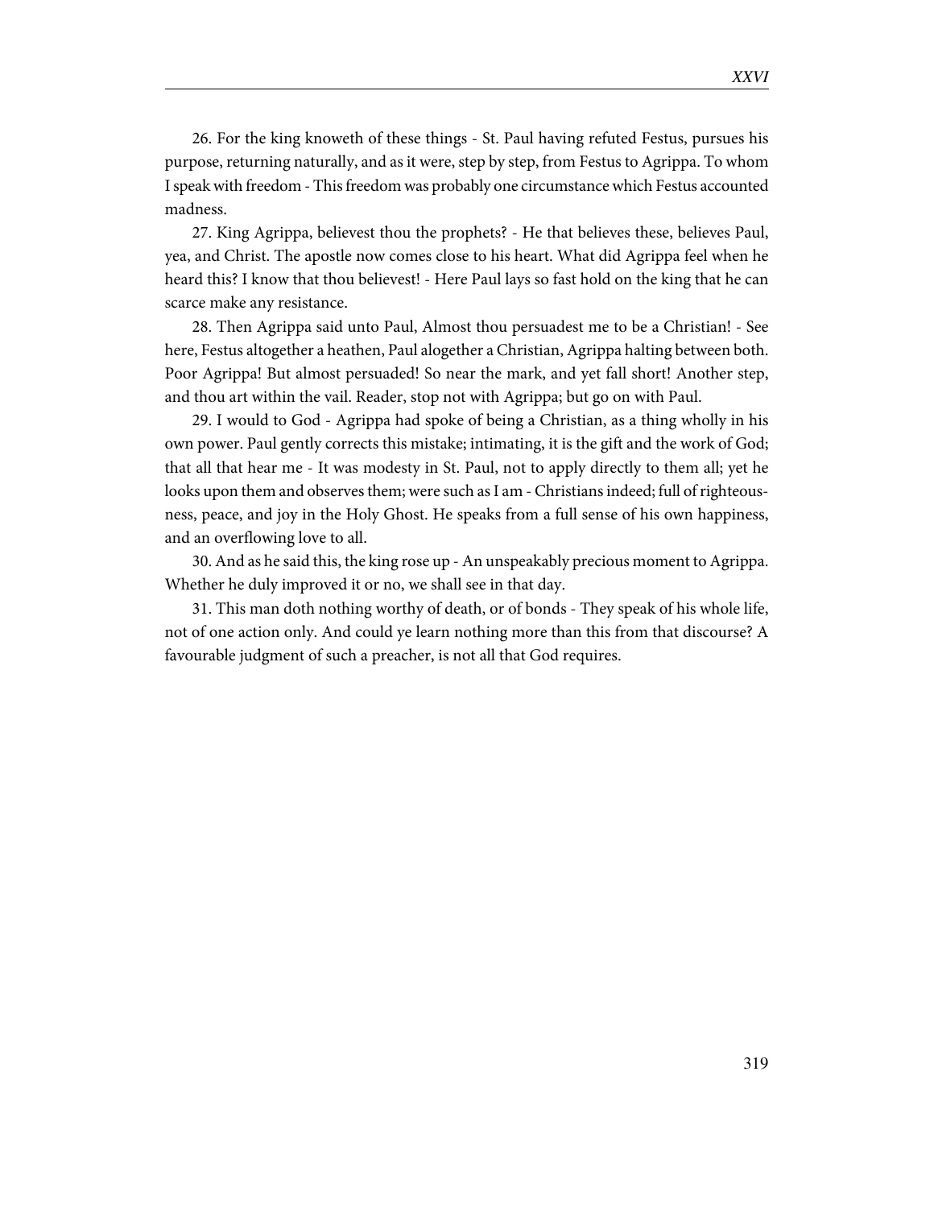26. For the king knoweth of these things - St. Paul having refuted Festus, pursues his purpose, returning naturally, and as it were, step by step, from Festus to Agrippa. To whom I speak with freedom - This freedom was probably one circumstance which Festus accounted madness.

27. King Agrippa, believest thou the prophets? - He that believes these, believes Paul, yea, and Christ. The apostle now comes close to his heart. What did Agrippa feel when he heard this? I know that thou believest! - Here Paul lays so fast hold on the king that he can scarce make any resistance.

28. Then Agrippa said unto Paul, Almost thou persuadest me to be a Christian! - See here, Festus altogether a heathen, Paul alogether a Christian, Agrippa halting between both. Poor Agrippa! But almost persuaded! So near the mark, and yet fall short! Another step, and thou art within the vail. Reader, stop not with Agrippa; but go on with Paul.

29. I would to God - Agrippa had spoke of being a Christian, as a thing wholly in his own power. Paul gently corrects this mistake; intimating, it is the gift and the work of God; that all that hear me - It was modesty in St. Paul, not to apply directly to them all; yet he looks upon them and observes them; were such as I am - Christians indeed; full of righteousness, peace, and joy in the Holy Ghost. He speaks from a full sense of his own happiness, and an overflowing love to all.

30. And as he said this, the king rose up - An unspeakably precious moment to Agrippa. Whether he duly improved it or no, we shall see in that day.

31. This man doth nothing worthy of death, or of bonds - They speak of his whole life, not of one action only. And could ye learn nothing more than this from that discourse? A favourable judgment of such a preacher, is not all that God requires.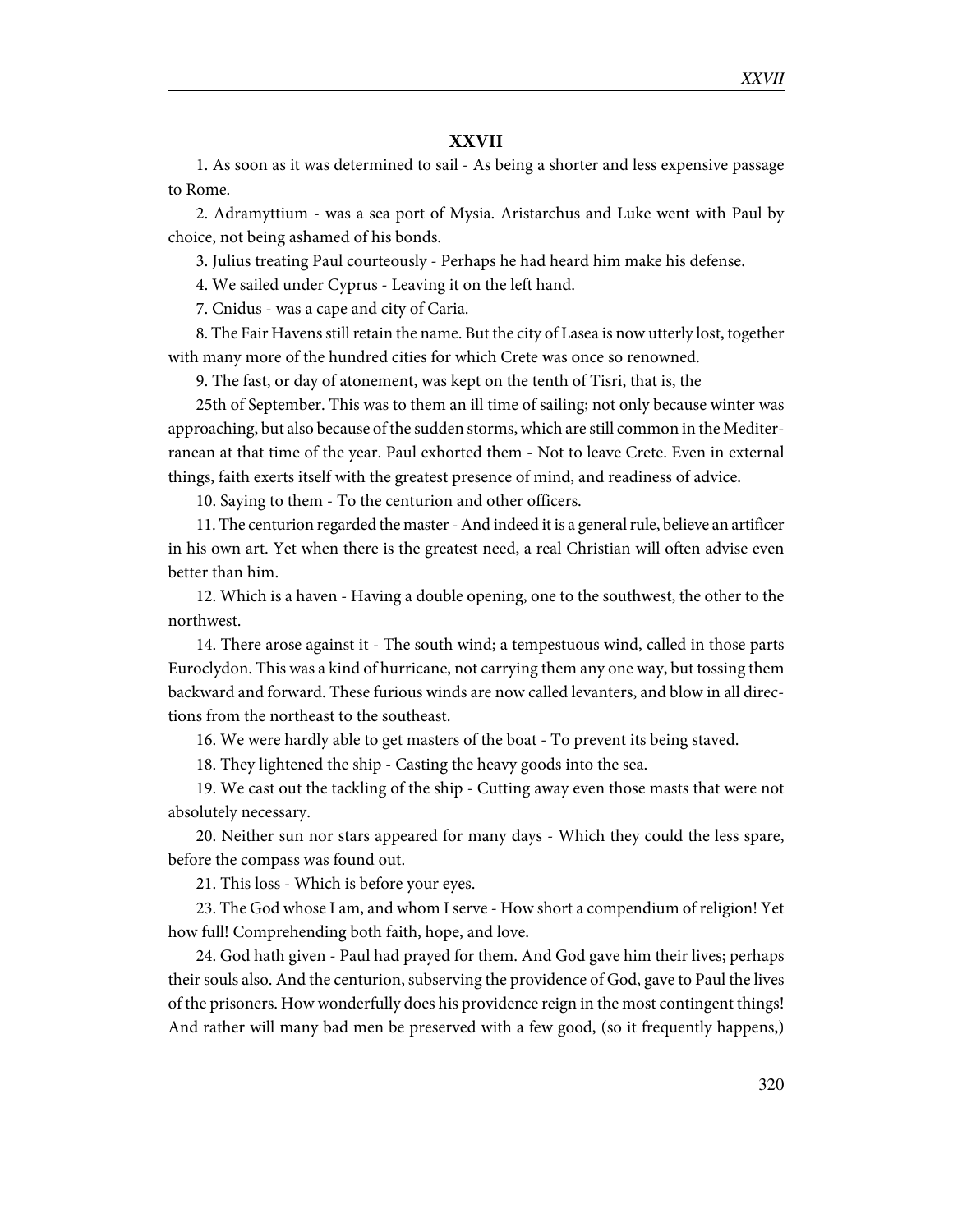## XXVII

1. As soon as it was determined to sail - As being a shorter and less expensive passage to Rome.

2. Adramyttium - was a sea port of Mysia. Aristarchus and Luke went with Paul by choice, not being ashamed of his bonds.

3. Julius treating Paul courteously - Perhaps he had heard him make his defense.

4. We sailed under Cyprus - Leaving it on the left hand.

7. Cnidus - was a cape and city of Caria.

8. The Fair Havens still retain the name. But the city of Lasea is now utterly lost, together with many more of the hundred cities for which Crete was once so renowned.

9. The fast, or day of atonement, was kept on the tenth of Tisri, that is, the

25th of September. This was to them an ill time of sailing; not only because winter was approaching, but also because of the sudden storms, which are still common in the Mediterranean at that time of the year. Paul exhorted them - Not to leave Crete. Even in external things, faith exerts itself with the greatest presence of mind, and readiness of advice.

10. Saying to them - To the centurion and other officers.

11. The centurion regarded the master - And indeed it is a general rule, believe an artificer in his own art. Yet when there is the greatest need, a real Christian will often advise even better than him.

12. Which is a haven - Having a double opening, one to the southwest, the other to the northwest.

14. There arose against it - The south wind; a tempestuous wind, called in those parts Euroclydon. This was a kind of hurricane, not carrying them any one way, but tossing them backward and forward. These furious winds are now called levanters, and blow in all directions from the northeast to the southeast.

16. We were hardly able to get masters of the boat - To prevent its being staved.

18. They lightened the ship - Casting the heavy goods into the sea.

19. We cast out the tackling of the ship - Cutting away even those masts that were not absolutely necessary.

20. Neither sun nor stars appeared for many days - Which they could the less spare, before the compass was found out.

21. This loss - Which is before your eyes.

23. The God whose I am, and whom I serve - How short a compendium of religion! Yet how full! Comprehending both faith, hope, and love.

24. God hath given - Paul had prayed for them. And God gave him their lives; perhaps their souls also. And the centurion, subserving the providence of God, gave to Paul the lives of the prisoners. How wonderfully does his providence reign in the most contingent things! And rather will many bad men be preserved with a few good, (so it frequently happens,)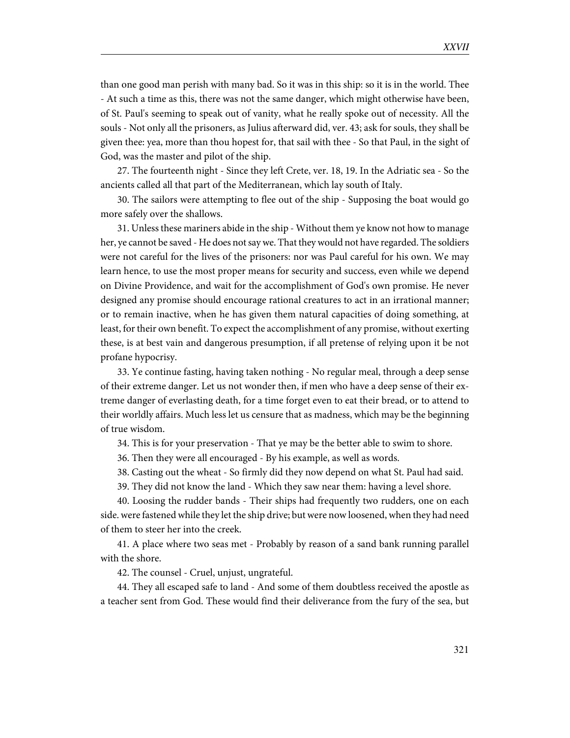than one good man perish with many bad. So it was in this ship: so it is in the world. Thee - At such a time as this, there was not the same danger, which might otherwise have been, of St. Paul's seeming to speak out of vanity, what he really spoke out of necessity. All the souls - Not only all the prisoners, as Julius afterward did, ver. 43; ask for souls, they shall be given thee: yea, more than thou hopest for, that sail with thee - So that Paul, in the sight of God, was the master and pilot of the ship.

27. The fourteenth night - Since they left Crete, ver. 18, 19. In the Adriatic sea - So the ancients called all that part of the Mediterranean, which lay south of Italy.

30. The sailors were attempting to flee out of the ship - Supposing the boat would go more safely over the shallows.

31. Unless these mariners abide in the ship - Without them ye know not how to manage her, ye cannot be saved - He does not say we. That they would not have regarded. The soldiers were not careful for the lives of the prisoners: nor was Paul careful for his own. We may learn hence, to use the most proper means for security and success, even while we depend on Divine Providence, and wait for the accomplishment of God's own promise. He never designed any promise should encourage rational creatures to act in an irrational manner; or to remain inactive, when he has given them natural capacities of doing something, at least, for their own benefit. To expect the accomplishment of any promise, without exerting these, is at best vain and dangerous presumption, if all pretense of relying upon it be not profane hypocrisy.

33. Ye continue fasting, having taken nothing - No regular meal, through a deep sense of their extreme danger. Let us not wonder then, if men who have a deep sense of their extreme danger of everlasting death, for a time forget even to eat their bread, or to attend to their worldly affairs. Much less let us censure that as madness, which may be the beginning of true wisdom.

34. This is for your preservation - That ye may be the better able to swim to shore.

36. Then they were all encouraged - By his example, as well as words.

38. Casting out the wheat - So firmly did they now depend on what St. Paul had said.

39. They did not know the land - Which they saw near them: having a level shore.

40. Loosing the rudder bands - Their ships had frequently two rudders, one on each side. were fastened while they let the ship drive; but were now loosened, when they had need of them to steer her into the creek.

41. A place where two seas met - Probably by reason of a sand bank running parallel with the shore.

42. The counsel - Cruel, unjust, ungrateful.

44. They all escaped safe to land - And some of them doubtless received the apostle as a teacher sent from God. These would find their deliverance from the fury of the sea, but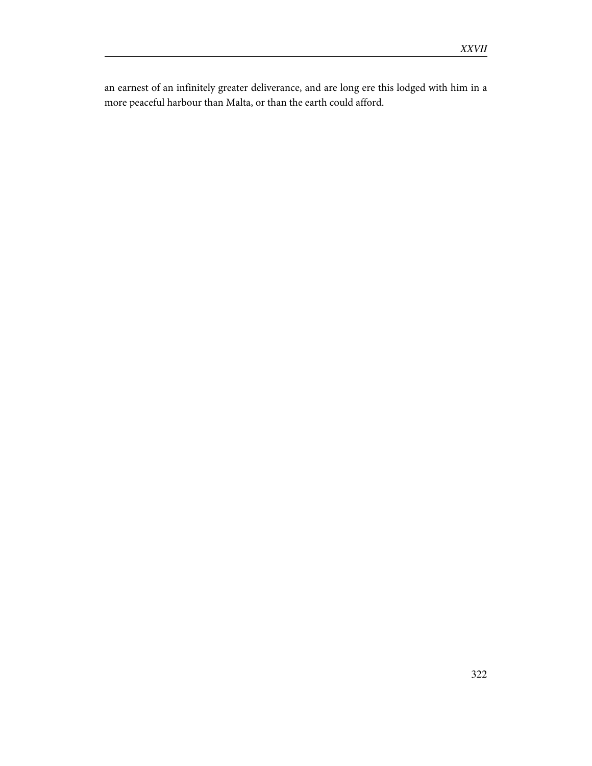an earnest of an infinitely greater deliverance, and are long ere this lodged with him in a more peaceful harbour than Malta, or than the earth could afford.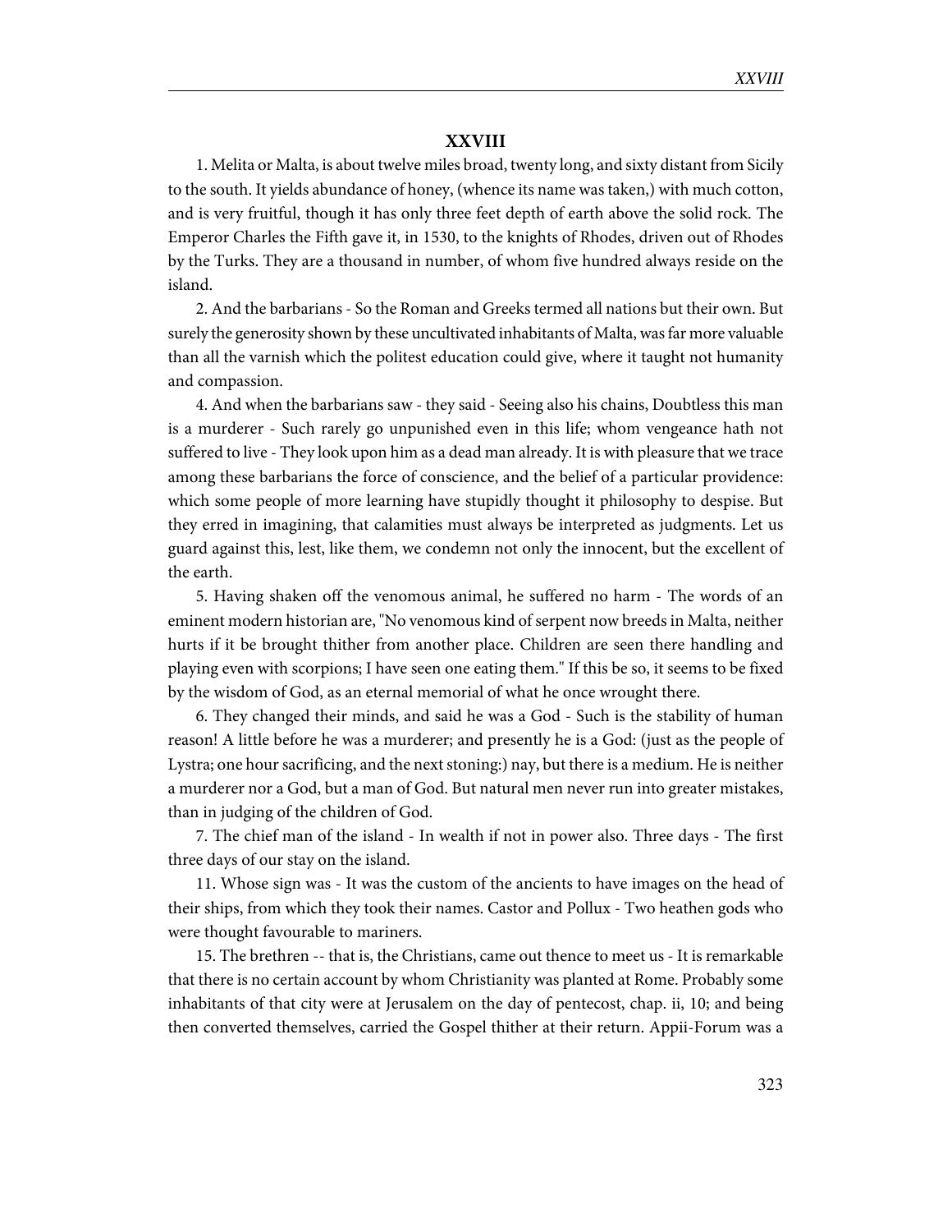## XXVIII

1. Melita or Malta, is about twelve miles broad, twenty long, and sixty distant from Sicily to the south. It yields abundance of honey, (whence its name was taken,) with much cotton, and is very fruitful, though it has only three feet depth of earth above the solid rock. The Emperor Charles the Fifth gave it, in 1530, to the knights of Rhodes, driven out of Rhodes by the Turks. They are a thousand in number, of whom five hundred always reside on the island.

2. And the barbarians - So the Roman and Greeks termed all nations but their own. But surely the generosity shown by these uncultivated inhabitants of Malta, was far more valuable than all the varnish which the politest education could give, where it taught not humanity and compassion.

4. And when the barbarians saw - they said - Seeing also his chains, Doubtless this man is a murderer - Such rarely go unpunished even in this life; whom vengeance hath not suffered to live - They look upon him as a dead man already. It is with pleasure that we trace among these barbarians the force of conscience, and the belief of a particular providence: which some people of more learning have stupidly thought it philosophy to despise. But they erred in imagining, that calamities must always be interpreted as judgments. Let us guard against this, lest, like them, we condemn not only the innocent, but the excellent of the earth.

5. Having shaken off the venomous animal, he suffered no harm - The words of an eminent modern historian are, "No venomous kind of serpent now breeds in Malta, neither hurts if it be brought thither from another place. Children are seen there handling and playing even with scorpions; I have seen one eating them." If this be so, it seems to be fixed by the wisdom of God, as an eternal memorial of what he once wrought there.

6. They changed their minds, and said he was a God - Such is the stability of human reason! A little before he was a murderer; and presently he is a God: (just as the people of Lystra; one hour sacrificing, and the next stoning:) nay, but there is a medium. He is neither a murderer nor a God, but a man of God. But natural men never run into greater mistakes, than in judging of the children of God.

7. The chief man of the island - In wealth if not in power also. Three days - The first three days of our stay on the island.

11. Whose sign was - It was the custom of the ancients to have images on the head of their ships, from which they took their names. Castor and Pollux - Two heathen gods who were thought favourable to mariners.

15. The brethren -- that is, the Christians, came out thence to meet us - It is remarkable that there is no certain account by whom Christianity was planted at Rome. Probably some inhabitants of that city were at Jerusalem on the day of pentecost, chap. ii, 10; and being then converted themselves, carried the Gospel thither at their return. Appii-Forum was a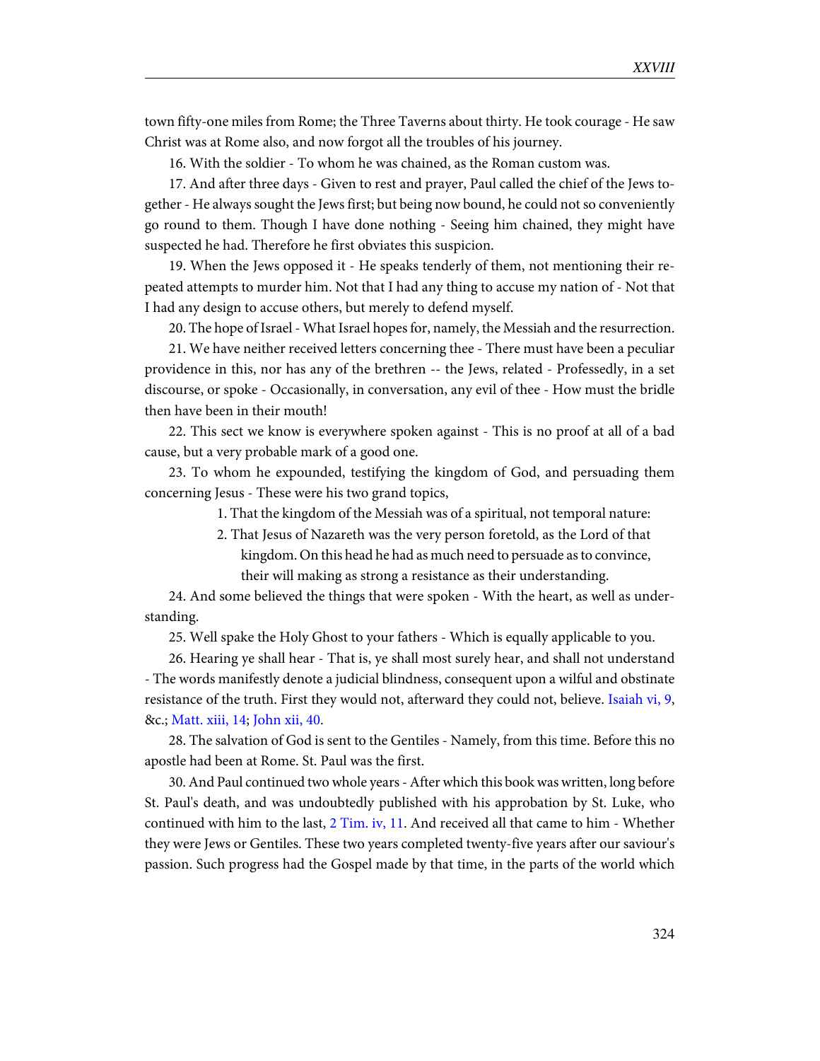town fifty-one miles from Rome; the Three Taverns about thirty. He took courage - He saw Christ was at Rome also, and now forgot all the troubles of his journey.

16. With the soldier - To whom he was chained, as the Roman custom was.

17. And after three days - Given to rest and prayer, Paul called the chief of the Jews together - He always sought the Jews first; but being now bound, he could not so conveniently go round to them. Though I have done nothing - Seeing him chained, they might have suspected he had. Therefore he first obviates this suspicion.

19. When the Jews opposed it - He speaks tenderly of them, not mentioning their repeated attempts to murder him. Not that I had any thing to accuse my nation of - Not that I had any design to accuse others, but merely to defend myself.

20. The hope of Israel - What Israel hopes for, namely, the Messiah and the resurrection.

21. We have neither received letters concerning thee - There must have been a peculiar providence in this, nor has any of the brethren -- the Jews, related - Professedly, in a set discourse, or spoke - Occasionally, in conversation, any evil of thee - How must the bridle then have been in their mouth!

22. This sect we know is everywhere spoken against - This is no proof at all of a bad cause, but a very probable mark of a good one.

23. To whom he expounded, testifying the kingdom of God, and persuading them concerning Jesus - These were his two grand topics,

1. That the kingdom of the Messiah was of a spiritual, not temporal nature:
2. That Jesus of Nazareth was the very person foretold, as the Lord of that kingdom. On this head he had as much need to persuade as to convince, their will making as strong a resistance as their understanding.

24. And some believed the things that were spoken - With the heart, as well as understanding.

25. Well spake the Holy Ghost to your fathers - Which is equally applicable to you.

26. Hearing ye shall hear - That is, ye shall most surely hear, and shall not understand - The words manifestly denote a judicial blindness, consequent upon a wilful and obstinate resistance of the truth. First they would not, afterward they could not, believe. Isaiah vi, 9, &c.; Matt. xiii, 14; John xii, 40.

28. The salvation of God is sent to the Gentiles - Namely, from this time. Before this no apostle had been at Rome. St. Paul was the first.

30. And Paul continued two whole years - After which this book was written, long before St. Paul's death, and was undoubtedly published with his approbation by St. Luke, who continued with him to the last, 2 Tim. iv, 11. And received all that came to him - Whether they were Jews or Gentiles. These two years completed twenty-five years after our saviour's passion. Such progress had the Gospel made by that time, in the parts of the world which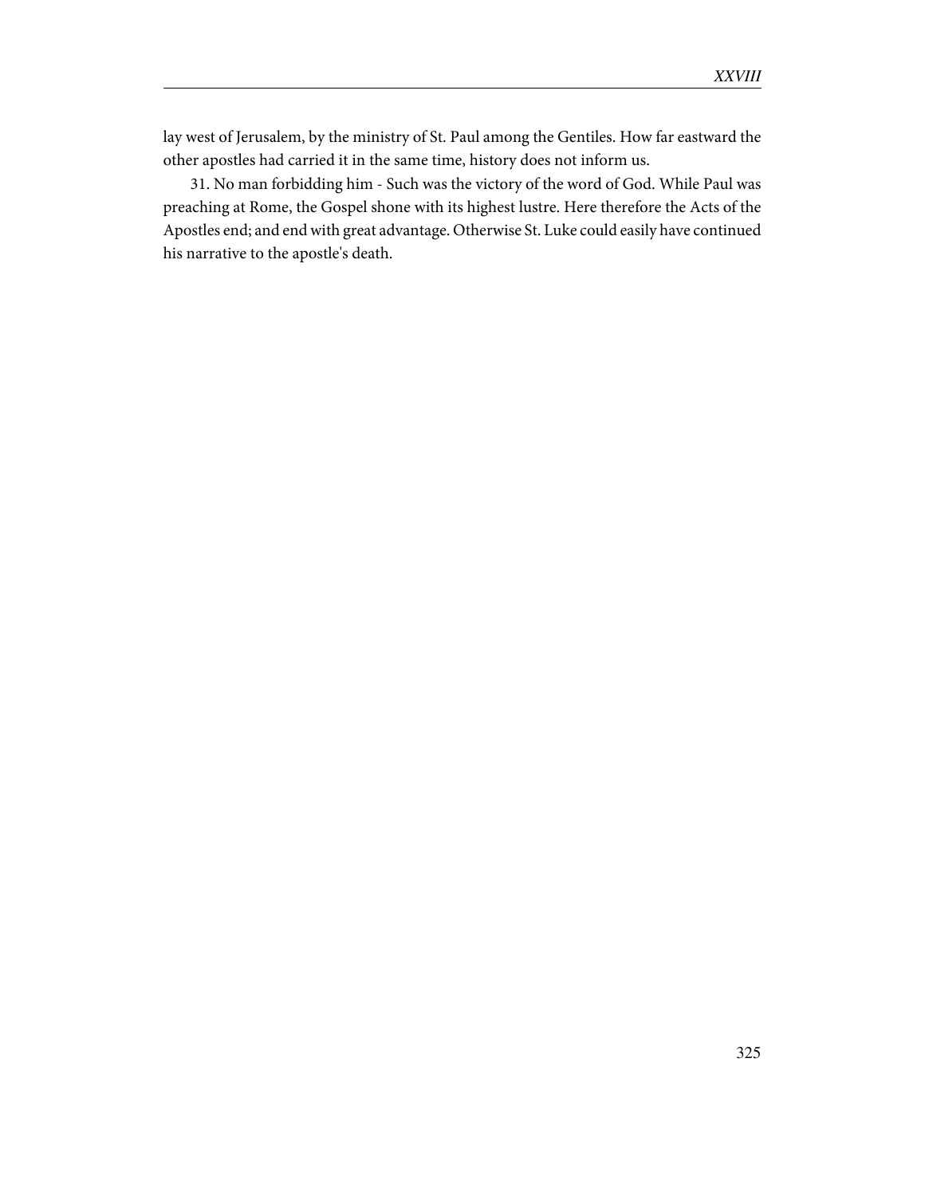lay west of Jerusalem, by the ministry of St. Paul among the Gentiles. How far eastward the other apostles had carried it in the same time, history does not inform us.

31. No man forbidding him - Such was the victory of the word of God. While Paul was preaching at Rome, the Gospel shone with its highest lustre. Here therefore the Acts of the Apostles end; and end with great advantage. Otherwise St. Luke could easily have continued his narrative to the apostle's death.